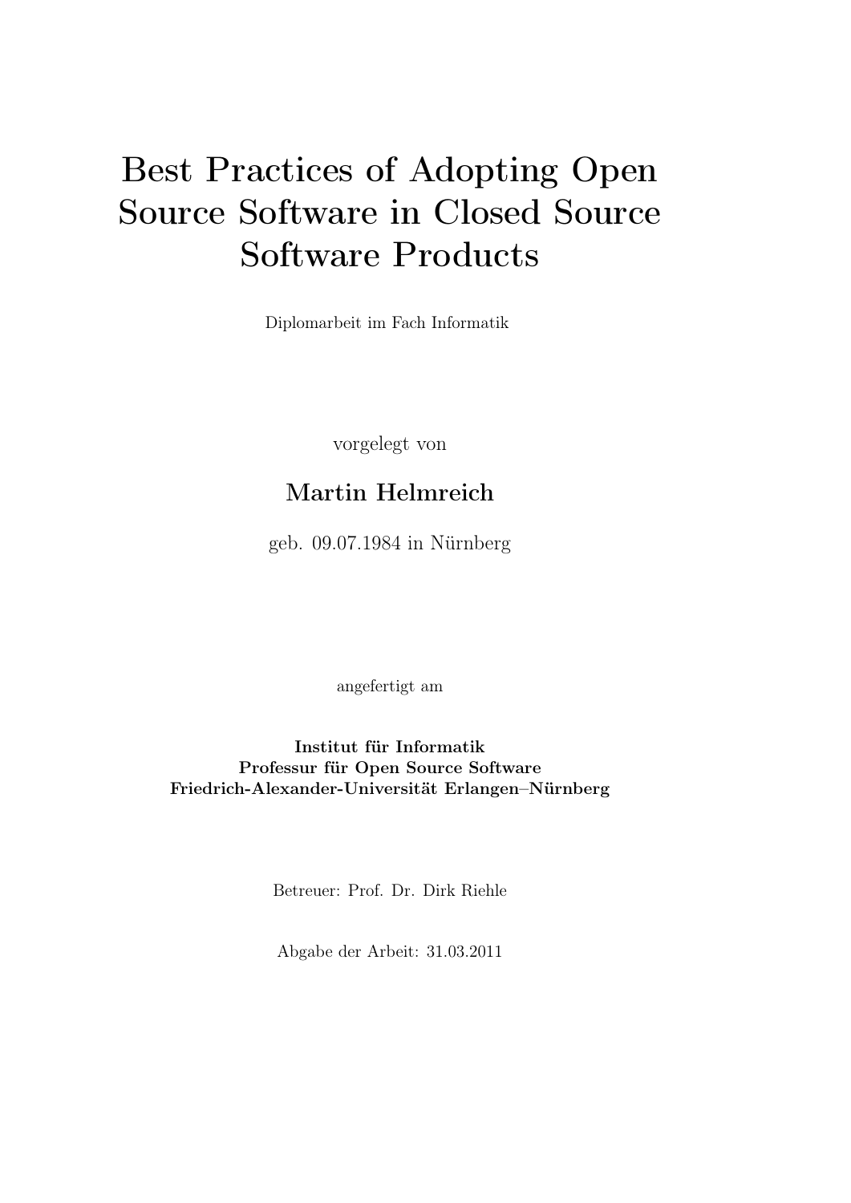# Best Practices of Adopting Open Source Software in Closed Source Software Products

Diplomarbeit im Fach Informatik

vorgelegt von

**Martin Helmreich**

geb. 09.07.1984 in Nürnberg

angefertigt am

**Institut für Informatik**
**Professur für Open Source Software**
**Friedrich-Alexander-Universität Erlangen–Nürnberg**

Betreuer: Prof. Dr. Dirk Riehle

Abgabe der Arbeit: 31.03.2011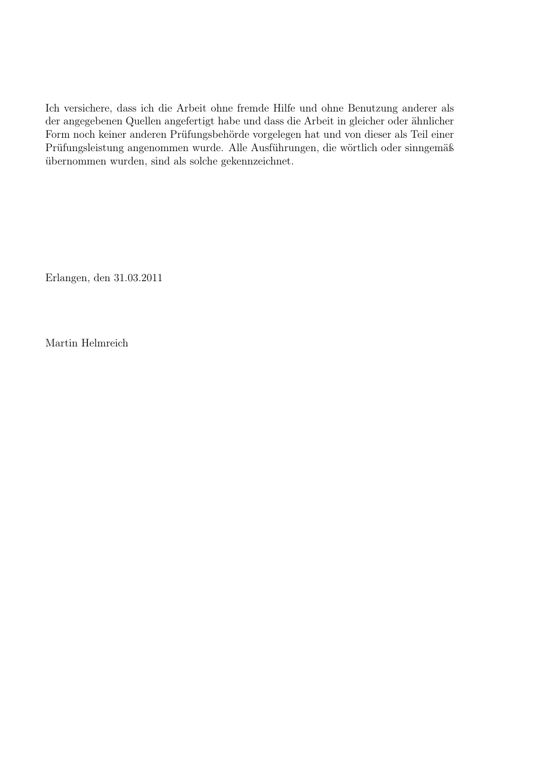Ich versichere, dass ich die Arbeit ohne fremde Hilfe und ohne Benutzung anderer als der angegebenen Quellen angefertigt habe und dass die Arbeit in gleicher oder ähnlicher Form noch keiner anderen Prüfungsbehörde vorgelegen hat und von dieser als Teil einer Prüfungsleistung angenommen wurde. Alle Ausführungen, die wörtlich oder sinngemäß übernommen wurden, sind als solche gekennzeichnet.

Erlangen, den 31.03.2011

Martin Helmreich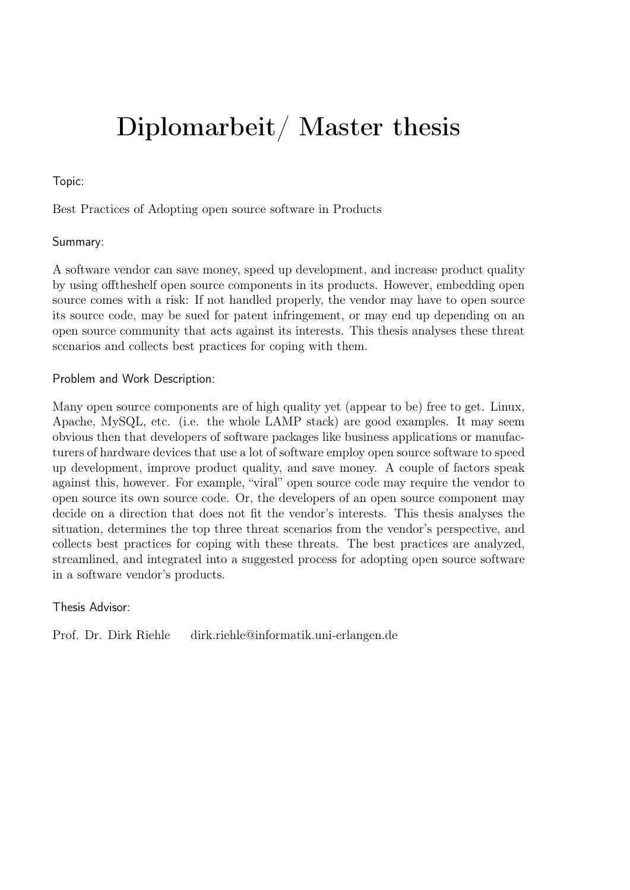# Diplomarbeit/ Master thesis

Topic:

Best Practices of Adopting open source software in Products

Summary:

A software vendor can save money, speed up development, and increase product quality by using offtheshelf open source components in its products. However, embedding open source comes with a risk: If not handled properly, the vendor may have to open source its source code, may be sued for patent infringement, or may end up depending on an open source community that acts against its interests. This thesis analyses these threat scenarios and collects best practices for coping with them.

Problem and Work Description:

Many open source components are of high quality yet (appear to be) free to get. Linux, Apache, MySQL, etc. (i.e. the whole LAMP stack) are good examples. It may seem obvious then that developers of software packages like business applications or manufacturers of hardware devices that use a lot of software employ open source software to speed up development, improve product quality, and save money. A couple of factors speak against this, however. For example, "viral" open source code may require the vendor to open source its own source code. Or, the developers of an open source component may decide on a direction that does not fit the vendor's interests. This thesis analyses the situation, determines the top three threat scenarios from the vendor's perspective, and collects best practices for coping with these threats. The best practices are analyzed, streamlined, and integrated into a suggested process for adopting open source software in a software vendor's products.

Thesis Advisor:

Prof. Dr. Dirk Riehle dirk.riehle@informatik.uni-erlangen.de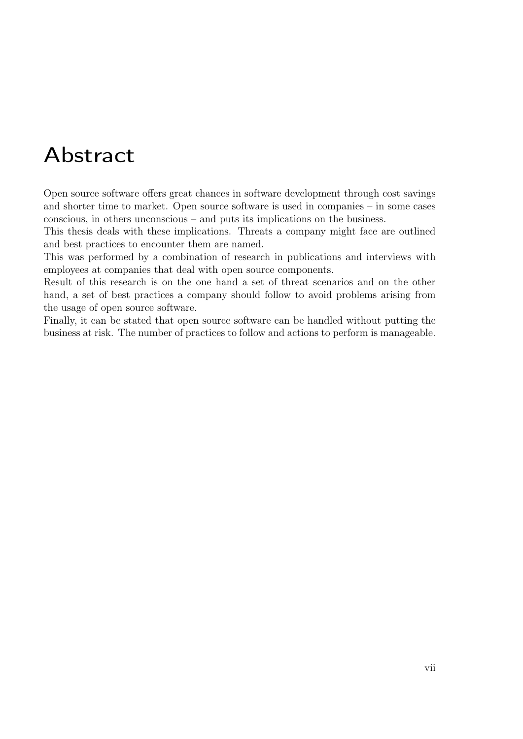# Abstract

Open source software offers great chances in software development through cost savings and shorter time to market. Open source software is used in companies – in some cases conscious, in others unconscious – and puts its implications on the business.

This thesis deals with these implications. Threats a company might face are outlined and best practices to encounter them are named.

This was performed by a combination of research in publications and interviews with employees at companies that deal with open source components.

Result of this research is on the one hand a set of threat scenarios and on the other hand, a set of best practices a company should follow to avoid problems arising from the usage of open source software.

Finally, it can be stated that open source software can be handled without putting the business at risk. The number of practices to follow and actions to perform is manageable.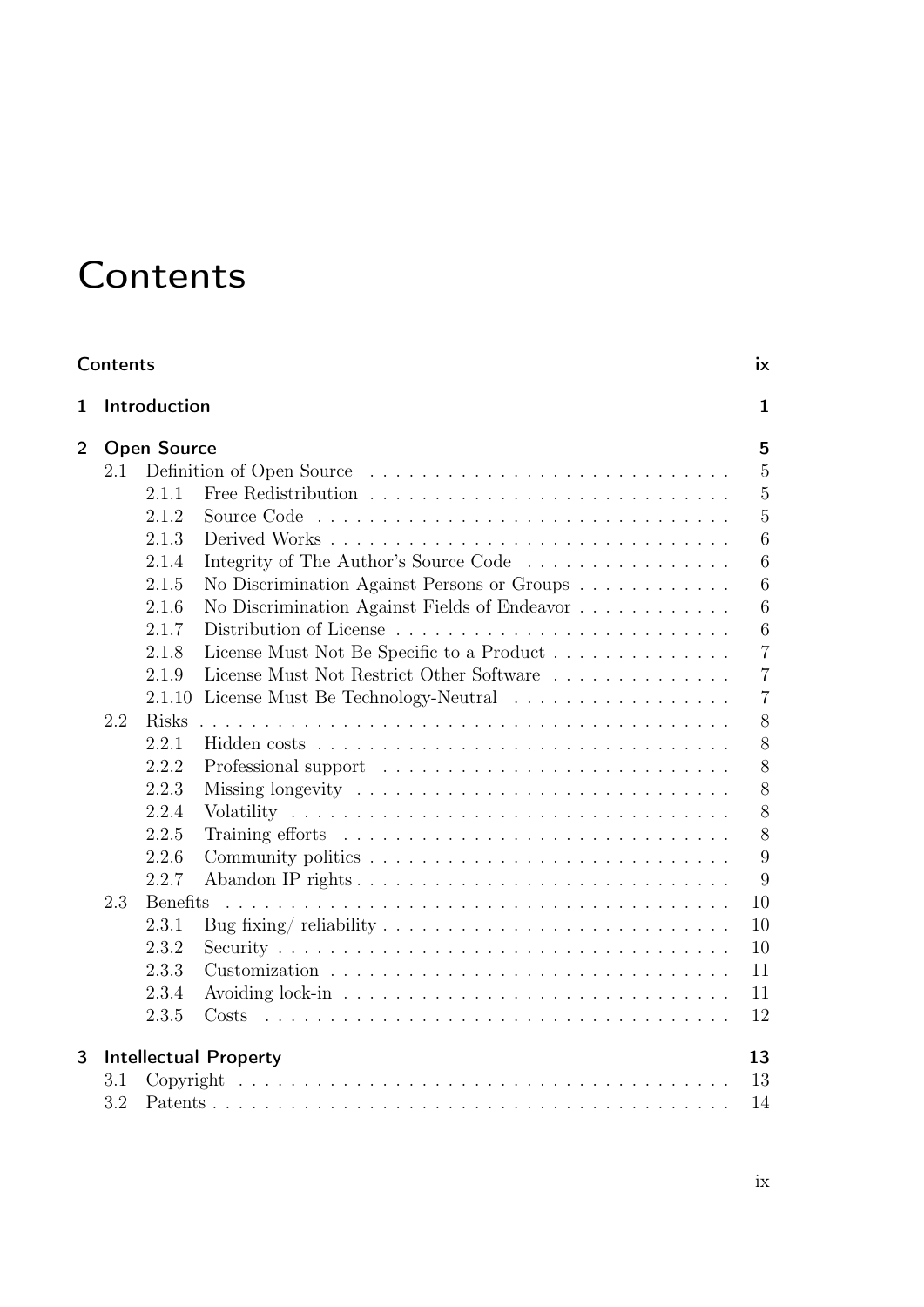# Contents

| | | |
|---|---|---|
| **Contents** | | **ix** |
| **1** | **Introduction** | **1** |
| **2** | **Open Source** | **5** |
| 2.1 | Definition of Open Source | 5 |
| 2.1.1 | Free Redistribution | 5 |
| 2.1.2 | Source Code | 5 |
| 2.1.3 | Derived Works | 6 |
| 2.1.4 | Integrity of The Author's Source Code | 6 |
| 2.1.5 | No Discrimination Against Persons or Groups | 6 |
| 2.1.6 | No Discrimination Against Fields of Endeavor | 6 |
| 2.1.7 | Distribution of License | 6 |
| 2.1.8 | License Must Not Be Specific to a Product | 7 |
| 2.1.9 | License Must Not Restrict Other Software | 7 |
| 2.1.10 | License Must Be Technology-Neutral | 7 |
| 2.2 | Risks | 8 |
| 2.2.1 | Hidden costs | 8 |
| 2.2.2 | Professional support | 8 |
| 2.2.3 | Missing longevity | 8 |
| 2.2.4 | Volatility | 8 |
| 2.2.5 | Training efforts | 8 |
| 2.2.6 | Community politics | 9 |
| 2.2.7 | Abandon IP rights | 9 |
| 2.3 | Benefits | 10 |
| 2.3.1 | Bug fixing/ reliability | 10 |
| 2.3.2 | Security | 10 |
| 2.3.3 | Customization | 11 |
| 2.3.4 | Avoiding lock-in | 11 |
| 2.3.5 | Costs | 12 |
| **3** | **Intellectual Property** | **13** |
| 3.1 | Copyright | 13 |
| 3.2 | Patents | 14 |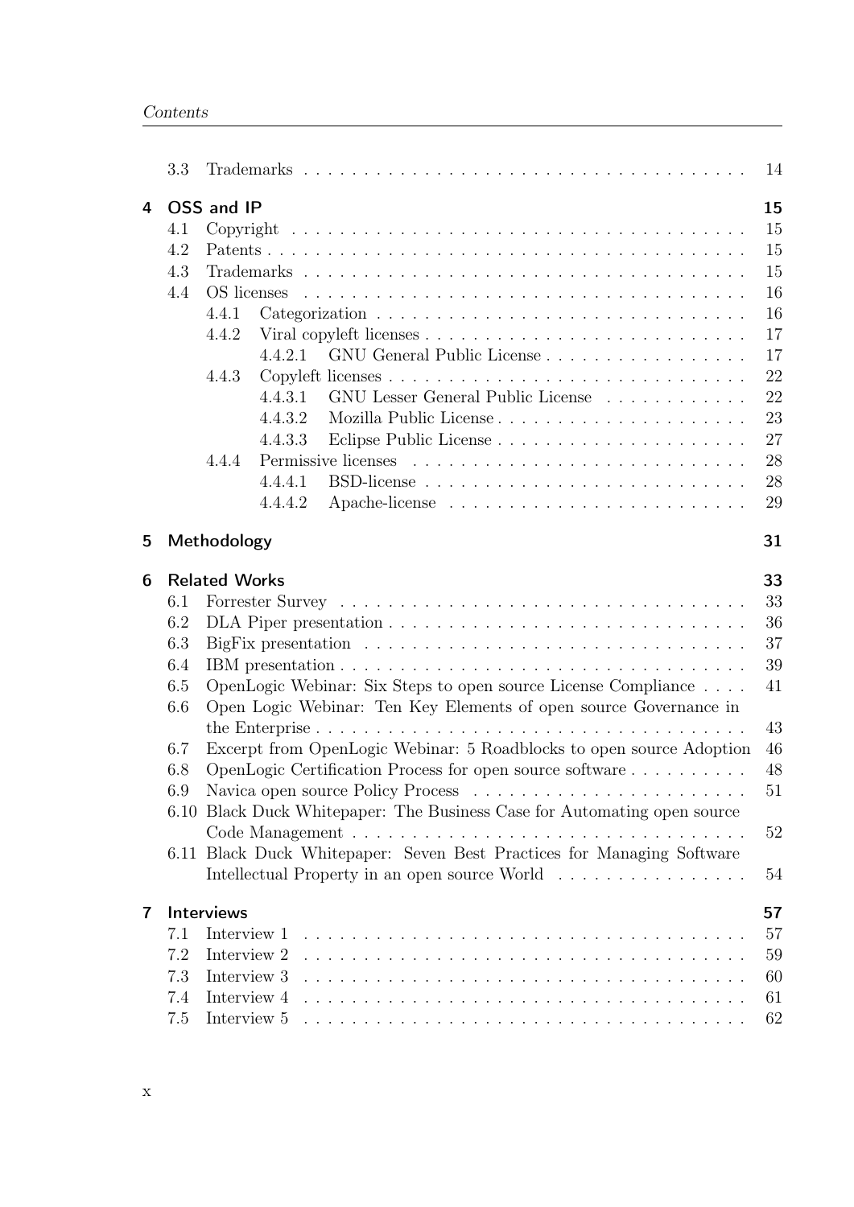- 3.3 Trademarks . . . 14

**4 OSS and IP** **15**

- 4.1 Copyright . . . 15
- 4.2 Patents . . . 15
- 4.3 Trademarks . . . 15
- 4.4 OS licenses . . . 16
  - 4.4.1 Categorization . . . 16
  - 4.4.2 Viral copyleft licenses . . . 17
    - 4.4.2.1 GNU General Public License . . . 17
  - 4.4.3 Copyleft licenses . . . 22
    - 4.4.3.1 GNU Lesser General Public License . . . 22
    - 4.4.3.2 Mozilla Public License . . . 23
    - 4.4.3.3 Eclipse Public License . . . 27
  - 4.4.4 Permissive licenses . . . 28
    - 4.4.4.1 BSD-license . . . 28
    - 4.4.4.2 Apache-license . . . 29

**5 Methodology** **31**

**6 Related Works** **33**

- 6.1 Forrester Survey . . . 33
- 6.2 DLA Piper presentation . . . 36
- 6.3 BigFix presentation . . . 37
- 6.4 IBM presentation . . . 39
- 6.5 OpenLogic Webinar: Six Steps to open source License Compliance . . . 41
- 6.6 Open Logic Webinar: Ten Key Elements of open source Governance in the Enterprise . . . 43
- 6.7 Excerpt from OpenLogic Webinar: 5 Roadblocks to open source Adoption 46
- 6.8 OpenLogic Certification Process for open source software . . . 48
- 6.9 Navica open source Policy Process . . . 51
- 6.10 Black Duck Whitepaper: The Business Case for Automating open source Code Management . . . 52
- 6.11 Black Duck Whitepaper: Seven Best Practices for Managing Software Intellectual Property in an open source World . . . 54

**7 Interviews** **57**

- 7.1 Interview 1 . . . 57
- 7.2 Interview 2 . . . 59
- 7.3 Interview 3 . . . 60
- 7.4 Interview 4 . . . 61
- 7.5 Interview 5 . . . 62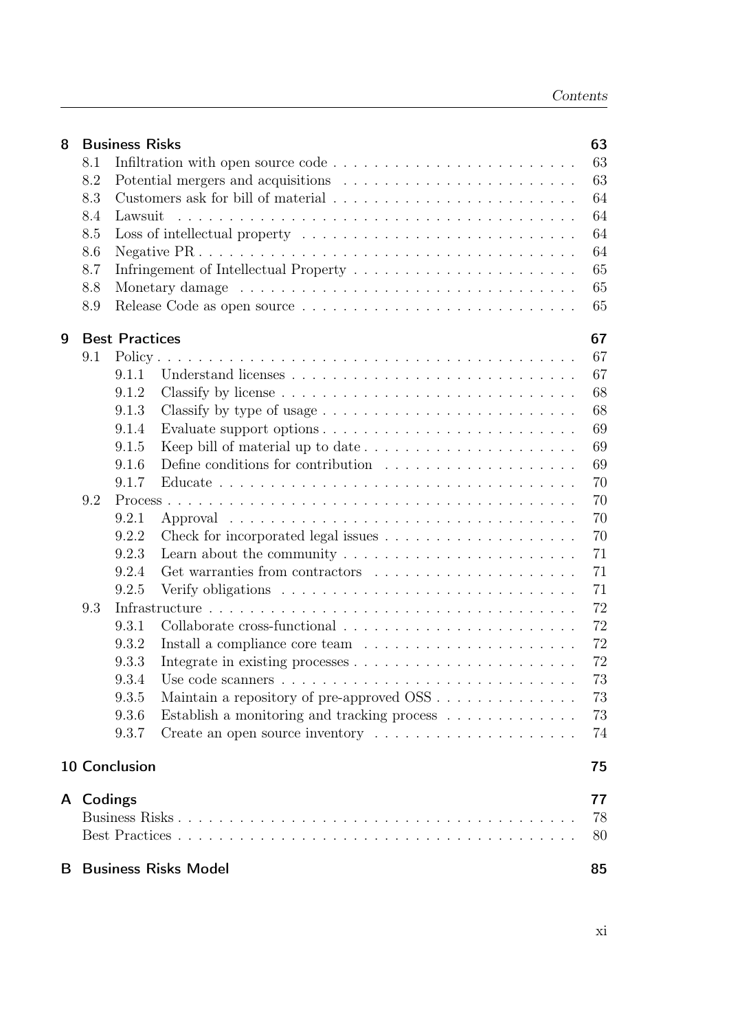| | | |
|---|---|---|
| **8** | **Business Risks** | **63** |
| 8.1 | Infiltration with open source code | 63 |
| 8.2 | Potential mergers and acquisitions | 63 |
| 8.3 | Customers ask for bill of material | 64 |
| 8.4 | Lawsuit | 64 |
| 8.5 | Loss of intellectual property | 64 |
| 8.6 | Negative PR | 64 |
| 8.7 | Infringement of Intellectual Property | 65 |
| 8.8 | Monetary damage | 65 |
| 8.9 | Release Code as open source | 65 |
| **9** | **Best Practices** | **67** |
| 9.1 | Policy | 67 |
| 9.1.1 | Understand licenses | 67 |
| 9.1.2 | Classify by license | 68 |
| 9.1.3 | Classify by type of usage | 68 |
| 9.1.4 | Evaluate support options | 69 |
| 9.1.5 | Keep bill of material up to date | 69 |
| 9.1.6 | Define conditions for contribution | 69 |
| 9.1.7 | Educate | 70 |
| 9.2 | Process | 70 |
| 9.2.1 | Approval | 70 |
| 9.2.2 | Check for incorporated legal issues | 70 |
| 9.2.3 | Learn about the community | 71 |
| 9.2.4 | Get warranties from contractors | 71 |
| 9.2.5 | Verify obligations | 71 |
| 9.3 | Infrastructure | 72 |
| 9.3.1 | Collaborate cross-functional | 72 |
| 9.3.2 | Install a compliance core team | 72 |
| 9.3.3 | Integrate in existing processes | 72 |
| 9.3.4 | Use code scanners | 73 |
| 9.3.5 | Maintain a repository of pre-approved OSS | 73 |
| 9.3.6 | Establish a monitoring and tracking process | 73 |
| 9.3.7 | Create an open source inventory | 74 |
| **10** | **Conclusion** | **75** |
| **A** | **Codings** | **77** |
| | Business Risks | 78 |
| | Best Practices | 80 |
| **B** | **Business Risks Model** | **85** |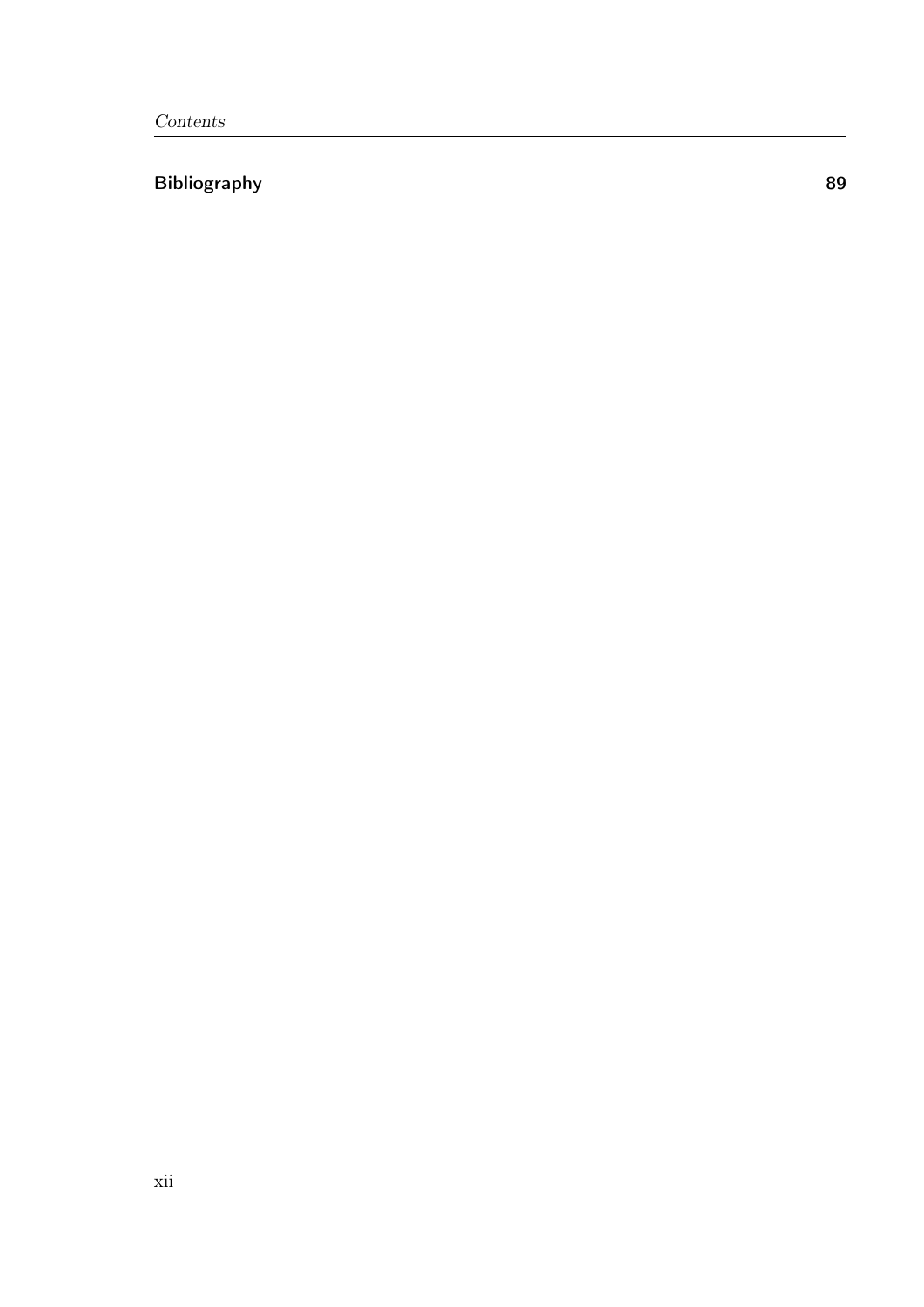**Bibliography** **89**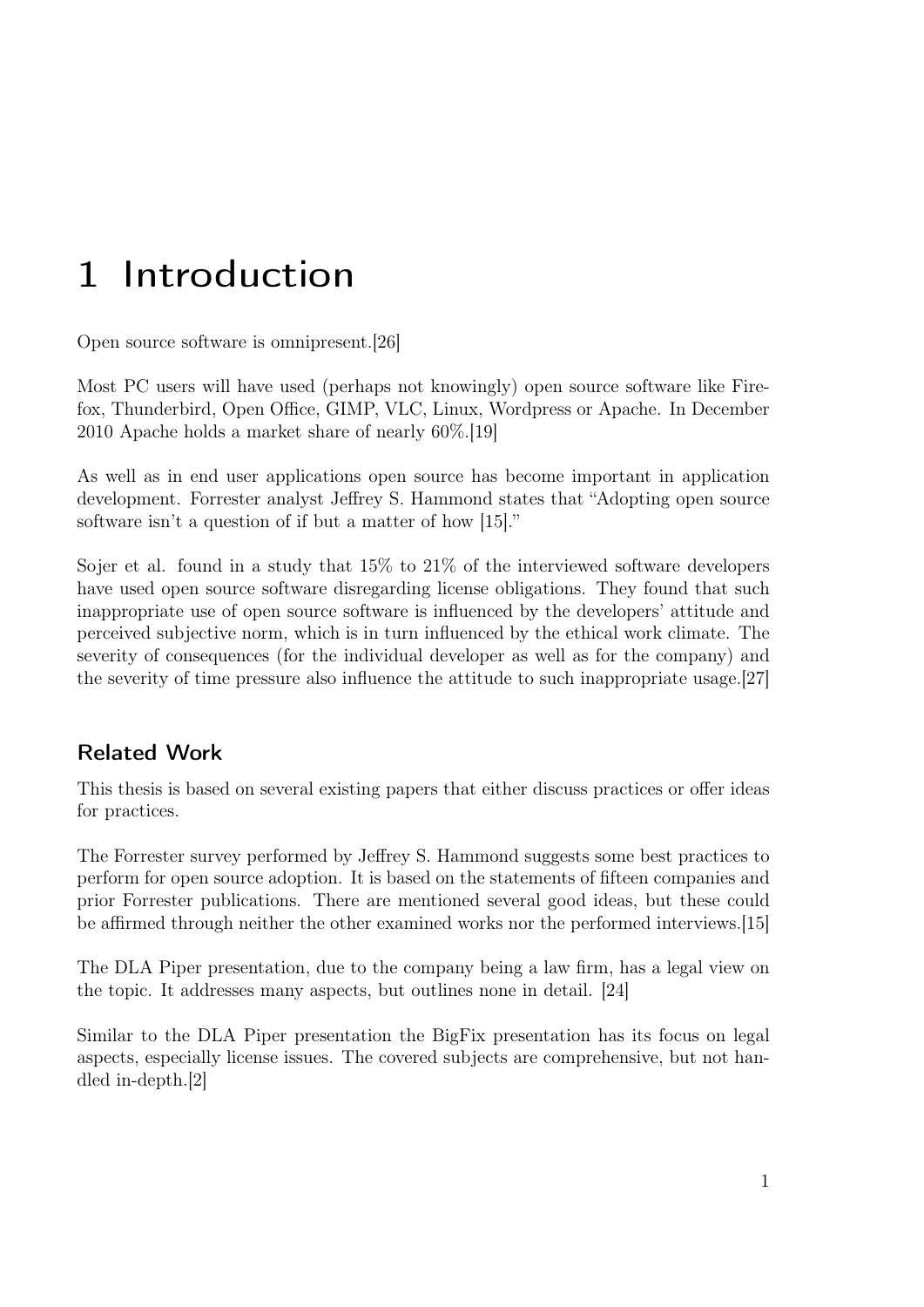# 1 Introduction

Open source software is omnipresent.[26]

Most PC users will have used (perhaps not knowingly) open source software like Firefox, Thunderbird, Open Office, GIMP, VLC, Linux, Wordpress or Apache. In December 2010 Apache holds a market share of nearly 60%.[19]

As well as in end user applications open source has become important in application development. Forrester analyst Jeffrey S. Hammond states that "Adopting open source software isn't a question of if but a matter of how [15]."

Sojer et al. found in a study that 15% to 21% of the interviewed software developers have used open source software disregarding license obligations. They found that such inappropriate use of open source software is influenced by the developers' attitude and perceived subjective norm, which is in turn influenced by the ethical work climate. The severity of consequences (for the individual developer as well as for the company) and the severity of time pressure also influence the attitude to such inappropriate usage.[27]

## Related Work

This thesis is based on several existing papers that either discuss practices or offer ideas for practices.

The Forrester survey performed by Jeffrey S. Hammond suggests some best practices to perform for open source adoption. It is based on the statements of fifteen companies and prior Forrester publications. There are mentioned several good ideas, but these could be affirmed through neither the other examined works nor the performed interviews.[15]

The DLA Piper presentation, due to the company being a law firm, has a legal view on the topic. It addresses many aspects, but outlines none in detail. [24]

Similar to the DLA Piper presentation the BigFix presentation has its focus on legal aspects, especially license issues. The covered subjects are comprehensive, but not handled in-depth.[2]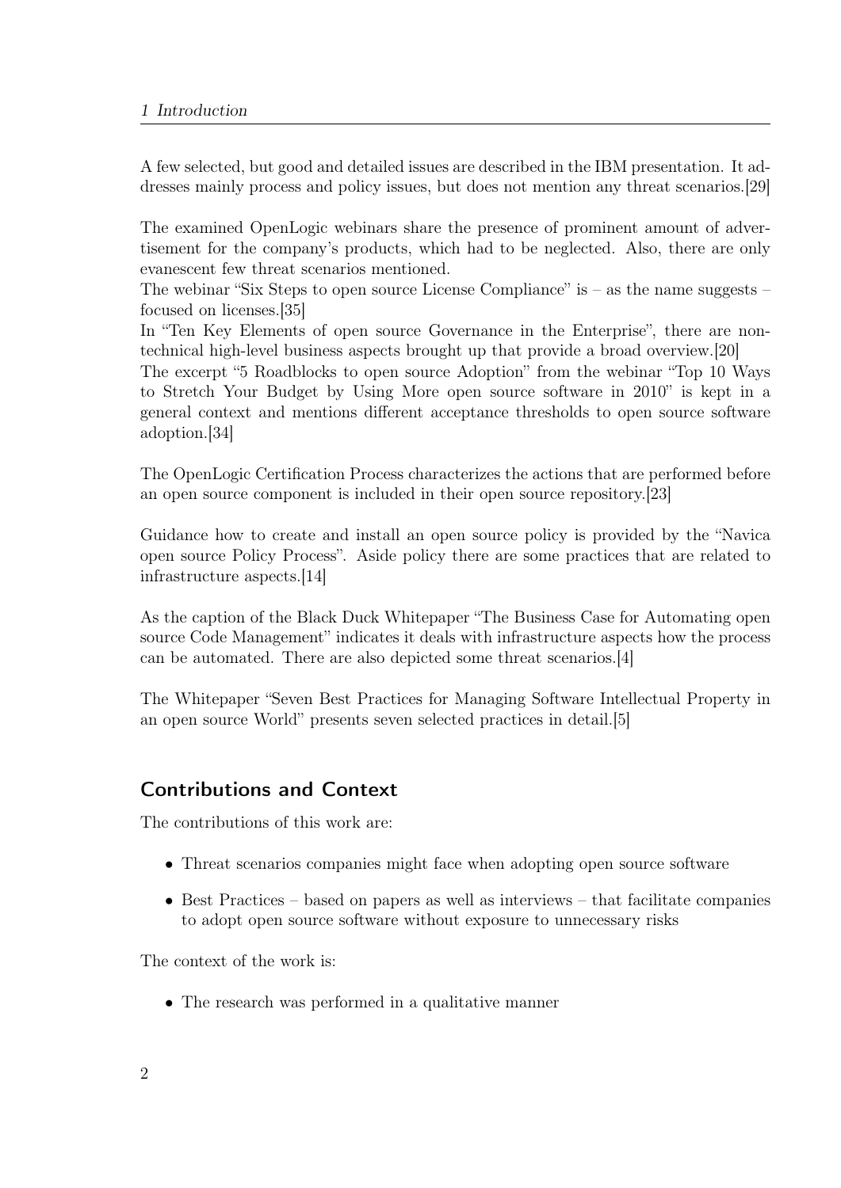A few selected, but good and detailed issues are described in the IBM presentation. It addresses mainly process and policy issues, but does not mention any threat scenarios.[29]

The examined OpenLogic webinars share the presence of prominent amount of advertisement for the company's products, which had to be neglected. Also, there are only evanescent few threat scenarios mentioned.
The webinar "Six Steps to open source License Compliance" is – as the name suggests – focused on licenses.[35]
In "Ten Key Elements of open source Governance in the Enterprise", there are non-technical high-level business aspects brought up that provide a broad overview.[20]
The excerpt "5 Roadblocks to open source Adoption" from the webinar "Top 10 Ways to Stretch Your Budget by Using More open source software in 2010" is kept in a general context and mentions different acceptance thresholds to open source software adoption.[34]

The OpenLogic Certification Process characterizes the actions that are performed before an open source component is included in their open source repository.[23]

Guidance how to create and install an open source policy is provided by the "Navica open source Policy Process". Aside policy there are some practices that are related to infrastructure aspects.[14]

As the caption of the Black Duck Whitepaper "The Business Case for Automating open source Code Management" indicates it deals with infrastructure aspects how the process can be automated. There are also depicted some threat scenarios.[4]

The Whitepaper "Seven Best Practices for Managing Software Intellectual Property in an open source World" presents seven selected practices in detail.[5]

## Contributions and Context

The contributions of this work are:

- Threat scenarios companies might face when adopting open source software
- Best Practices – based on papers as well as interviews – that facilitate companies to adopt open source software without exposure to unnecessary risks

The context of the work is:

- The research was performed in a qualitative manner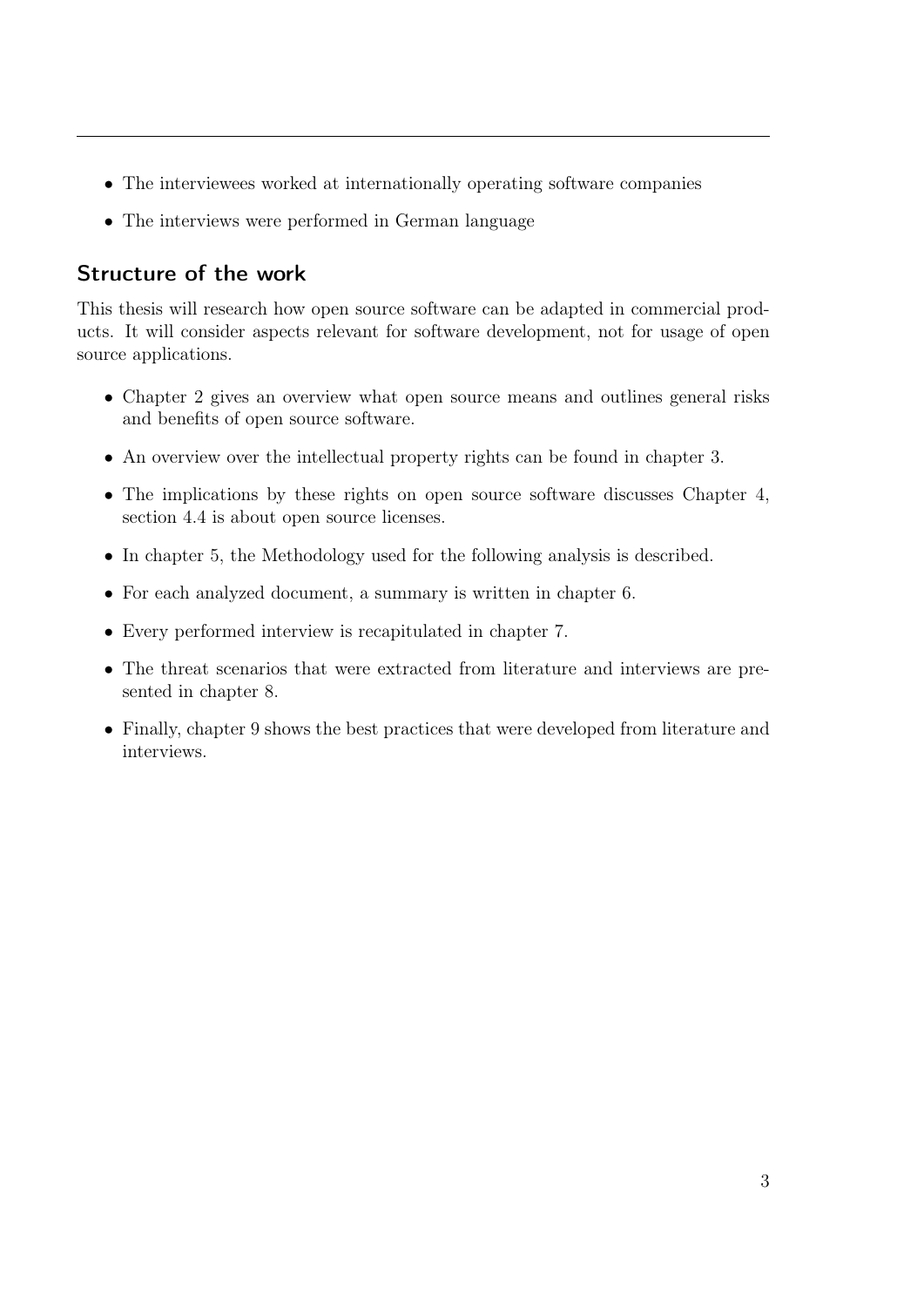- The interviewees worked at internationally operating software companies
- The interviews were performed in German language

## Structure of the work

This thesis will research how open source software can be adapted in commercial products. It will consider aspects relevant for software development, not for usage of open source applications.

- Chapter 2 gives an overview what open source means and outlines general risks and benefits of open source software.
- An overview over the intellectual property rights can be found in chapter 3.
- The implications by these rights on open source software discusses Chapter 4, section 4.4 is about open source licenses.
- In chapter 5, the Methodology used for the following analysis is described.
- For each analyzed document, a summary is written in chapter 6.
- Every performed interview is recapitulated in chapter 7.
- The threat scenarios that were extracted from literature and interviews are presented in chapter 8.
- Finally, chapter 9 shows the best practices that were developed from literature and interviews.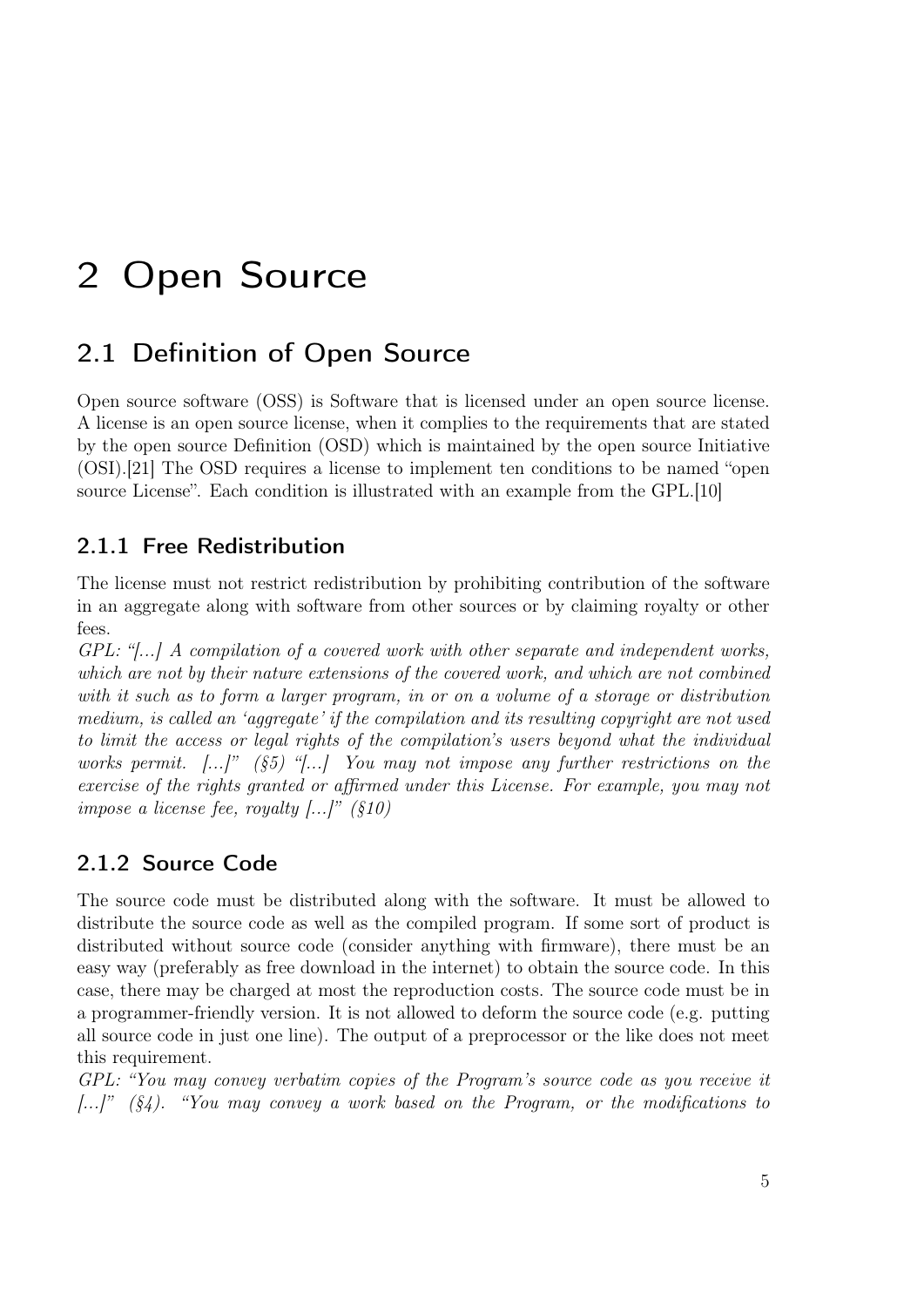# 2 Open Source

## 2.1 Definition of Open Source

Open source software (OSS) is Software that is licensed under an open source license. A license is an open source license, when it complies to the requirements that are stated by the open source Definition (OSD) which is maintained by the open source Initiative (OSI).[21] The OSD requires a license to implement ten conditions to be named "open source License". Each condition is illustrated with an example from the GPL.[10]

### 2.1.1 Free Redistribution

The license must not restrict redistribution by prohibiting contribution of the software in an aggregate along with software from other sources or by claiming royalty or other fees.
*GPL: "[...] A compilation of a covered work with other separate and independent works, which are not by their nature extensions of the covered work, and which are not combined with it such as to form a larger program, in or on a volume of a storage or distribution medium, is called an 'aggregate' if the compilation and its resulting copyright are not used to limit the access or legal rights of the compilation's users beyond what the individual works permit. [...]" (§5) "[...] You may not impose any further restrictions on the exercise of the rights granted or affirmed under this License. For example, you may not impose a license fee, royalty [...]" (§10)*

### 2.1.2 Source Code

The source code must be distributed along with the software. It must be allowed to distribute the source code as well as the compiled program. If some sort of product is distributed without source code (consider anything with firmware), there must be an easy way (preferably as free download in the internet) to obtain the source code. In this case, there may be charged at most the reproduction costs. The source code must be in a programmer-friendly version. It is not allowed to deform the source code (e.g. putting all source code in just one line). The output of a preprocessor or the like does not meet this requirement.
*GPL: "You may convey verbatim copies of the Program's source code as you receive it [...]" (§4). "You may convey a work based on the Program, or the modifications to*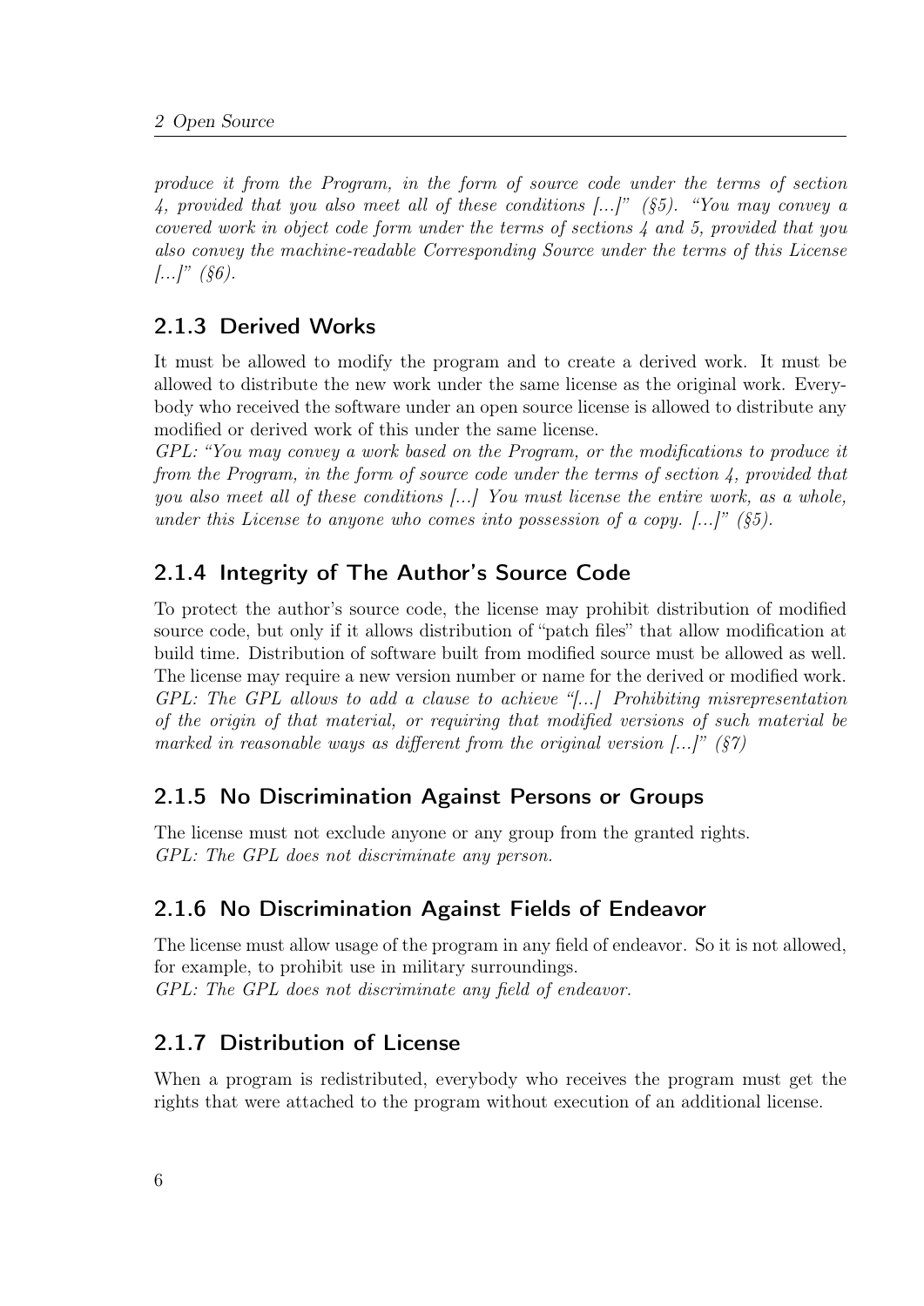*produce it from the Program, in the form of source code under the terms of section 4, provided that you also meet all of these conditions [...]" (§5). "You may convey a covered work in object code form under the terms of sections 4 and 5, provided that you also convey the machine-readable Corresponding Source under the terms of this License [...]" (§6).*

### 2.1.3 Derived Works

It must be allowed to modify the program and to create a derived work. It must be allowed to distribute the new work under the same license as the original work. Everybody who received the software under an open source license is allowed to distribute any modified or derived work of this under the same license.
*GPL: "You may convey a work based on the Program, or the modifications to produce it from the Program, in the form of source code under the terms of section 4, provided that you also meet all of these conditions [...] You must license the entire work, as a whole, under this License to anyone who comes into possession of a copy. [...]" (§5).*

### 2.1.4 Integrity of The Author's Source Code

To protect the author's source code, the license may prohibit distribution of modified source code, but only if it allows distribution of "patch files" that allow modification at build time. Distribution of software built from modified source must be allowed as well. The license may require a new version number or name for the derived or modified work.
*GPL: The GPL allows to add a clause to achieve "[...] Prohibiting misrepresentation of the origin of that material, or requiring that modified versions of such material be marked in reasonable ways as different from the original version [...]" (§7)*

### 2.1.5 No Discrimination Against Persons or Groups

The license must not exclude anyone or any group from the granted rights.
*GPL: The GPL does not discriminate any person.*

### 2.1.6 No Discrimination Against Fields of Endeavor

The license must allow usage of the program in any field of endeavor. So it is not allowed, for example, to prohibit use in military surroundings.
*GPL: The GPL does not discriminate any field of endeavor.*

### 2.1.7 Distribution of License

When a program is redistributed, everybody who receives the program must get the rights that were attached to the program without execution of an additional license.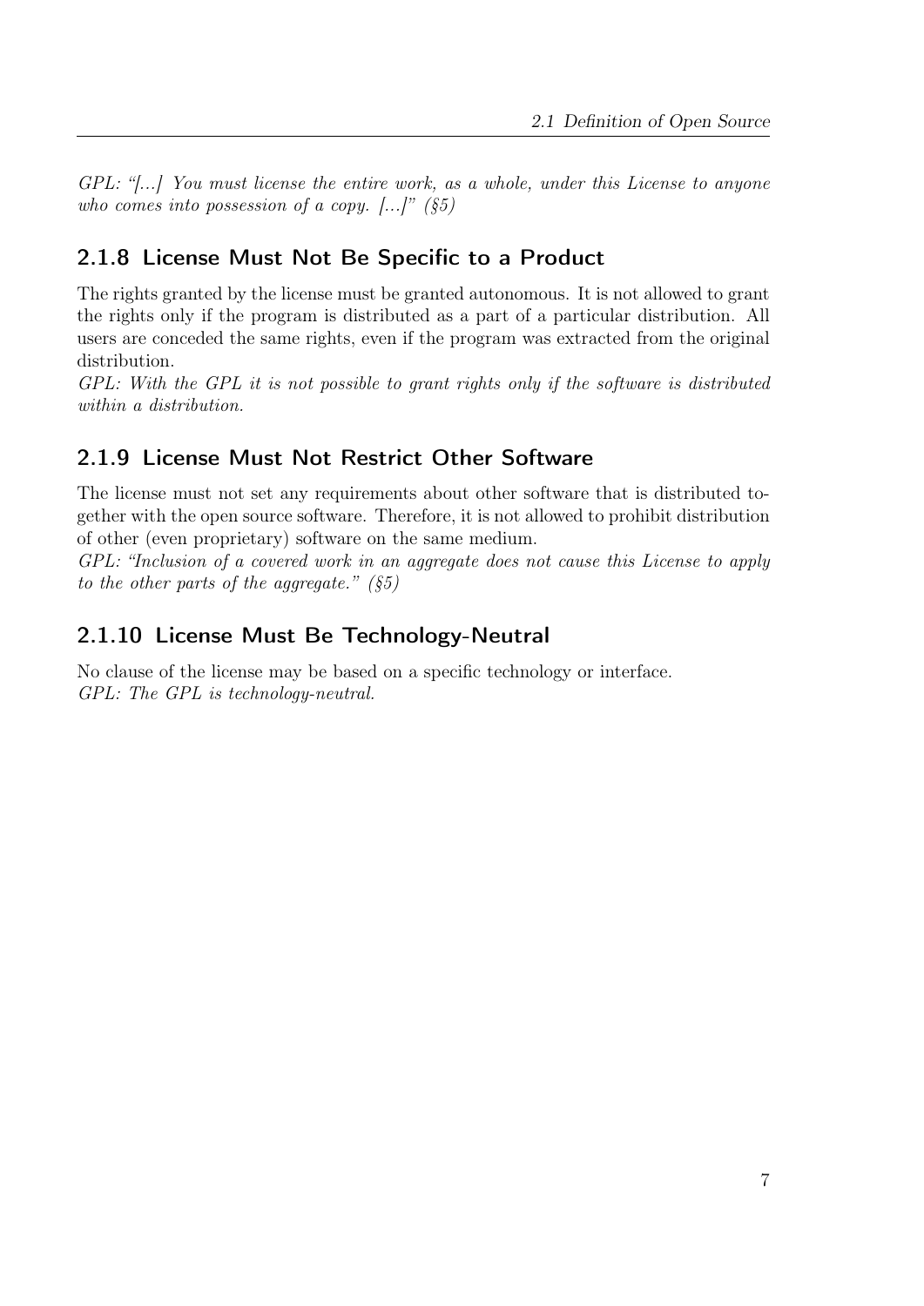*GPL: "[...] You must license the entire work, as a whole, under this License to anyone who comes into possession of a copy. [...]" (§5)*

### 2.1.8 License Must Not Be Specific to a Product

The rights granted by the license must be granted autonomous. It is not allowed to grant the rights only if the program is distributed as a part of a particular distribution. All users are conceded the same rights, even if the program was extracted from the original distribution.
*GPL: With the GPL it is not possible to grant rights only if the software is distributed within a distribution.*

### 2.1.9 License Must Not Restrict Other Software

The license must not set any requirements about other software that is distributed together with the open source software. Therefore, it is not allowed to prohibit distribution of other (even proprietary) software on the same medium.
*GPL: "Inclusion of a covered work in an aggregate does not cause this License to apply to the other parts of the aggregate." (§5)*

### 2.1.10 License Must Be Technology-Neutral

No clause of the license may be based on a specific technology or interface.
*GPL: The GPL is technology-neutral.*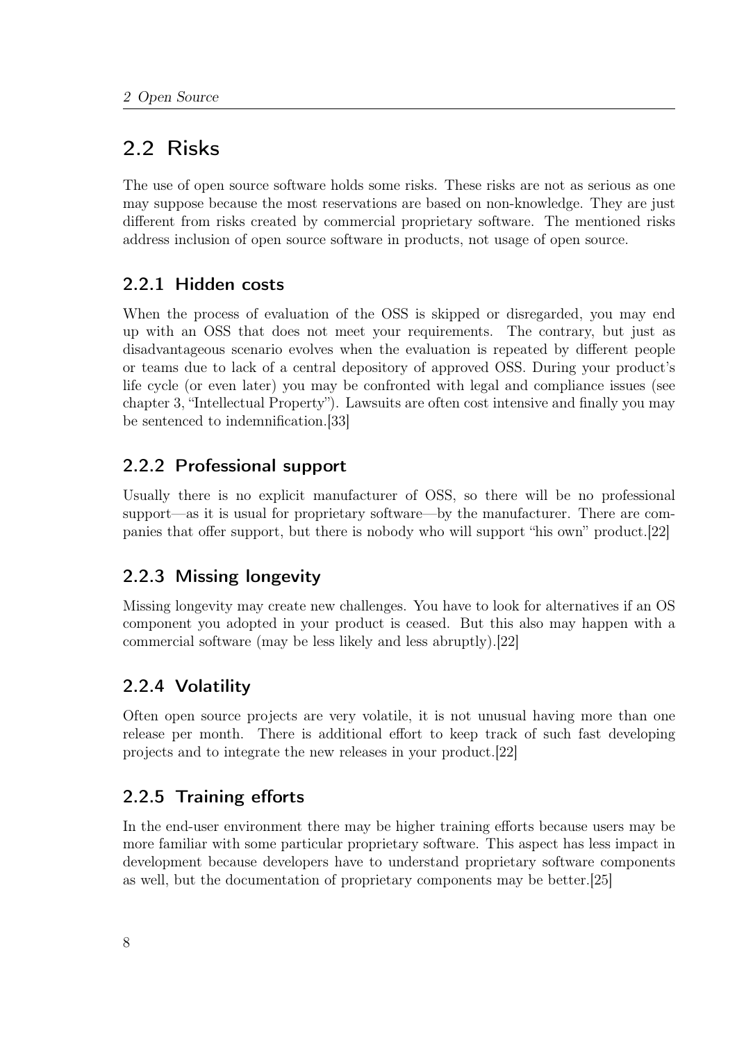## 2.2 Risks

The use of open source software holds some risks. These risks are not as serious as one may suppose because the most reservations are based on non-knowledge. They are just different from risks created by commercial proprietary software. The mentioned risks address inclusion of open source software in products, not usage of open source.

### 2.2.1 Hidden costs

When the process of evaluation of the OSS is skipped or disregarded, you may end up with an OSS that does not meet your requirements. The contrary, but just as disadvantageous scenario evolves when the evaluation is repeated by different people or teams due to lack of a central depository of approved OSS. During your product's life cycle (or even later) you may be confronted with legal and compliance issues (see chapter 3, "Intellectual Property"). Lawsuits are often cost intensive and finally you may be sentenced to indemnification.[33]

### 2.2.2 Professional support

Usually there is no explicit manufacturer of OSS, so there will be no professional support—as it is usual for proprietary software—by the manufacturer. There are companies that offer support, but there is nobody who will support "his own" product.[22]

### 2.2.3 Missing longevity

Missing longevity may create new challenges. You have to look for alternatives if an OS component you adopted in your product is ceased. But this also may happen with a commercial software (may be less likely and less abruptly).[22]

### 2.2.4 Volatility

Often open source projects are very volatile, it is not unusual having more than one release per month. There is additional effort to keep track of such fast developing projects and to integrate the new releases in your product.[22]

### 2.2.5 Training efforts

In the end-user environment there may be higher training efforts because users may be more familiar with some particular proprietary software. This aspect has less impact in development because developers have to understand proprietary software components as well, but the documentation of proprietary components may be better.[25]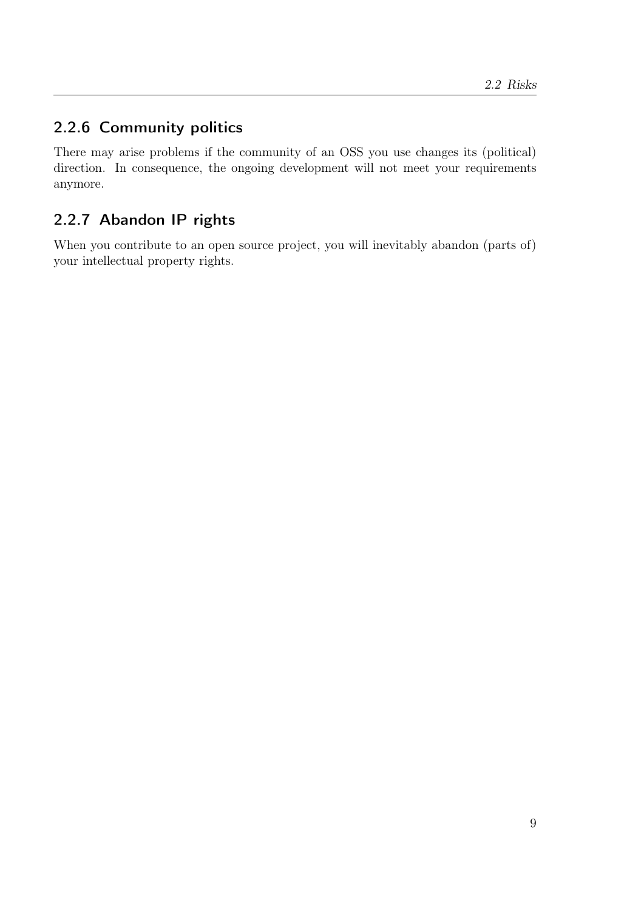### 2.2.6 Community politics

There may arise problems if the community of an OSS you use changes its (political) direction. In consequence, the ongoing development will not meet your requirements anymore.

### 2.2.7 Abandon IP rights

When you contribute to an open source project, you will inevitably abandon (parts of) your intellectual property rights.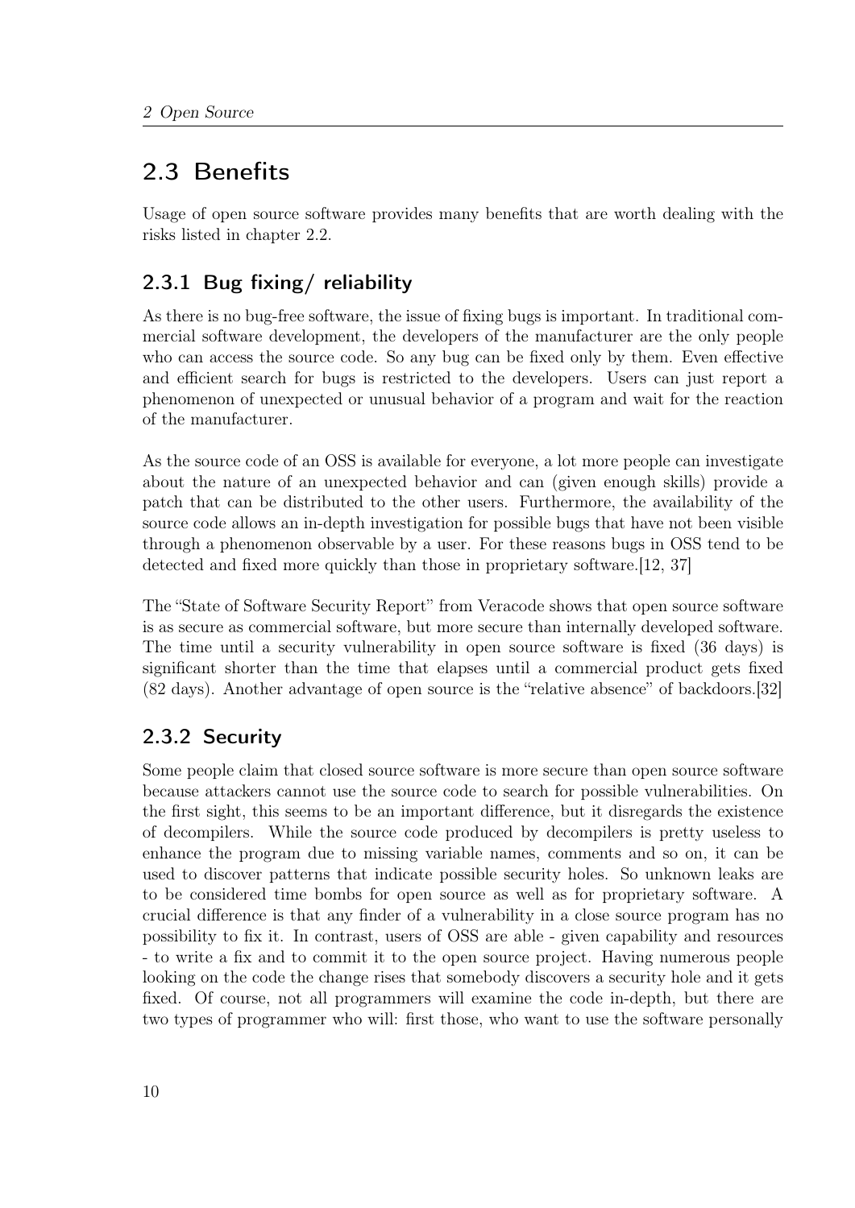## 2.3 Benefits

Usage of open source software provides many benefits that are worth dealing with the risks listed in chapter 2.2.

### 2.3.1 Bug fixing/ reliability

As there is no bug-free software, the issue of fixing bugs is important. In traditional commercial software development, the developers of the manufacturer are the only people who can access the source code. So any bug can be fixed only by them. Even effective and efficient search for bugs is restricted to the developers. Users can just report a phenomenon of unexpected or unusual behavior of a program and wait for the reaction of the manufacturer.

As the source code of an OSS is available for everyone, a lot more people can investigate about the nature of an unexpected behavior and can (given enough skills) provide a patch that can be distributed to the other users. Furthermore, the availability of the source code allows an in-depth investigation for possible bugs that have not been visible through a phenomenon observable by a user. For these reasons bugs in OSS tend to be detected and fixed more quickly than those in proprietary software.[12, 37]

The "State of Software Security Report" from Veracode shows that open source software is as secure as commercial software, but more secure than internally developed software. The time until a security vulnerability in open source software is fixed (36 days) is significant shorter than the time that elapses until a commercial product gets fixed (82 days). Another advantage of open source is the "relative absence" of backdoors.[32]

### 2.3.2 Security

Some people claim that closed source software is more secure than open source software because attackers cannot use the source code to search for possible vulnerabilities. On the first sight, this seems to be an important difference, but it disregards the existence of decompilers. While the source code produced by decompilers is pretty useless to enhance the program due to missing variable names, comments and so on, it can be used to discover patterns that indicate possible security holes. So unknown leaks are to be considered time bombs for open source as well as for proprietary software. A crucial difference is that any finder of a vulnerability in a close source program has no possibility to fix it. In contrast, users of OSS are able - given capability and resources - to write a fix and to commit it to the open source project. Having numerous people looking on the code the change rises that somebody discovers a security hole and it gets fixed. Of course, not all programmers will examine the code in-depth, but there are two types of programmer who will: first those, who want to use the software personally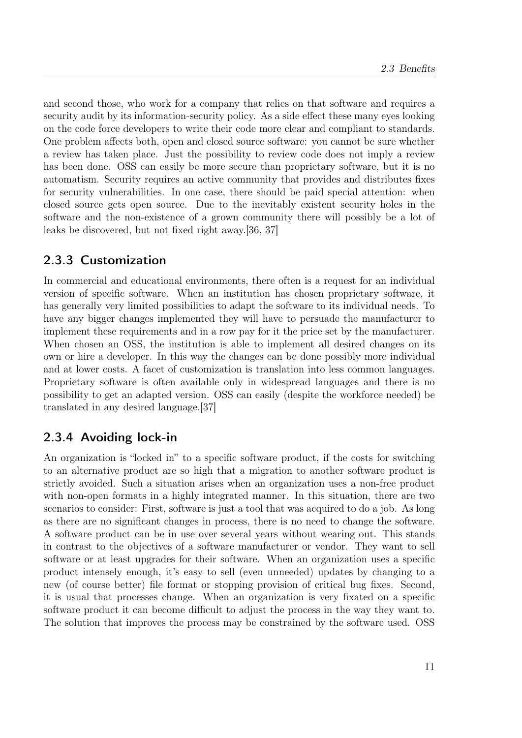and second those, who work for a company that relies on that software and requires a security audit by its information-security policy. As a side effect these many eyes looking on the code force developers to write their code more clear and compliant to standards. One problem affects both, open and closed source software: you cannot be sure whether a review has taken place. Just the possibility to review code does not imply a review has been done. OSS can easily be more secure than proprietary software, but it is no automatism. Security requires an active community that provides and distributes fixes for security vulnerabilities. In one case, there should be paid special attention: when closed source gets open source. Due to the inevitably existent security holes in the software and the non-existence of a grown community there will possibly be a lot of leaks be discovered, but not fixed right away.[36, 37]

### 2.3.3 Customization

In commercial and educational environments, there often is a request for an individual version of specific software. When an institution has chosen proprietary software, it has generally very limited possibilities to adapt the software to its individual needs. To have any bigger changes implemented they will have to persuade the manufacturer to implement these requirements and in a row pay for it the price set by the manufacturer. When chosen an OSS, the institution is able to implement all desired changes on its own or hire a developer. In this way the changes can be done possibly more individual and at lower costs. A facet of customization is translation into less common languages. Proprietary software is often available only in widespread languages and there is no possibility to get an adapted version. OSS can easily (despite the workforce needed) be translated in any desired language.[37]

### 2.3.4 Avoiding lock-in

An organization is "locked in" to a specific software product, if the costs for switching to an alternative product are so high that a migration to another software product is strictly avoided. Such a situation arises when an organization uses a non-free product with non-open formats in a highly integrated manner. In this situation, there are two scenarios to consider: First, software is just a tool that was acquired to do a job. As long as there are no significant changes in process, there is no need to change the software. A software product can be in use over several years without wearing out. This stands in contrast to the objectives of a software manufacturer or vendor. They want to sell software or at least upgrades for their software. When an organization uses a specific product intensely enough, it's easy to sell (even unneeded) updates by changing to a new (of course better) file format or stopping provision of critical bug fixes. Second, it is usual that processes change. When an organization is very fixated on a specific software product it can become difficult to adjust the process in the way they want to. The solution that improves the process may be constrained by the software used. OSS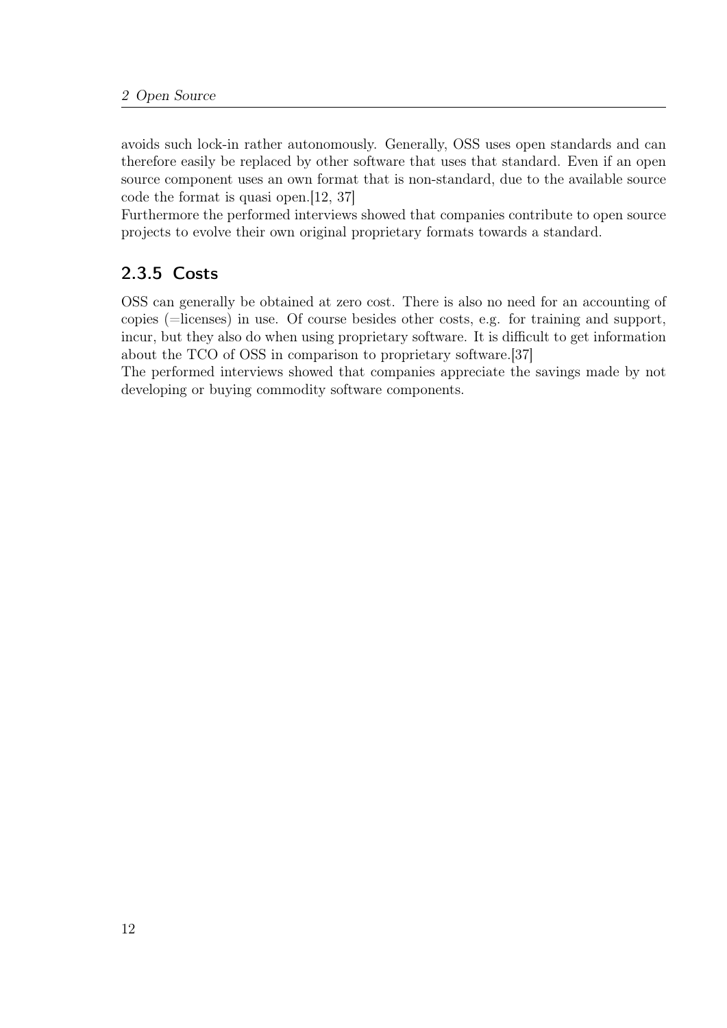avoids such lock-in rather autonomously. Generally, OSS uses open standards and can therefore easily be replaced by other software that uses that standard. Even if an open source component uses an own format that is non-standard, due to the available source code the format is quasi open.[12, 37]
Furthermore the performed interviews showed that companies contribute to open source projects to evolve their own original proprietary formats towards a standard.

### 2.3.5 Costs

OSS can generally be obtained at zero cost. There is also no need for an accounting of copies (=licenses) in use. Of course besides other costs, e.g. for training and support, incur, but they also do when using proprietary software. It is difficult to get information about the TCO of OSS in comparison to proprietary software.[37]
The performed interviews showed that companies appreciate the savings made by not developing or buying commodity software components.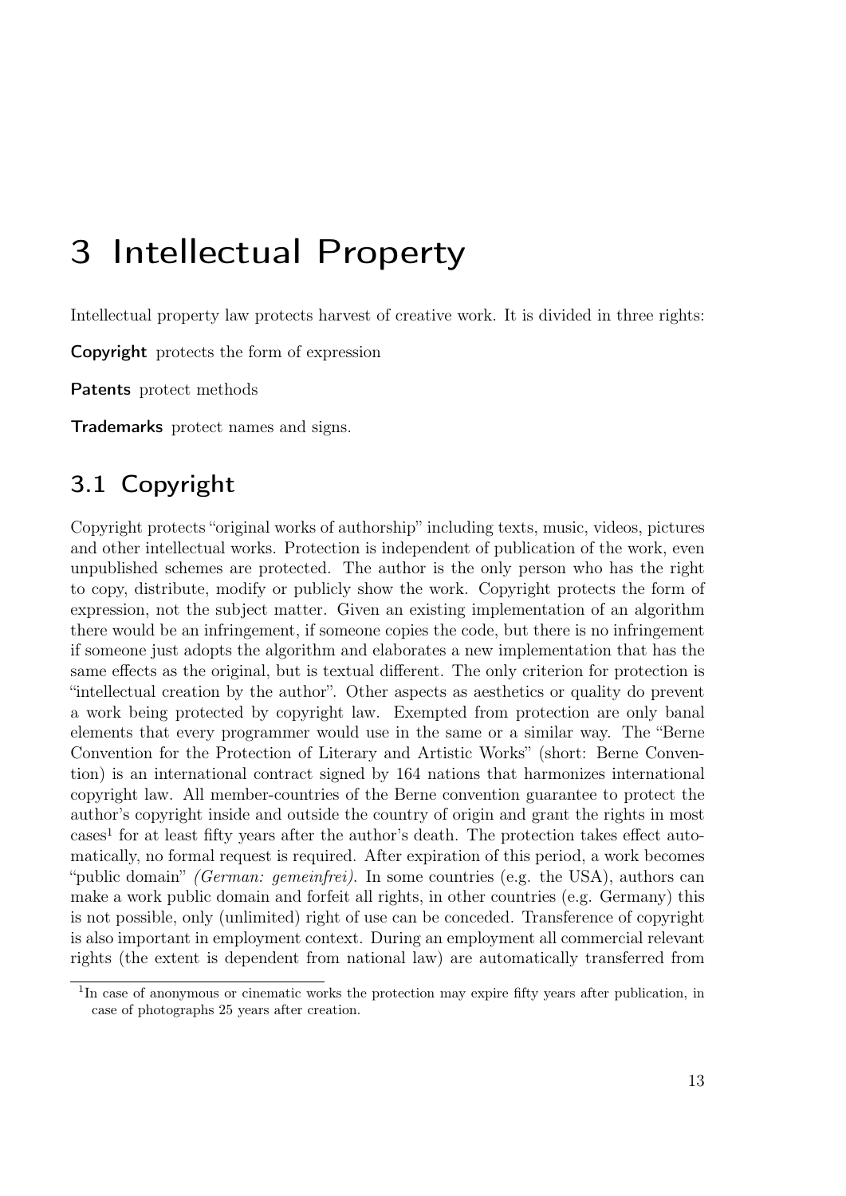# 3 Intellectual Property

Intellectual property law protects harvest of creative work. It is divided in three rights:

**Copyright** protects the form of expression

**Patents** protect methods

**Trademarks** protect names and signs.

## 3.1 Copyright

Copyright protects "original works of authorship" including texts, music, videos, pictures and other intellectual works. Protection is independent of publication of the work, even unpublished schemes are protected. The author is the only person who has the right to copy, distribute, modify or publicly show the work. Copyright protects the form of expression, not the subject matter. Given an existing implementation of an algorithm there would be an infringement, if someone copies the code, but there is no infringement if someone just adopts the algorithm and elaborates a new implementation that has the same effects as the original, but is textual different. The only criterion for protection is "intellectual creation by the author". Other aspects as aesthetics or quality do prevent a work being protected by copyright law. Exempted from protection are only banal elements that every programmer would use in the same or a similar way. The "Berne Convention for the Protection of Literary and Artistic Works" (short: Berne Convention) is an international contract signed by 164 nations that harmonizes international copyright law. All member-countries of the Berne convention guarantee to protect the author's copyright inside and outside the country of origin and grant the rights in most cases[1] for at least fifty years after the author's death. The protection takes effect automatically, no formal request is required. After expiration of this period, a work becomes "public domain" *(German: gemeinfrei)*. In some countries (e.g. the USA), authors can make a work public domain and forfeit all rights, in other countries (e.g. Germany) this is not possible, only (unlimited) right of use can be conceded. Transference of copyright is also important in employment context. During an employment all commercial relevant rights (the extent is dependent from national law) are automatically transferred from

[1] In case of anonymous or cinematic works the protection may expire fifty years after publication, in case of photographs 25 years after creation.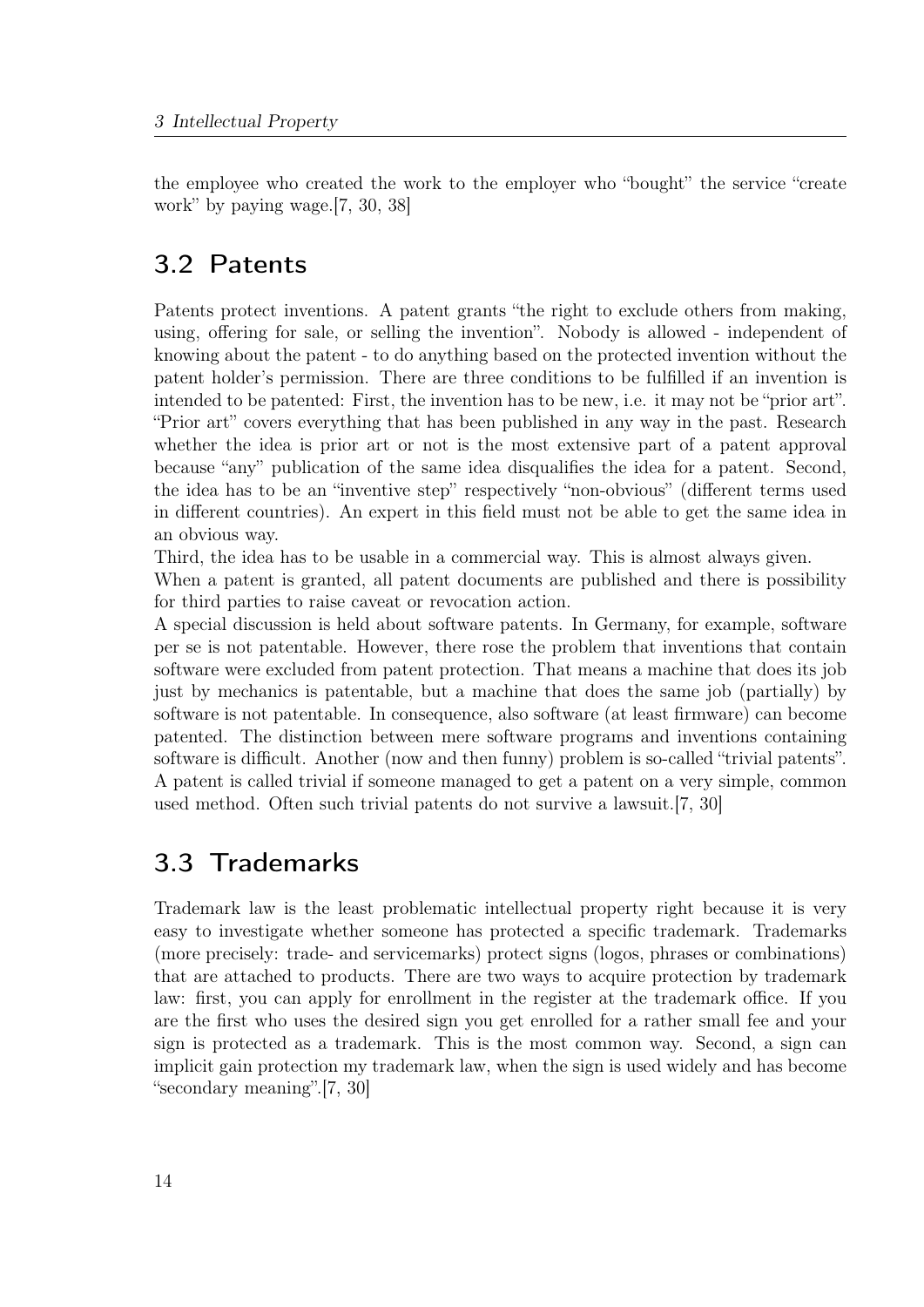the employee who created the work to the employer who "bought" the service "create work" by paying wage.[7, 30, 38]

## 3.2 Patents

Patents protect inventions. A patent grants "the right to exclude others from making, using, offering for sale, or selling the invention". Nobody is allowed - independent of knowing about the patent - to do anything based on the protected invention without the patent holder's permission. There are three conditions to be fulfilled if an invention is intended to be patented: First, the invention has to be new, i.e. it may not be "prior art". "Prior art" covers everything that has been published in any way in the past. Research whether the idea is prior art or not is the most extensive part of a patent approval because "any" publication of the same idea disqualifies the idea for a patent. Second, the idea has to be an "inventive step" respectively "non-obvious" (different terms used in different countries). An expert in this field must not be able to get the same idea in an obvious way.

Third, the idea has to be usable in a commercial way. This is almost always given.

When a patent is granted, all patent documents are published and there is possibility for third parties to raise caveat or revocation action.

A special discussion is held about software patents. In Germany, for example, software per se is not patentable. However, there rose the problem that inventions that contain software were excluded from patent protection. That means a machine that does its job just by mechanics is patentable, but a machine that does the same job (partially) by software is not patentable. In consequence, also software (at least firmware) can become patented. The distinction between mere software programs and inventions containing software is difficult. Another (now and then funny) problem is so-called "trivial patents". A patent is called trivial if someone managed to get a patent on a very simple, common used method. Often such trivial patents do not survive a lawsuit.[7, 30]

## 3.3 Trademarks

Trademark law is the least problematic intellectual property right because it is very easy to investigate whether someone has protected a specific trademark. Trademarks (more precisely: trade- and servicemarks) protect signs (logos, phrases or combinations) that are attached to products. There are two ways to acquire protection by trademark law: first, you can apply for enrollment in the register at the trademark office. If you are the first who uses the desired sign you get enrolled for a rather small fee and your sign is protected as a trademark. This is the most common way. Second, a sign can implicit gain protection my trademark law, when the sign is used widely and has become "secondary meaning".[7, 30]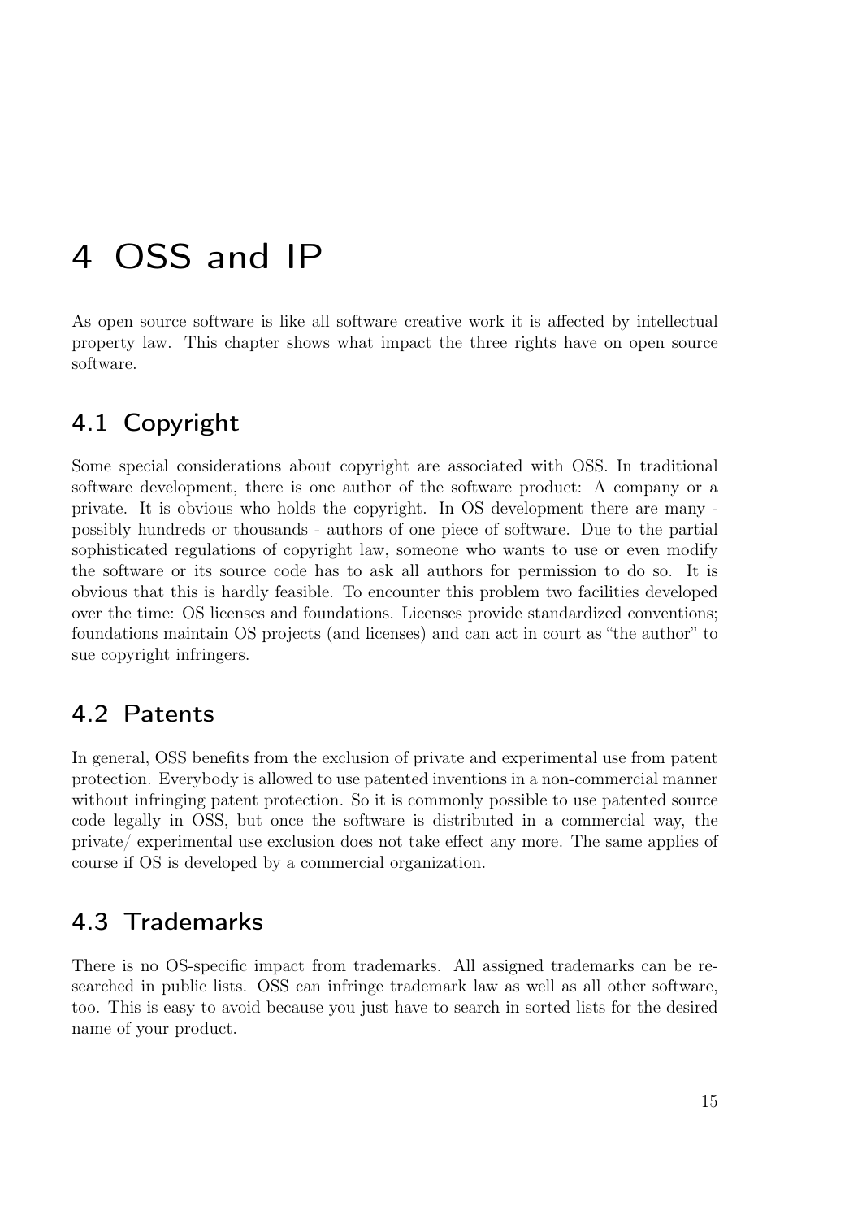# 4 OSS and IP

As open source software is like all software creative work it is affected by intellectual property law. This chapter shows what impact the three rights have on open source software.

## 4.1 Copyright

Some special considerations about copyright are associated with OSS. In traditional software development, there is one author of the software product: A company or a private. It is obvious who holds the copyright. In OS development there are many - possibly hundreds or thousands - authors of one piece of software. Due to the partial sophisticated regulations of copyright law, someone who wants to use or even modify the software or its source code has to ask all authors for permission to do so. It is obvious that this is hardly feasible. To encounter this problem two facilities developed over the time: OS licenses and foundations. Licenses provide standardized conventions; foundations maintain OS projects (and licenses) and can act in court as "the author" to sue copyright infringers.

## 4.2 Patents

In general, OSS benefits from the exclusion of private and experimental use from patent protection. Everybody is allowed to use patented inventions in a non-commercial manner without infringing patent protection. So it is commonly possible to use patented source code legally in OSS, but once the software is distributed in a commercial way, the private/ experimental use exclusion does not take effect any more. The same applies of course if OS is developed by a commercial organization.

## 4.3 Trademarks

There is no OS-specific impact from trademarks. All assigned trademarks can be researched in public lists. OSS can infringe trademark law as well as all other software, too. This is easy to avoid because you just have to search in sorted lists for the desired name of your product.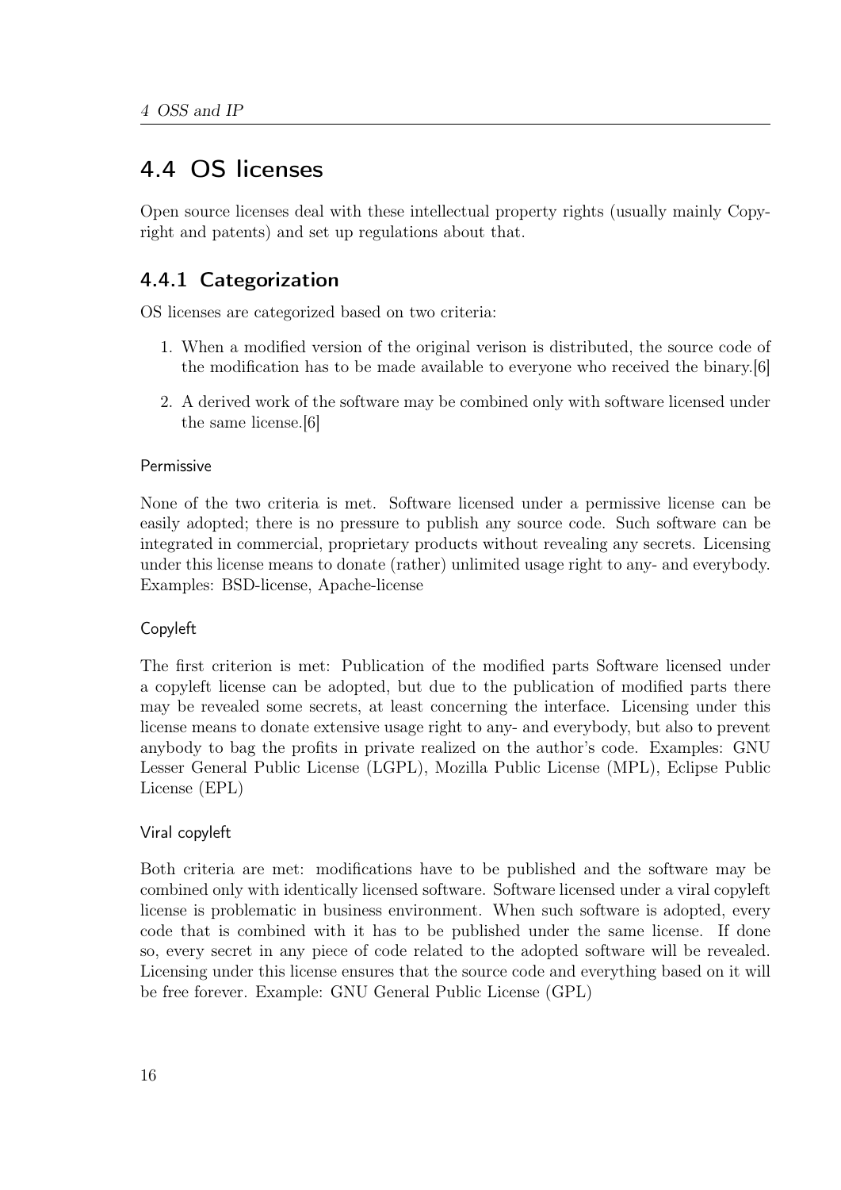## 4.4 OS licenses

Open source licenses deal with these intellectual property rights (usually mainly Copyright and patents) and set up regulations about that.

### 4.4.1 Categorization

OS licenses are categorized based on two criteria:

1. When a modified version of the original verison is distributed, the source code of the modification has to be made available to everyone who received the binary.[6]
2. A derived work of the software may be combined only with software licensed under the same license.[6]

#### Permissive

None of the two criteria is met. Software licensed under a permissive license can be easily adopted; there is no pressure to publish any source code. Such software can be integrated in commercial, proprietary products without revealing any secrets. Licensing under this license means to donate (rather) unlimited usage right to any- and everybody. Examples: BSD-license, Apache-license

#### Copyleft

The first criterion is met: Publication of the modified parts Software licensed under a copyleft license can be adopted, but due to the publication of modified parts there may be revealed some secrets, at least concerning the interface. Licensing under this license means to donate extensive usage right to any- and everybody, but also to prevent anybody to bag the profits in private realized on the author's code. Examples: GNU Lesser General Public License (LGPL), Mozilla Public License (MPL), Eclipse Public License (EPL)

#### Viral copyleft

Both criteria are met: modifications have to be published and the software may be combined only with identically licensed software. Software licensed under a viral copyleft license is problematic in business environment. When such software is adopted, every code that is combined with it has to be published under the same license. If done so, every secret in any piece of code related to the adopted software will be revealed. Licensing under this license ensures that the source code and everything based on it will be free forever. Example: GNU General Public License (GPL)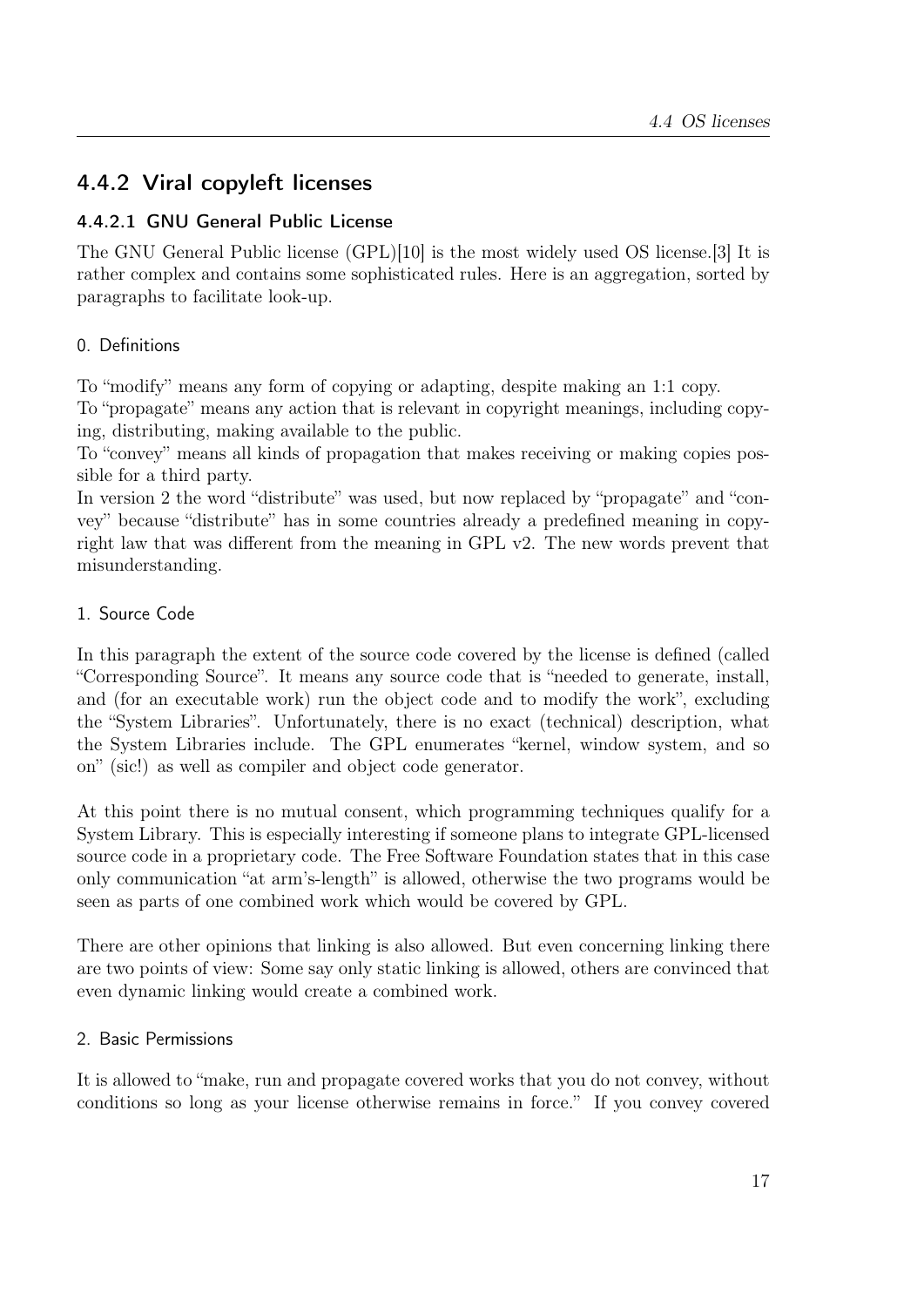### 4.4.2 Viral copyleft licenses

#### 4.4.2.1 GNU General Public License

The GNU General Public license (GPL)[10] is the most widely used OS license.[3] It is rather complex and contains some sophisticated rules. Here is an aggregation, sorted by paragraphs to facilitate look-up.

##### 0. Definitions

To "modify" means any form of copying or adapting, despite making an 1:1 copy.
To "propagate" means any action that is relevant in copyright meanings, including copying, distributing, making available to the public.
To "convey" means all kinds of propagation that makes receiving or making copies possible for a third party.
In version 2 the word "distribute" was used, but now replaced by "propagate" and "convey" because "distribute" has in some countries already a predefined meaning in copyright law that was different from the meaning in GPL v2. The new words prevent that misunderstanding.

##### 1. Source Code

In this paragraph the extent of the source code covered by the license is defined (called "Corresponding Source". It means any source code that is "needed to generate, install, and (for an executable work) run the object code and to modify the work", excluding the "System Libraries". Unfortunately, there is no exact (technical) description, what the System Libraries include. The GPL enumerates "kernel, window system, and so on" (sic!) as well as compiler and object code generator.

At this point there is no mutual consent, which programming techniques qualify for a System Library. This is especially interesting if someone plans to integrate GPL-licensed source code in a proprietary code. The Free Software Foundation states that in this case only communication "at arm's-length" is allowed, otherwise the two programs would be seen as parts of one combined work which would be covered by GPL.

There are other opinions that linking is also allowed. But even concerning linking there are two points of view: Some say only static linking is allowed, others are convinced that even dynamic linking would create a combined work.

##### 2. Basic Permissions

It is allowed to "make, run and propagate covered works that you do not convey, without conditions so long as your license otherwise remains in force." If you convey covered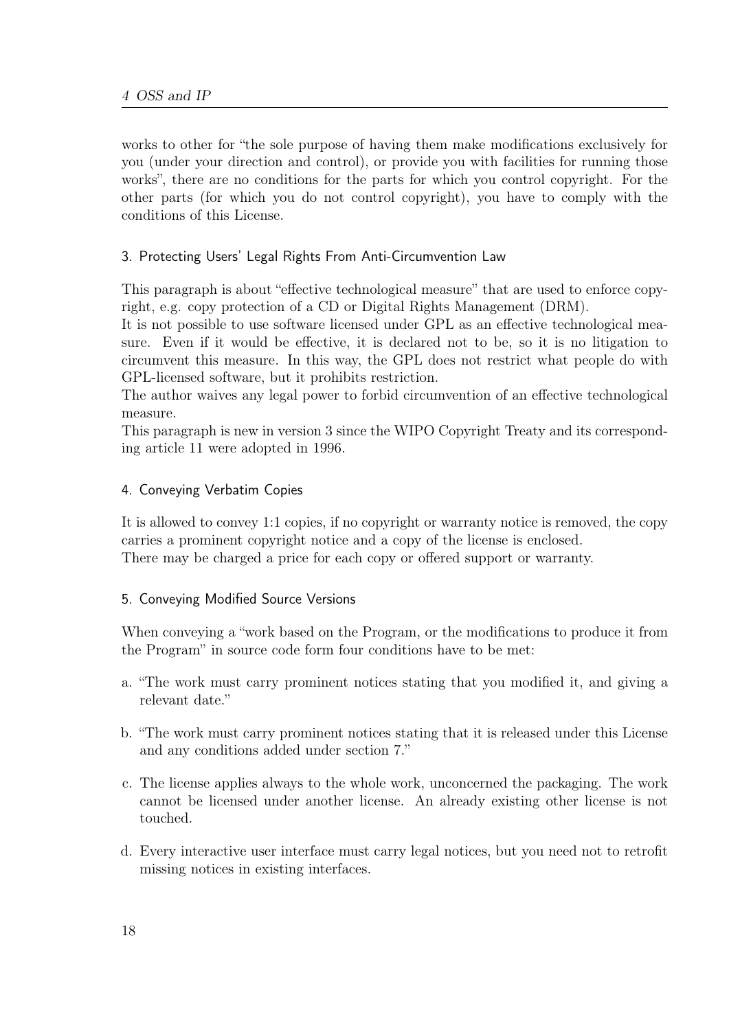works to other for "the sole purpose of having them make modifications exclusively for you (under your direction and control), or provide you with facilities for running those works", there are no conditions for the parts for which you control copyright. For the other parts (for which you do not control copyright), you have to comply with the conditions of this License.

### 3. Protecting Users' Legal Rights From Anti-Circumvention Law

This paragraph is about "effective technological measure" that are used to enforce copyright, e.g. copy protection of a CD or Digital Rights Management (DRM).
It is not possible to use software licensed under GPL as an effective technological measure. Even if it would be effective, it is declared not to be, so it is no litigation to circumvent this measure. In this way, the GPL does not restrict what people do with GPL-licensed software, but it prohibits restriction.
The author waives any legal power to forbid circumvention of an effective technological measure.
This paragraph is new in version 3 since the WIPO Copyright Treaty and its corresponding article 11 were adopted in 1996.

### 4. Conveying Verbatim Copies

It is allowed to convey 1:1 copies, if no copyright or warranty notice is removed, the copy carries a prominent copyright notice and a copy of the license is enclosed.
There may be charged a price for each copy or offered support or warranty.

### 5. Conveying Modified Source Versions

When conveying a "work based on the Program, or the modifications to produce it from the Program" in source code form four conditions have to be met:

a. "The work must carry prominent notices stating that you modified it, and giving a relevant date."

b. "The work must carry prominent notices stating that it is released under this License and any conditions added under section 7."

c. The license applies always to the whole work, unconcerned the packaging. The work cannot be licensed under another license. An already existing other license is not touched.

d. Every interactive user interface must carry legal notices, but you need not to retrofit missing notices in existing interfaces.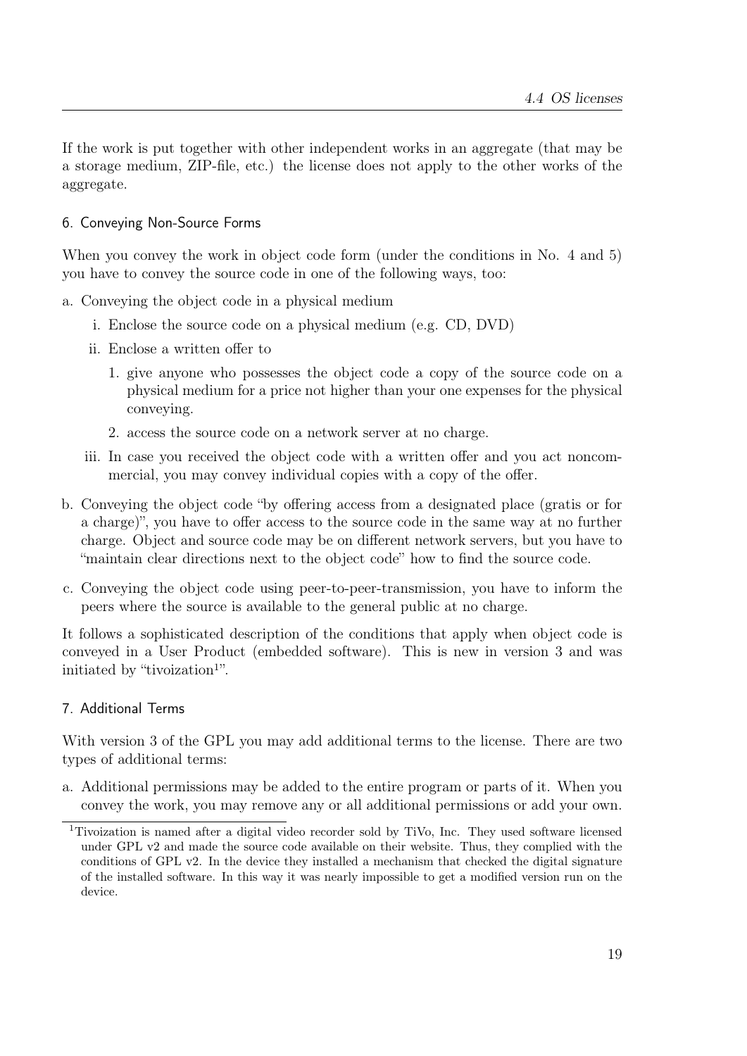If the work is put together with other independent works in an aggregate (that may be a storage medium, ZIP-file, etc.) the license does not apply to the other works of the aggregate.

### 6. Conveying Non-Source Forms

When you convey the work in object code form (under the conditions in No. 4 and 5) you have to convey the source code in one of the following ways, too:

a. Conveying the object code in a physical medium
   i. Enclose the source code on a physical medium (e.g. CD, DVD)
   ii. Enclose a written offer to
      1. give anyone who possesses the object code a copy of the source code on a physical medium for a price not higher than your one expenses for the physical conveying.
      2. access the source code on a network server at no charge.
   iii. In case you received the object code with a written offer and you act noncommercial, you may convey individual copies with a copy of the offer.

b. Conveying the object code "by offering access from a designated place (gratis or for a charge)", you have to offer access to the source code in the same way at no further charge. Object and source code may be on different network servers, but you have to "maintain clear directions next to the object code" how to find the source code.

c. Conveying the object code using peer-to-peer-transmission, you have to inform the peers where the source is available to the general public at no charge.

It follows a sophisticated description of the conditions that apply when object code is conveyed in a User Product (embedded software). This is new in version 3 and was initiated by "tivoization[1]".

### 7. Additional Terms

With version 3 of the GPL you may add additional terms to the license. There are two types of additional terms:

a. Additional permissions may be added to the entire program or parts of it. When you convey the work, you may remove any or all additional permissions or add your own.

[1] Tivoization is named after a digital video recorder sold by TiVo, Inc. They used software licensed under GPL v2 and made the source code available on their website. Thus, they complied with the conditions of GPL v2. In the device they installed a mechanism that checked the digital signature of the installed software. In this way it was nearly impossible to get a modified version run on the device.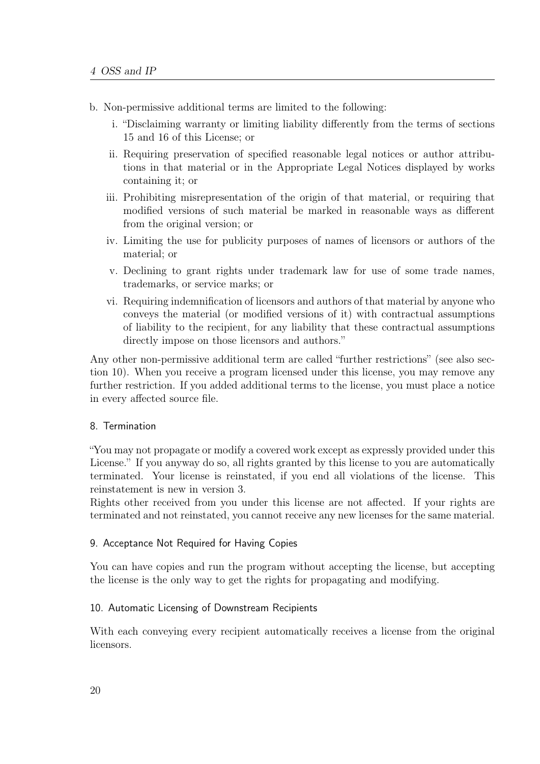b. Non-permissive additional terms are limited to the following:

   i. "Disclaiming warranty or limiting liability differently from the terms of sections 15 and 16 of this License; or

   ii. Requiring preservation of specified reasonable legal notices or author attributions in that material or in the Appropriate Legal Notices displayed by works containing it; or

   iii. Prohibiting misrepresentation of the origin of that material, or requiring that modified versions of such material be marked in reasonable ways as different from the original version; or

   iv. Limiting the use for publicity purposes of names of licensors or authors of the material; or

   v. Declining to grant rights under trademark law for use of some trade names, trademarks, or service marks; or

   vi. Requiring indemnification of licensors and authors of that material by anyone who conveys the material (or modified versions of it) with contractual assumptions of liability to the recipient, for any liability that these contractual assumptions directly impose on those licensors and authors."

Any other non-permissive additional term are called "further restrictions" (see also section 10). When you receive a program licensed under this license, you may remove any further restriction. If you added additional terms to the license, you must place a notice in every affected source file.

#### 8. Termination

"You may not propagate or modify a covered work except as expressly provided under this License." If you anyway do so, all rights granted by this license to you are automatically terminated. Your license is reinstated, if you end all violations of the license. This reinstatement is new in version 3.
Rights other received from you under this license are not affected. If your rights are terminated and not reinstated, you cannot receive any new licenses for the same material.

#### 9. Acceptance Not Required for Having Copies

You can have copies and run the program without accepting the license, but accepting the license is the only way to get the rights for propagating and modifying.

#### 10. Automatic Licensing of Downstream Recipients

With each conveying every recipient automatically receives a license from the original licensors.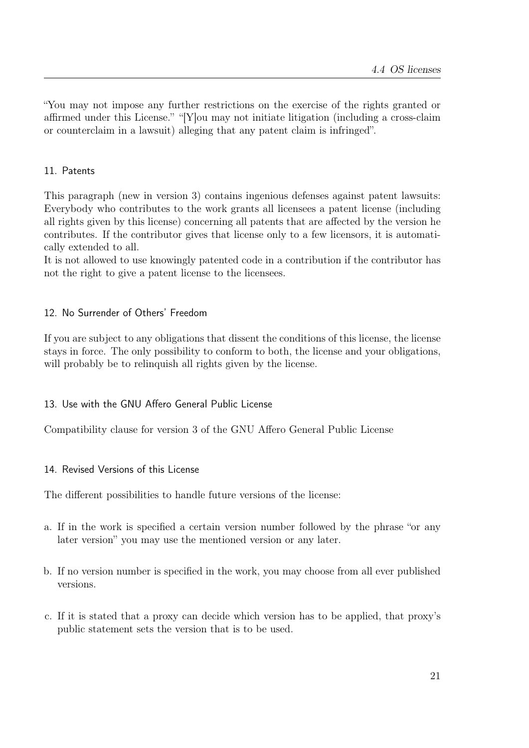“You may not impose any further restrictions on the exercise of the rights granted or affirmed under this License.” “[Y]ou may not initiate litigation (including a cross-claim or counterclaim in a lawsuit) alleging that any patent claim is infringed”.

#### 11. Patents

This paragraph (new in version 3) contains ingenious defenses against patent lawsuits: Everybody who contributes to the work grants all licensees a patent license (including all rights given by this license) concerning all patents that are affected by the version he contributes. If the contributor gives that license only to a few licensors, it is automatically extended to all.
It is not allowed to use knowingly patented code in a contribution if the contributor has not the right to give a patent license to the licensees.

#### 12. No Surrender of Others' Freedom

If you are subject to any obligations that dissent the conditions of this license, the license stays in force. The only possibility to conform to both, the license and your obligations, will probably be to relinquish all rights given by the license.

#### 13. Use with the GNU Affero General Public License

Compatibility clause for version 3 of the GNU Affero General Public License

#### 14. Revised Versions of this License

The different possibilities to handle future versions of the license:

a. If in the work is specified a certain version number followed by the phrase “or any later version” you may use the mentioned version or any later.

b. If no version number is specified in the work, you may choose from all ever published versions.

c. If it is stated that a proxy can decide which version has to be applied, that proxy's public statement sets the version that is to be used.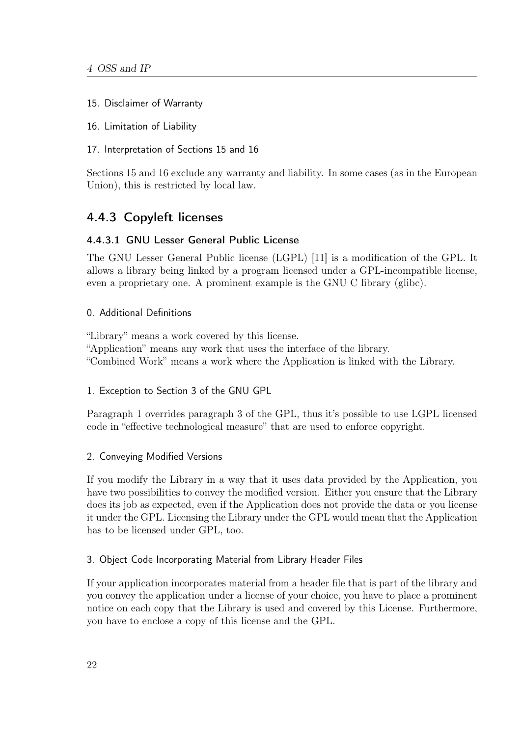15. Disclaimer of Warranty

16. Limitation of Liability

17. Interpretation of Sections 15 and 16

Sections 15 and 16 exclude any warranty and liability. In some cases (as in the European Union), this is restricted by local law.

### 4.4.3 Copyleft licenses

#### 4.4.3.1 GNU Lesser General Public License

The GNU Lesser General Public license (LGPL) [11] is a modification of the GPL. It allows a library being linked by a program licensed under a GPL-incompatible license, even a proprietary one. A prominent example is the GNU C library (glibc).

0. Additional Definitions

"Library" means a work covered by this license.
"Application" means any work that uses the interface of the library.
"Combined Work" means a work where the Application is linked with the Library.

1. Exception to Section 3 of the GNU GPL

Paragraph 1 overrides paragraph 3 of the GPL, thus it's possible to use LGPL licensed code in "effective technological measure" that are used to enforce copyright.

2. Conveying Modified Versions

If you modify the Library in a way that it uses data provided by the Application, you have two possibilities to convey the modified version. Either you ensure that the Library does its job as expected, even if the Application does not provide the data or you license it under the GPL. Licensing the Library under the GPL would mean that the Application has to be licensed under GPL, too.

3. Object Code Incorporating Material from Library Header Files

If your application incorporates material from a header file that is part of the library and you convey the application under a license of your choice, you have to place a prominent notice on each copy that the Library is used and covered by this License. Furthermore, you have to enclose a copy of this license and the GPL.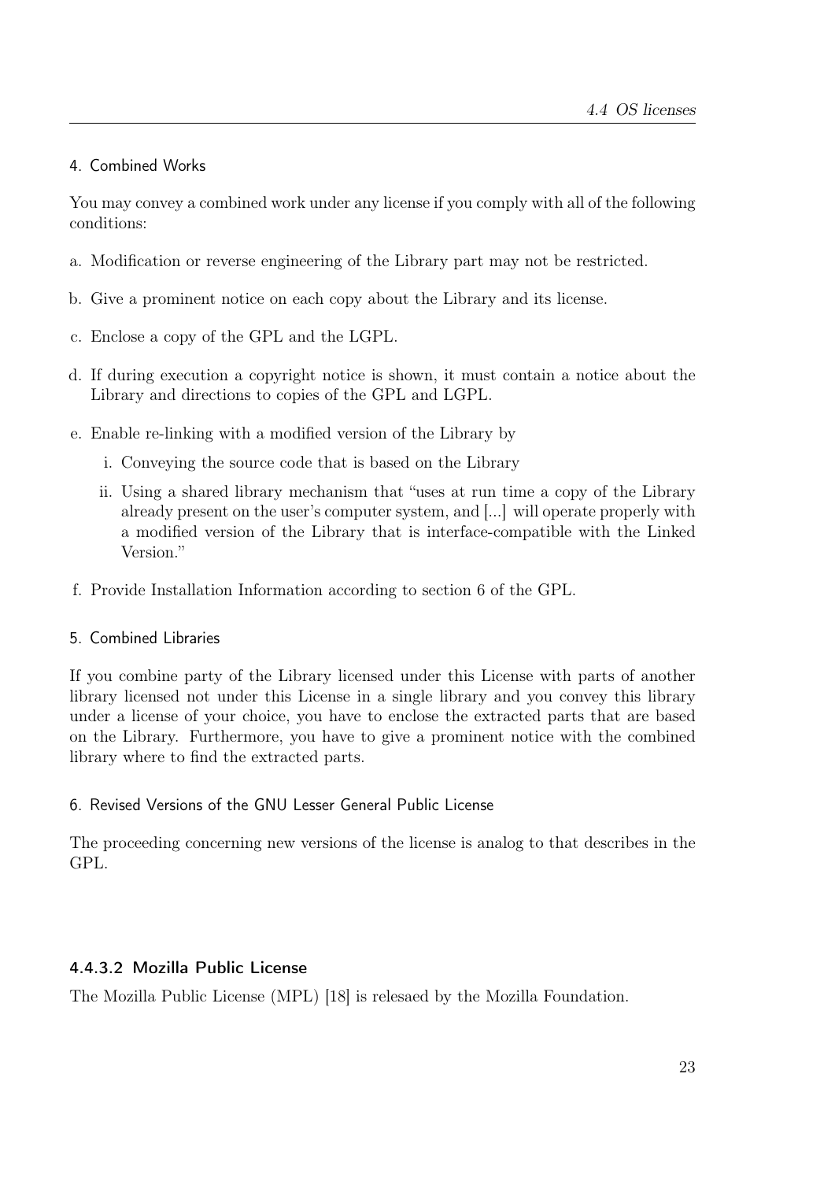#### 4. Combined Works

You may convey a combined work under any license if you comply with all of the following conditions:

a. Modification or reverse engineering of the Library part may not be restricted.

b. Give a prominent notice on each copy about the Library and its license.

c. Enclose a copy of the GPL and the LGPL.

d. If during execution a copyright notice is shown, it must contain a notice about the Library and directions to copies of the GPL and LGPL.

e. Enable re-linking with a modified version of the Library by

   i. Conveying the source code that is based on the Library

   ii. Using a shared library mechanism that "uses at run time a copy of the Library already present on the user's computer system, and [...] will operate properly with a modified version of the Library that is interface-compatible with the Linked Version."

f. Provide Installation Information according to section 6 of the GPL.

#### 5. Combined Libraries

If you combine party of the Library licensed under this License with parts of another library licensed not under this License in a single library and you convey this library under a license of your choice, you have to enclose the extracted parts that are based on the Library. Furthermore, you have to give a prominent notice with the combined library where to find the extracted parts.

#### 6. Revised Versions of the GNU Lesser General Public License

The proceeding concerning new versions of the license is analog to that describes in the GPL.

### 4.4.3.2 Mozilla Public License

The Mozilla Public License (MPL) [18] is relesaed by the Mozilla Foundation.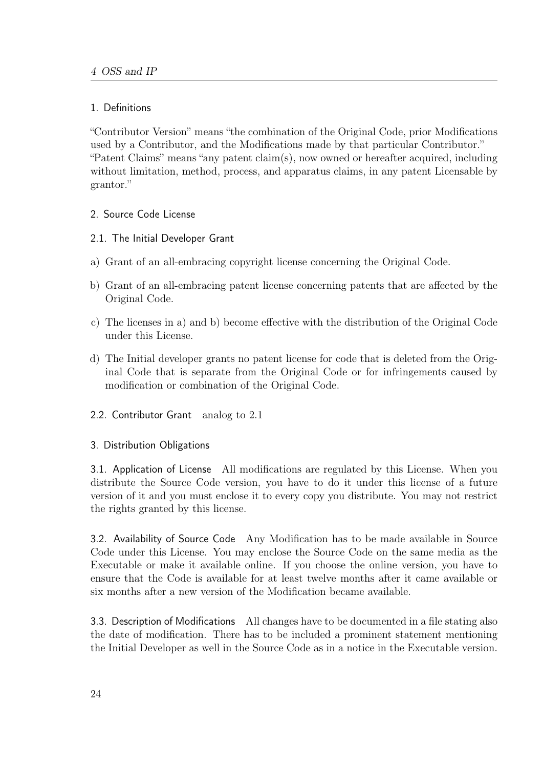### 1. Definitions

"Contributor Version" means "the combination of the Original Code, prior Modifications used by a Contributor, and the Modifications made by that particular Contributor."
"Patent Claims" means "any patent claim(s), now owned or hereafter acquired, including without limitation, method, process, and apparatus claims, in any patent Licensable by grantor."

### 2. Source Code License

#### 2.1. The Initial Developer Grant

a) Grant of an all-embracing copyright license concerning the Original Code.

b) Grant of an all-embracing patent license concerning patents that are affected by the Original Code.

c) The licenses in a) and b) become effective with the distribution of the Original Code under this License.

d) The Initial developer grants no patent license for code that is deleted from the Original Code that is separate from the Original Code or for infringements caused by modification or combination of the Original Code.

#### 2.2. Contributor Grant

analog to 2.1

### 3. Distribution Obligations

#### 3.1. Application of License

All modifications are regulated by this License. When you distribute the Source Code version, you have to do it under this license of a future version of it and you must enclose it to every copy you distribute. You may not restrict the rights granted by this license.

#### 3.2. Availability of Source Code

Any Modification has to be made available in Source Code under this License. You may enclose the Source Code on the same media as the Executable or make it available online. If you choose the online version, you have to ensure that the Code is available for at least twelve months after it came available or six months after a new version of the Modification became available.

#### 3.3. Description of Modifications

All changes have to be documented in a file stating also the date of modification. There has to be included a prominent statement mentioning the Initial Developer as well in the Source Code as in a notice in the Executable version.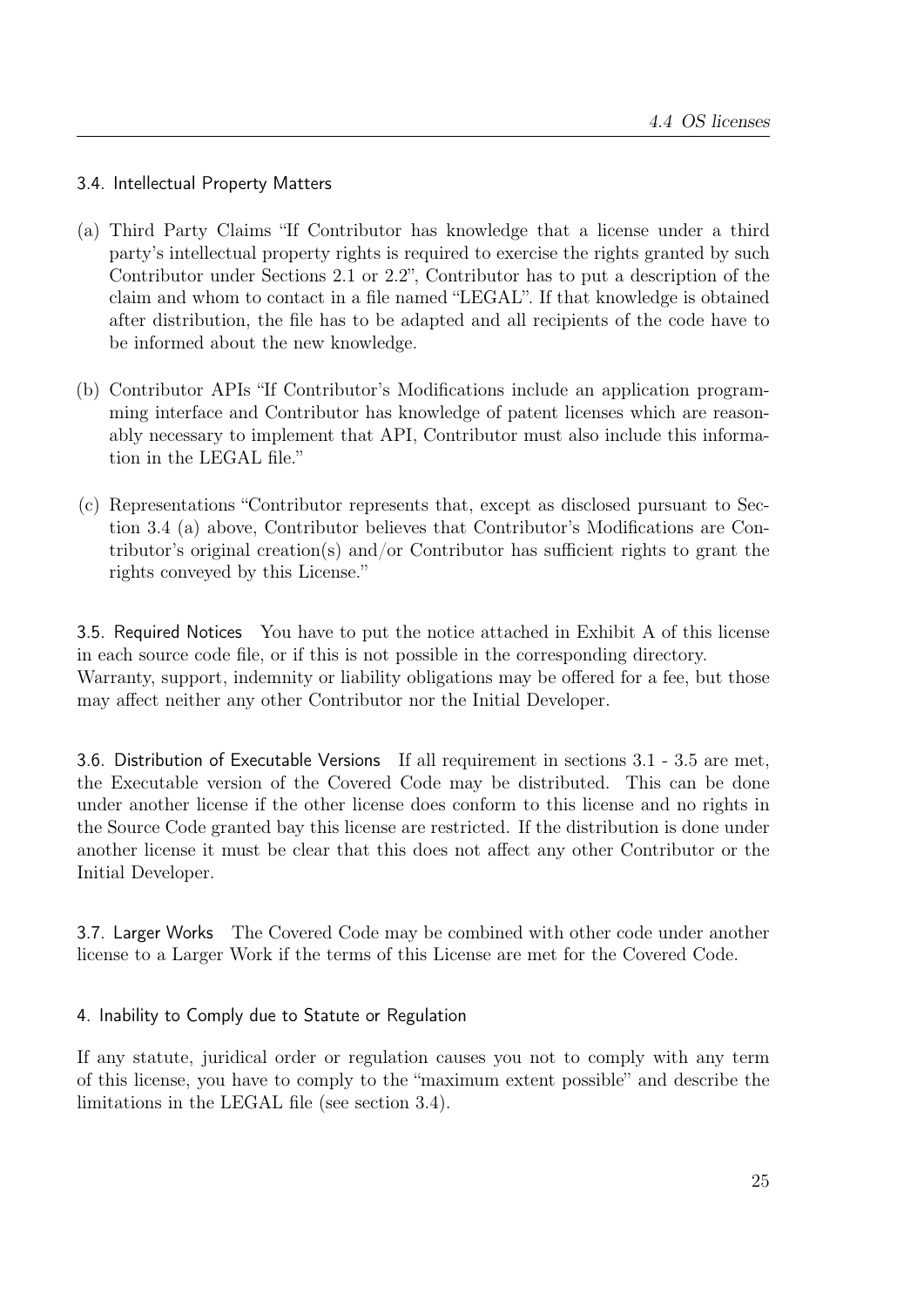#### 3.4. Intellectual Property Matters

(a) Third Party Claims "If Contributor has knowledge that a license under a third party's intellectual property rights is required to exercise the rights granted by such Contributor under Sections 2.1 or 2.2", Contributor has to put a description of the claim and whom to contact in a file named "LEGAL". If that knowledge is obtained after distribution, the file has to be adapted and all recipients of the code have to be informed about the new knowledge.

(b) Contributor APIs "If Contributor's Modifications include an application programming interface and Contributor has knowledge of patent licenses which are reasonably necessary to implement that API, Contributor must also include this information in the LEGAL file."

(c) Representations "Contributor represents that, except as disclosed pursuant to Section 3.4 (a) above, Contributor believes that Contributor's Modifications are Contributor's original creation(s) and/or Contributor has sufficient rights to grant the rights conveyed by this License."

**3.5. Required Notices** You have to put the notice attached in Exhibit A of this license in each source code file, or if this is not possible in the corresponding directory. Warranty, support, indemnity or liability obligations may be offered for a fee, but those may affect neither any other Contributor nor the Initial Developer.

**3.6. Distribution of Executable Versions** If all requirement in sections 3.1 - 3.5 are met, the Executable version of the Covered Code may be distributed. This can be done under another license if the other license does conform to this license and no rights in the Source Code granted bay this license are restricted. If the distribution is done under another license it must be clear that this does not affect any other Contributor or the Initial Developer.

**3.7. Larger Works** The Covered Code may be combined with other code under another license to a Larger Work if the terms of this License are met for the Covered Code.

#### 4. Inability to Comply due to Statute or Regulation

If any statute, juridical order or regulation causes you not to comply with any term of this license, you have to comply to the "maximum extent possible" and describe the limitations in the LEGAL file (see section 3.4).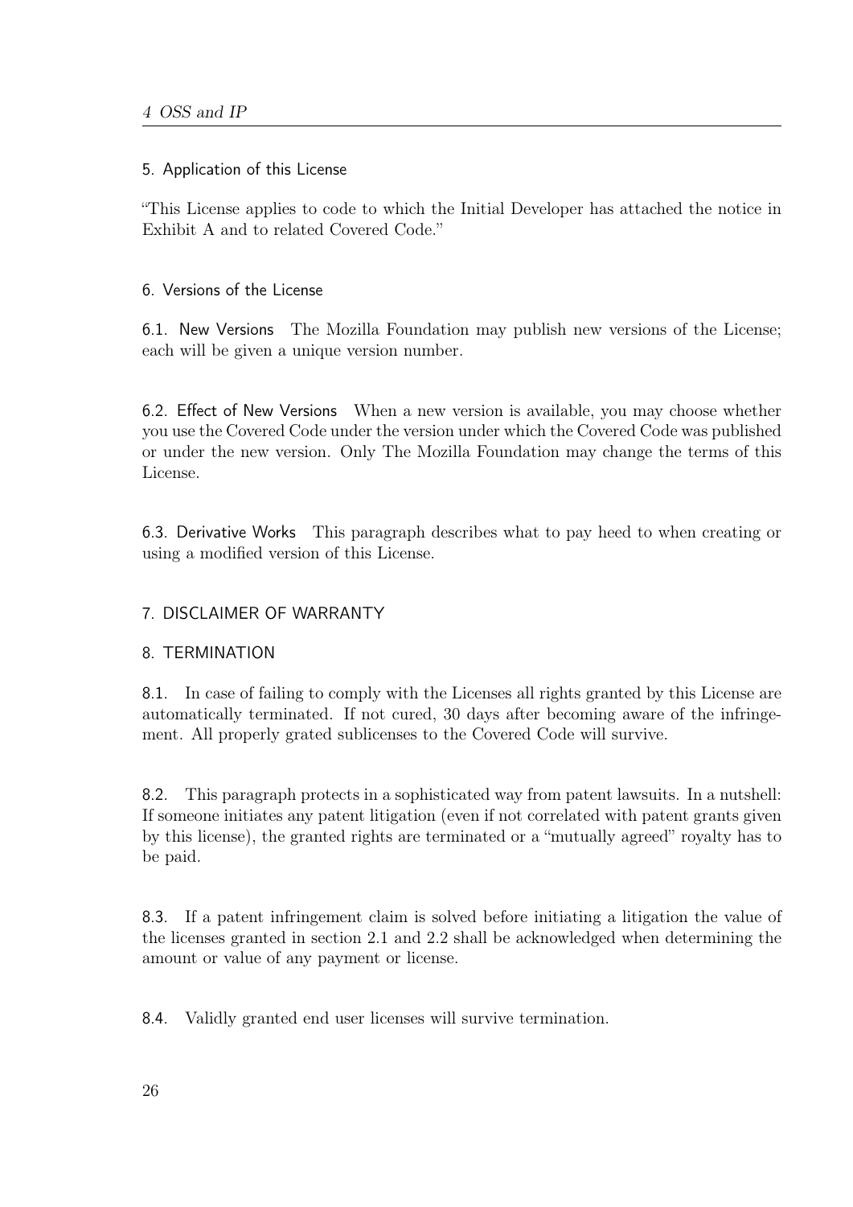### 5. Application of this License

"This License applies to code to which the Initial Developer has attached the notice in Exhibit A and to related Covered Code."

### 6. Versions of the License

**6.1. New Versions** The Mozilla Foundation may publish new versions of the License; each will be given a unique version number.

**6.2. Effect of New Versions** When a new version is available, you may choose whether you use the Covered Code under the version under which the Covered Code was published or under the new version. Only The Mozilla Foundation may change the terms of this License.

**6.3. Derivative Works** This paragraph describes what to pay heed to when creating or using a modified version of this License.

### 7. DISCLAIMER OF WARRANTY

### 8. TERMINATION

**8.1.** In case of failing to comply with the Licenses all rights granted by this License are automatically terminated. If not cured, 30 days after becoming aware of the infringement. All properly grated sublicenses to the Covered Code will survive.

**8.2.** This paragraph protects in a sophisticated way from patent lawsuits. In a nutshell: If someone initiates any patent litigation (even if not correlated with patent grants given by this license), the granted rights are terminated or a "mutually agreed" royalty has to be paid.

**8.3.** If a patent infringement claim is solved before initiating a litigation the value of the licenses granted in section 2.1 and 2.2 shall be acknowledged when determining the amount or value of any payment or license.

**8.4.** Validly granted end user licenses will survive termination.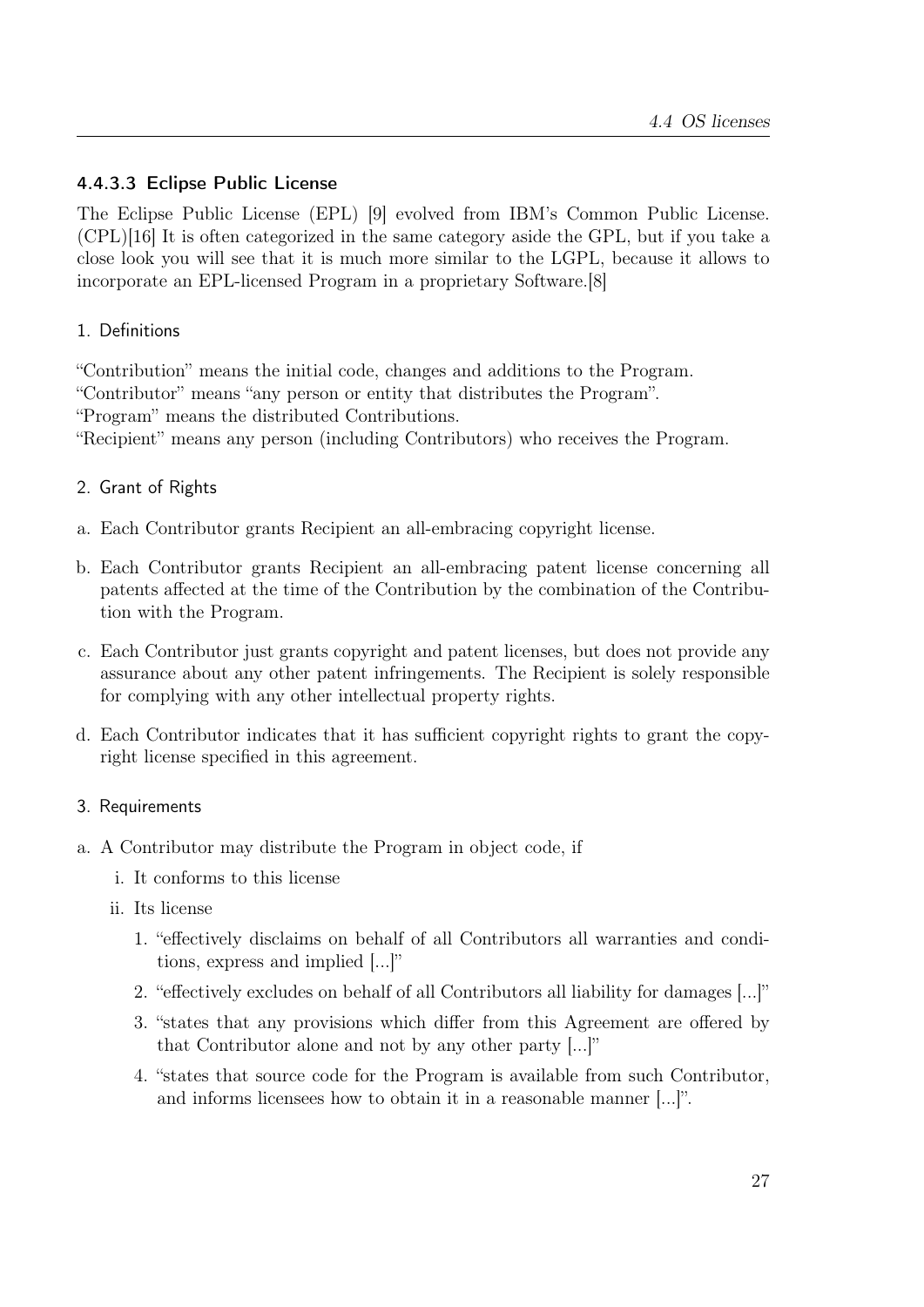#### 4.4.3.3 Eclipse Public License

The Eclipse Public License (EPL) [9] evolved from IBM's Common Public License. (CPL)[16] It is often categorized in the same category aside the GPL, but if you take a close look you will see that it is much more similar to the LGPL, because it allows to incorporate an EPL-licensed Program in a proprietary Software.[8]

1. Definitions

"Contribution" means the initial code, changes and additions to the Program.
"Contributor" means "any person or entity that distributes the Program".
"Program" means the distributed Contributions.
"Recipient" means any person (including Contributors) who receives the Program.

2. Grant of Rights

a. Each Contributor grants Recipient an all-embracing copyright license.

b. Each Contributor grants Recipient an all-embracing patent license concerning all patents affected at the time of the Contribution by the combination of the Contribution with the Program.

c. Each Contributor just grants copyright and patent licenses, but does not provide any assurance about any other patent infringements. The Recipient is solely responsible for complying with any other intellectual property rights.

d. Each Contributor indicates that it has sufficient copyright rights to grant the copyright license specified in this agreement.

3. Requirements

a. A Contributor may distribute the Program in object code, if
   i. It conforms to this license
   ii. Its license
      1. "effectively disclaims on behalf of all Contributors all warranties and conditions, express and implied [...]"
      2. "effectively excludes on behalf of all Contributors all liability for damages [...]"
      3. "states that any provisions which differ from this Agreement are offered by that Contributor alone and not by any other party [...]"
      4. "states that source code for the Program is available from such Contributor, and informs licensees how to obtain it in a reasonable manner [...]".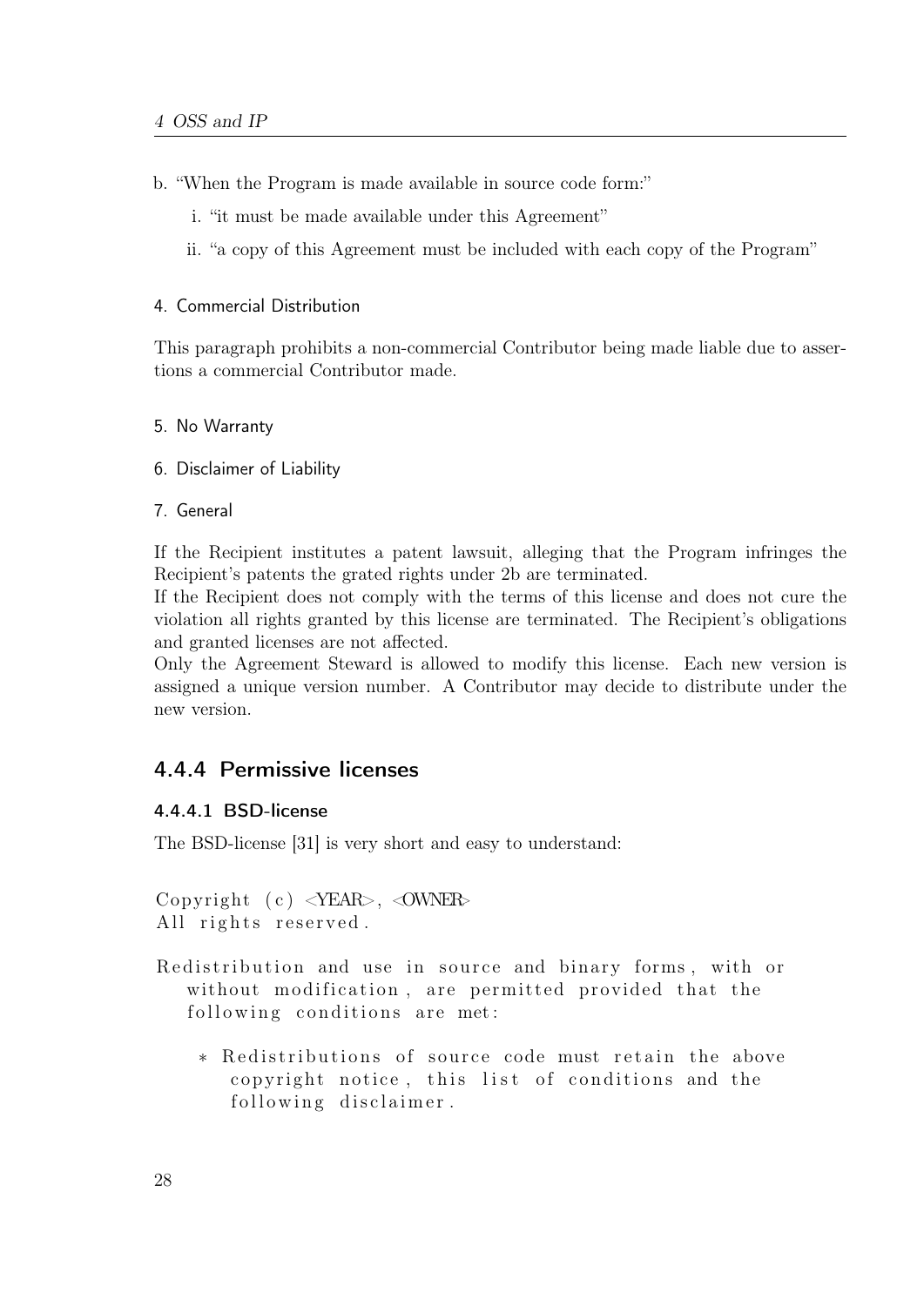b. "When the Program is made available in source code form:"

   i. "it must be made available under this Agreement"

   ii. "a copy of this Agreement must be included with each copy of the Program"

4. Commercial Distribution

This paragraph prohibits a non-commercial Contributor being made liable due to assertions a commercial Contributor made.

5. No Warranty

6. Disclaimer of Liability

7. General

If the Recipient institutes a patent lawsuit, alleging that the Program infringes the Recipient's patents the grated rights under 2b are terminated.
If the Recipient does not comply with the terms of this license and does not cure the violation all rights granted by this license are terminated. The Recipient's obligations and granted licenses are not affected.
Only the Agreement Steward is allowed to modify this license. Each new version is assigned a unique version number. A Contributor may decide to distribute under the new version.

## 4.4.4 Permissive licenses

### 4.4.4.1 BSD-license

The BSD-license [31] is very short and easy to understand:

```
Copyright (c) <YEAR>, <OWNER>
All rights reserved.

Redistribution and use in source and binary forms, with or
   without modification, are permitted provided that the
   following conditions are met:

     * Redistributions of source code must retain the above
       copyright notice, this list of conditions and the
       following disclaimer.
```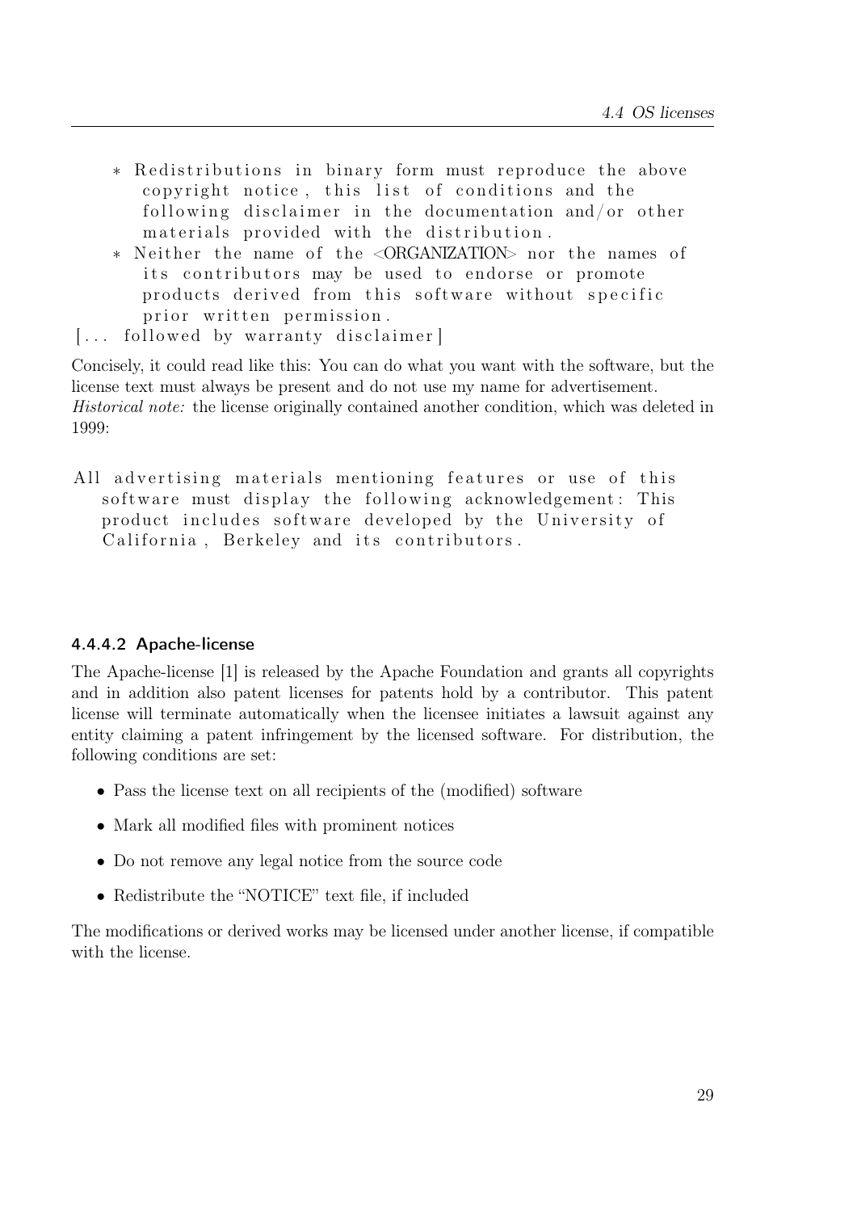```
 * Redistributions in binary form must reproduce the above
   copyright notice, this list of conditions and the
   following disclaimer in the documentation and/or other
   materials provided with the distribution.
 * Neither the name of the <ORGANIZATION> nor the names of
   its contributors may be used to endorse or promote
   products derived from this software without specific
   prior written permission.
[... followed by warranty disclaimer]
```

Concisely, it could read like this: You can do what you want with the software, but the license text must always be present and do not use my name for advertisement.
*Historical note:* the license originally contained another condition, which was deleted in 1999:

```
All advertising materials mentioning features or use of this
   software must display the following acknowledgement: This
   product includes software developed by the University of
   California, Berkeley and its contributors.
```

#### 4.4.4.2 Apache-license

The Apache-license [1] is released by the Apache Foundation and grants all copyrights and in addition also patent licenses for patents hold by a contributor. This patent license will terminate automatically when the licensee initiates a lawsuit against any entity claiming a patent infringement by the licensed software. For distribution, the following conditions are set:

- Pass the license text on all recipients of the (modified) software
- Mark all modified files with prominent notices
- Do not remove any legal notice from the source code
- Redistribute the "NOTICE" text file, if included

The modifications or derived works may be licensed under another license, if compatible with the license.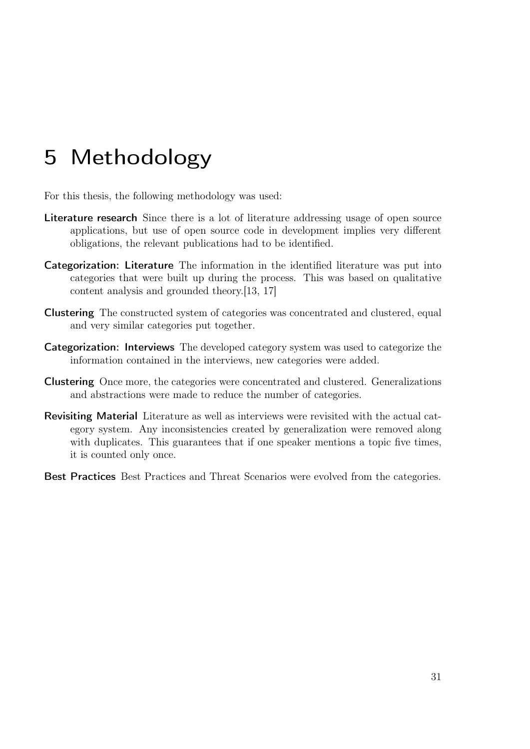# 5 Methodology

For this thesis, the following methodology was used:

**Literature research** Since there is a lot of literature addressing usage of open source applications, but use of open source code in development implies very different obligations, the relevant publications had to be identified.

**Categorization: Literature** The information in the identified literature was put into categories that were built up during the process. This was based on qualitative content analysis and grounded theory.[13, 17]

**Clustering** The constructed system of categories was concentrated and clustered, equal and very similar categories put together.

**Categorization: Interviews** The developed category system was used to categorize the information contained in the interviews, new categories were added.

**Clustering** Once more, the categories were concentrated and clustered. Generalizations and abstractions were made to reduce the number of categories.

**Revisiting Material** Literature as well as interviews were revisited with the actual category system. Any inconsistencies created by generalization were removed along with duplicates. This guarantees that if one speaker mentions a topic five times, it is counted only once.

**Best Practices** Best Practices and Threat Scenarios were evolved from the categories.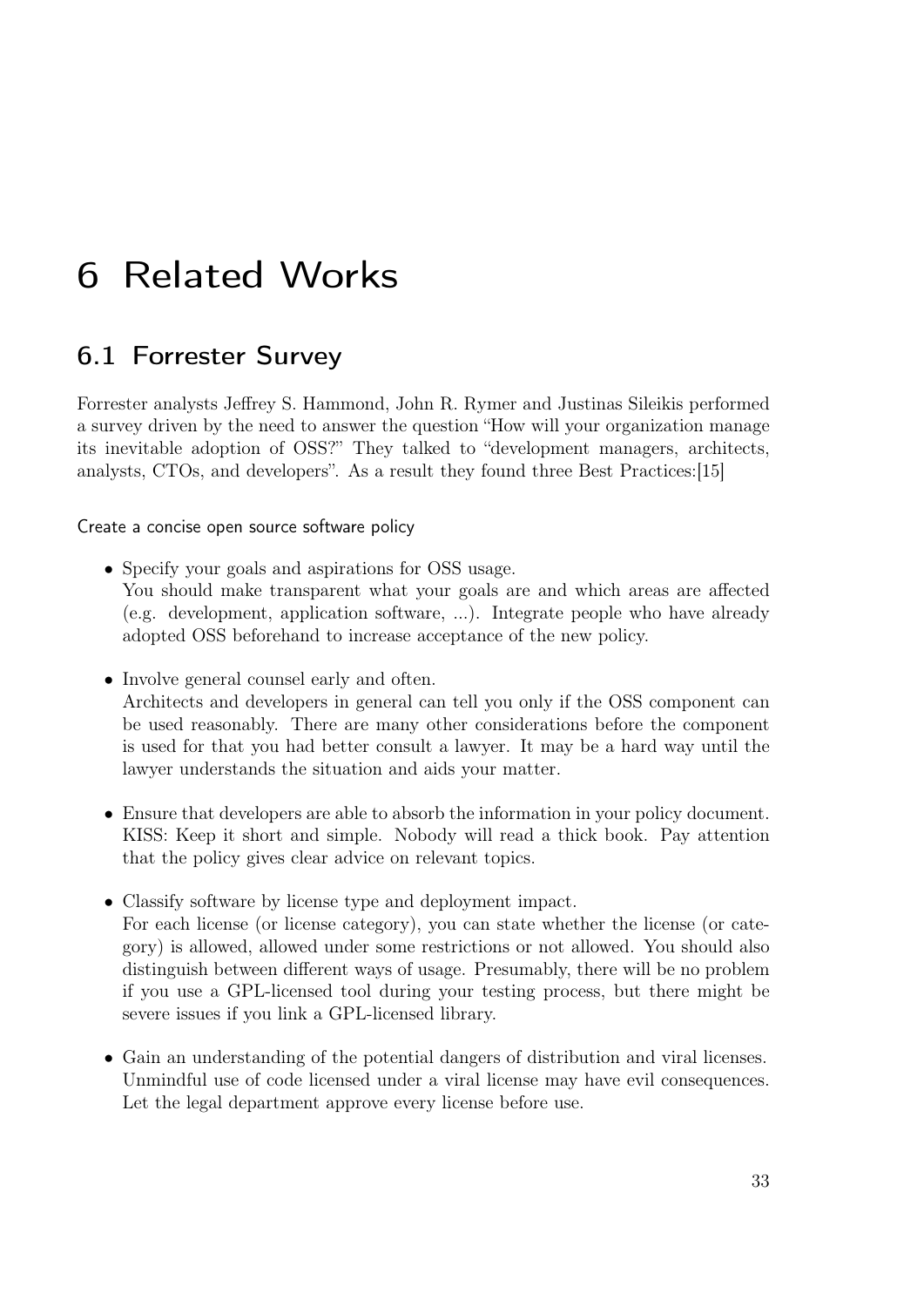# 6 Related Works

## 6.1 Forrester Survey

Forrester analysts Jeffrey S. Hammond, John R. Rymer and Justinas Sileikis performed a survey driven by the need to answer the question "How will your organization manage its inevitable adoption of OSS?" They talked to "development managers, architects, analysts, CTOs, and developers". As a result they found three Best Practices:[15]

#### Create a concise open source software policy

- Specify your goals and aspirations for OSS usage.
  You should make transparent what your goals are and which areas are affected (e.g. development, application software, ...). Integrate people who have already adopted OSS beforehand to increase acceptance of the new policy.

- Involve general counsel early and often.
  Architects and developers in general can tell you only if the OSS component can be used reasonably. There are many other considerations before the component is used for that you had better consult a lawyer. It may be a hard way until the lawyer understands the situation and aids your matter.

- Ensure that developers are able to absorb the information in your policy document.
  KISS: Keep it short and simple. Nobody will read a thick book. Pay attention that the policy gives clear advice on relevant topics.

- Classify software by license type and deployment impact.
  For each license (or license category), you can state whether the license (or category) is allowed, allowed under some restrictions or not allowed. You should also distinguish between different ways of usage. Presumably, there will be no problem if you use a GPL-licensed tool during your testing process, but there might be severe issues if you link a GPL-licensed library.

- Gain an understanding of the potential dangers of distribution and viral licenses.
  Unmindful use of code licensed under a viral license may have evil consequences. Let the legal department approve every license before use.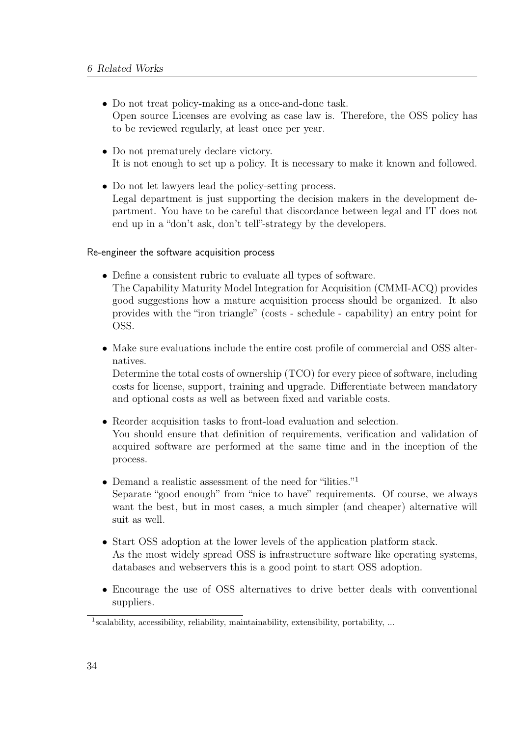- Do not treat policy-making as a once-and-done task.
  Open source Licenses are evolving as case law is. Therefore, the OSS policy has to be reviewed regularly, at least once per year.

- Do not prematurely declare victory.
  It is not enough to set up a policy. It is necessary to make it known and followed.

- Do not let lawyers lead the policy-setting process.
  Legal department is just supporting the decision makers in the development department. You have to be careful that discordance between legal and IT does not end up in a "don't ask, don't tell"-strategy by the developers.

#### Re-engineer the software acquisition process

- Define a consistent rubric to evaluate all types of software.
  The Capability Maturity Model Integration for Acquisition (CMMI-ACQ) provides good suggestions how a mature acquisition process should be organized. It also provides with the "iron triangle" (costs - schedule - capability) an entry point for OSS.

- Make sure evaluations include the entire cost profile of commercial and OSS alternatives.
  Determine the total costs of ownership (TCO) for every piece of software, including costs for license, support, training and upgrade. Differentiate between mandatory and optional costs as well as between fixed and variable costs.

- Reorder acquisition tasks to front-load evaluation and selection.
  You should ensure that definition of requirements, verification and validation of acquired software are performed at the same time and in the inception of the process.

- Demand a realistic assessment of the need for "ilities."[1]
  Separate "good enough" from "nice to have" requirements. Of course, we always want the best, but in most cases, a much simpler (and cheaper) alternative will suit as well.

- Start OSS adoption at the lower levels of the application platform stack.
  As the most widely spread OSS is infrastructure software like operating systems, databases and webservers this is a good point to start OSS adoption.

- Encourage the use of OSS alternatives to drive better deals with conventional suppliers.

[1] scalability, accessibility, reliability, maintainability, extensibility, portability, ...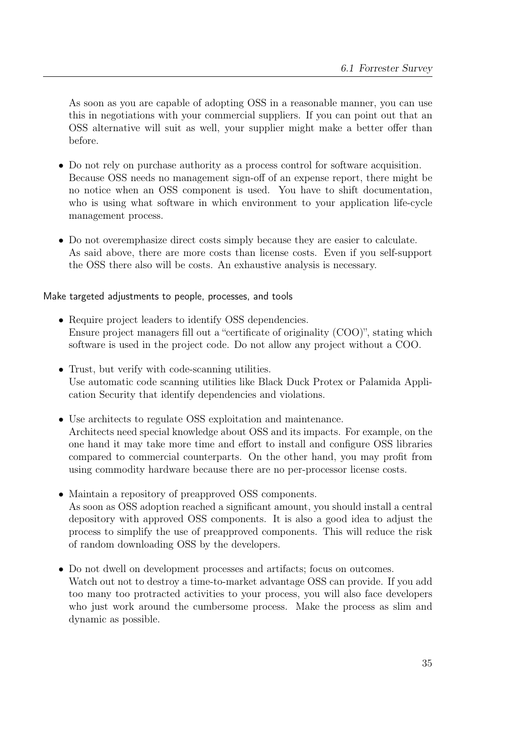As soon as you are capable of adopting OSS in a reasonable manner, you can use this in negotiations with your commercial suppliers. If you can point out that an OSS alternative will suit as well, your supplier might make a better offer than before.

- Do not rely on purchase authority as a process control for software acquisition.
  Because OSS needs no management sign-off of an expense report, there might be no notice when an OSS component is used. You have to shift documentation, who is using what software in which environment to your application life-cycle management process.

- Do not overemphasize direct costs simply because they are easier to calculate.
  As said above, there are more costs than license costs. Even if you self-support the OSS there also will be costs. An exhaustive analysis is necessary.

#### Make targeted adjustments to people, processes, and tools

- Require project leaders to identify OSS dependencies.
  Ensure project managers fill out a "certificate of originality (COO)", stating which software is used in the project code. Do not allow any project without a COO.

- Trust, but verify with code-scanning utilities.
  Use automatic code scanning utilities like Black Duck Protex or Palamida Application Security that identify dependencies and violations.

- Use architects to regulate OSS exploitation and maintenance.
  Architects need special knowledge about OSS and its impacts. For example, on the one hand it may take more time and effort to install and configure OSS libraries compared to commercial counterparts. On the other hand, you may profit from using commodity hardware because there are no per-processor license costs.

- Maintain a repository of preapproved OSS components.
  As soon as OSS adoption reached a significant amount, you should install a central depository with approved OSS components. It is also a good idea to adjust the process to simplify the use of preapproved components. This will reduce the risk of random downloading OSS by the developers.

- Do not dwell on development processes and artifacts; focus on outcomes.
  Watch out not to destroy a time-to-market advantage OSS can provide. If you add too many too protracted activities to your process, you will also face developers who just work around the cumbersome process. Make the process as slim and dynamic as possible.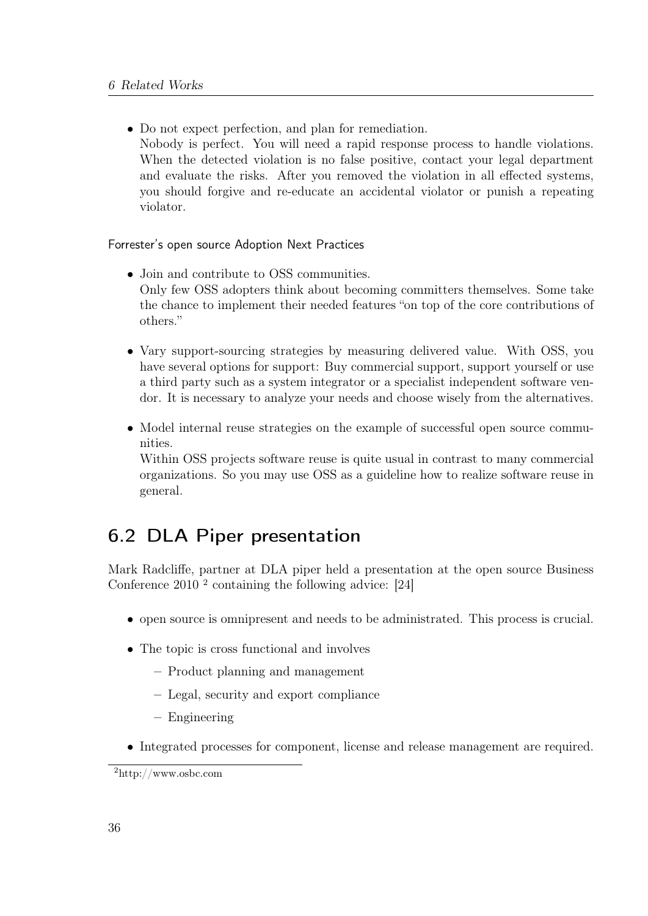- Do not expect perfection, and plan for remediation.
  Nobody is perfect. You will need a rapid response process to handle violations. When the detected violation is no false positive, contact your legal department and evaluate the risks. After you removed the violation in all effected systems, you should forgive and re-educate an accidental violator or punish a repeating violator.

#### Forrester's open source Adoption Next Practices

- Join and contribute to OSS communities.
  Only few OSS adopters think about becoming committers themselves. Some take the chance to implement their needed features "on top of the core contributions of others."

- Vary support-sourcing strategies by measuring delivered value. With OSS, you have several options for support: Buy commercial support, support yourself or use a third party such as a system integrator or a specialist independent software vendor. It is necessary to analyze your needs and choose wisely from the alternatives.

- Model internal reuse strategies on the example of successful open source communities.
  Within OSS projects software reuse is quite usual in contrast to many commercial organizations. So you may use OSS as a guideline how to realize software reuse in general.

## 6.2 DLA Piper presentation

Mark Radcliffe, partner at DLA piper held a presentation at the open source Business Conference 2010 [2] containing the following advice: [24]

- open source is omnipresent and needs to be administrated. This process is crucial.
- The topic is cross functional and involves
  - Product planning and management
  - Legal, security and export compliance
  - Engineering
- Integrated processes for component, license and release management are required.

[2] http://www.osbc.com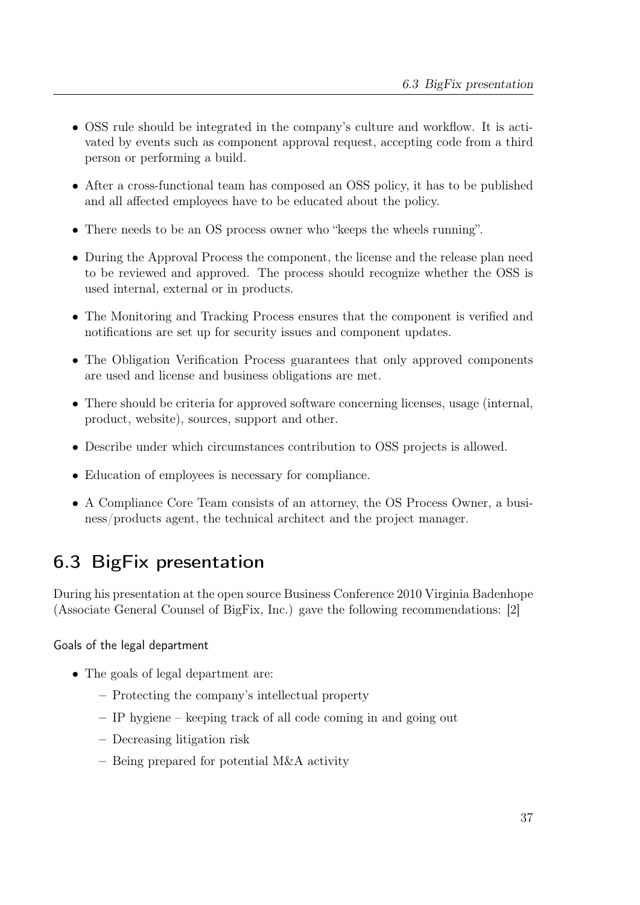- OSS rule should be integrated in the company's culture and workflow. It is activated by events such as component approval request, accepting code from a third person or performing a build.
- After a cross-functional team has composed an OSS policy, it has to be published and all affected employees have to be educated about the policy.
- There needs to be an OS process owner who "keeps the wheels running".
- During the Approval Process the component, the license and the release plan need to be reviewed and approved. The process should recognize whether the OSS is used internal, external or in products.
- The Monitoring and Tracking Process ensures that the component is verified and notifications are set up for security issues and component updates.
- The Obligation Verification Process guarantees that only approved components are used and license and business obligations are met.
- There should be criteria for approved software concerning licenses, usage (internal, product, website), sources, support and other.
- Describe under which circumstances contribution to OSS projects is allowed.
- Education of employees is necessary for compliance.
- A Compliance Core Team consists of an attorney, the OS Process Owner, a business/products agent, the technical architect and the project manager.

## 6.3 BigFix presentation

During his presentation at the open source Business Conference 2010 Virginia Badenhope (Associate General Counsel of BigFix, Inc.) gave the following recommendations: [2]

#### Goals of the legal department

- The goals of legal department are:
  - Protecting the company's intellectual property
  - IP hygiene – keeping track of all code coming in and going out
  - Decreasing litigation risk
  - Being prepared for potential M&A activity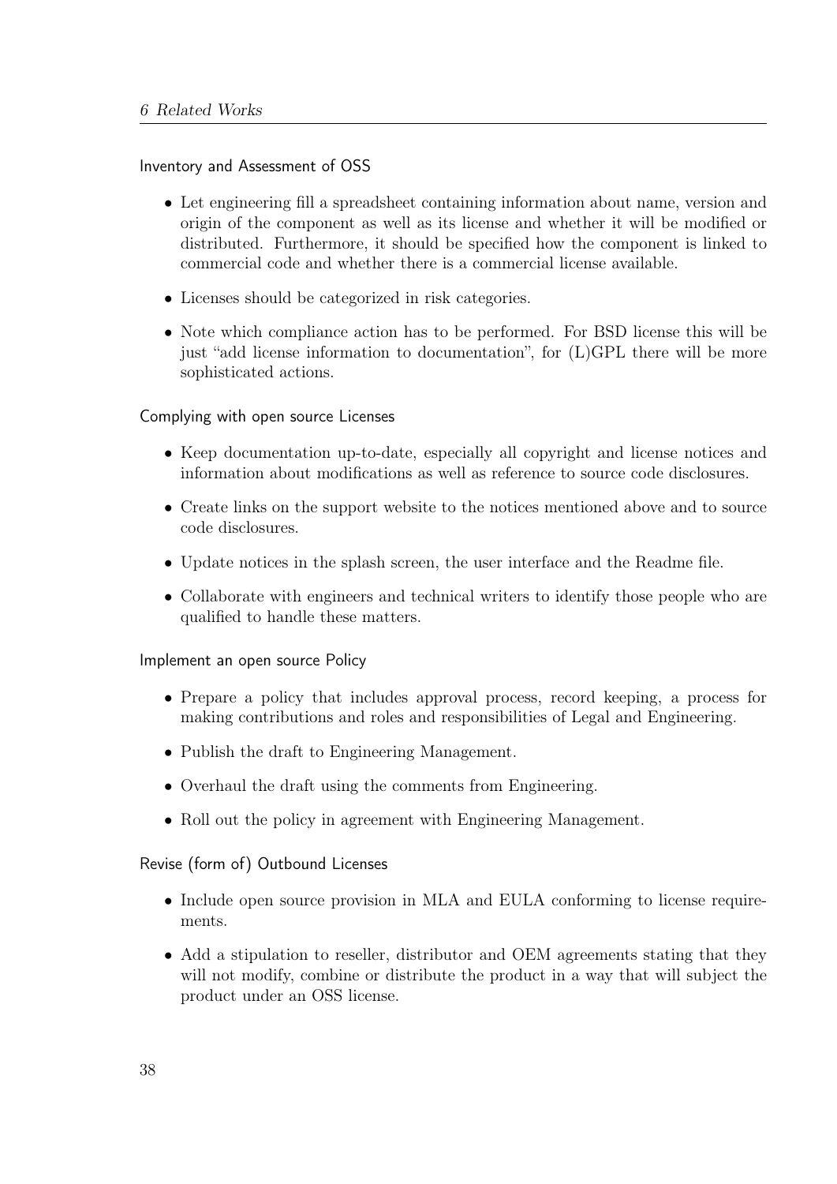#### Inventory and Assessment of OSS

- Let engineering fill a spreadsheet containing information about name, version and origin of the component as well as its license and whether it will be modified or distributed. Furthermore, it should be specified how the component is linked to commercial code and whether there is a commercial license available.
- Licenses should be categorized in risk categories.
- Note which compliance action has to be performed. For BSD license this will be just "add license information to documentation", for (L)GPL there will be more sophisticated actions.

#### Complying with open source Licenses

- Keep documentation up-to-date, especially all copyright and license notices and information about modifications as well as reference to source code disclosures.
- Create links on the support website to the notices mentioned above and to source code disclosures.
- Update notices in the splash screen, the user interface and the Readme file.
- Collaborate with engineers and technical writers to identify those people who are qualified to handle these matters.

#### Implement an open source Policy

- Prepare a policy that includes approval process, record keeping, a process for making contributions and roles and responsibilities of Legal and Engineering.
- Publish the draft to Engineering Management.
- Overhaul the draft using the comments from Engineering.
- Roll out the policy in agreement with Engineering Management.

#### Revise (form of) Outbound Licenses

- Include open source provision in MLA and EULA conforming to license requirements.
- Add a stipulation to reseller, distributor and OEM agreements stating that they will not modify, combine or distribute the product in a way that will subject the product under an OSS license.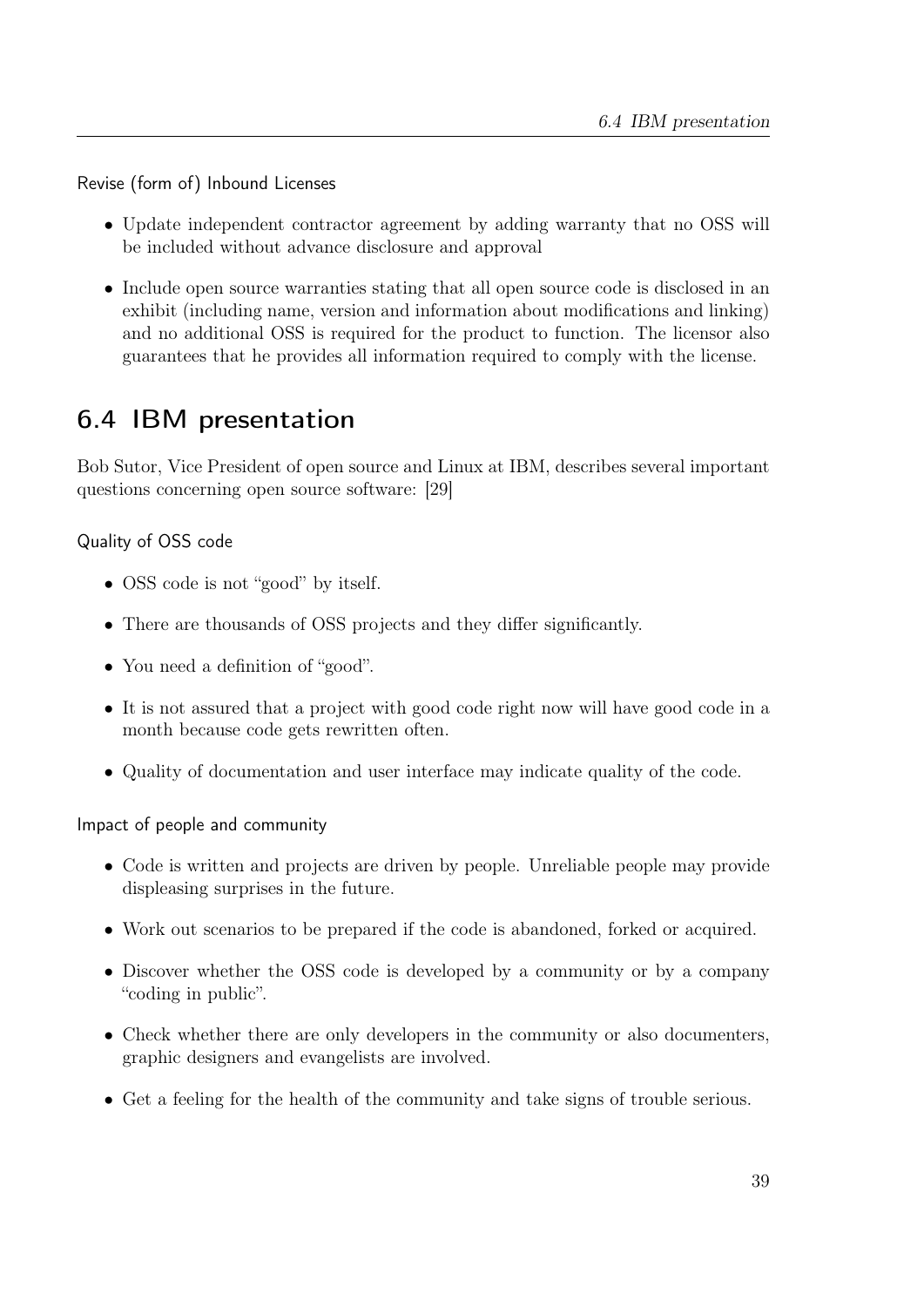#### Revise (form of) Inbound Licenses

- Update independent contractor agreement by adding warranty that no OSS will be included without advance disclosure and approval
- Include open source warranties stating that all open source code is disclosed in an exhibit (including name, version and information about modifications and linking) and no additional OSS is required for the product to function. The licensor also guarantees that he provides all information required to comply with the license.

## 6.4 IBM presentation

Bob Sutor, Vice President of open source and Linux at IBM, describes several important questions concerning open source software: [29]

#### Quality of OSS code

- OSS code is not "good" by itself.
- There are thousands of OSS projects and they differ significantly.
- You need a definition of "good".
- It is not assured that a project with good code right now will have good code in a month because code gets rewritten often.
- Quality of documentation and user interface may indicate quality of the code.

#### Impact of people and community

- Code is written and projects are driven by people. Unreliable people may provide displeasing surprises in the future.
- Work out scenarios to be prepared if the code is abandoned, forked or acquired.
- Discover whether the OSS code is developed by a community or by a company "coding in public".
- Check whether there are only developers in the community or also documenters, graphic designers and evangelists are involved.
- Get a feeling for the health of the community and take signs of trouble serious.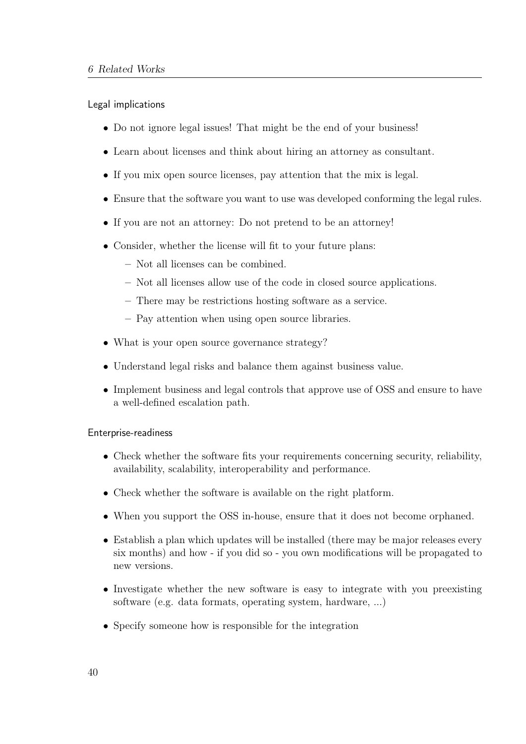#### Legal implications

- Do not ignore legal issues! That might be the end of your business!
- Learn about licenses and think about hiring an attorney as consultant.
- If you mix open source licenses, pay attention that the mix is legal.
- Ensure that the software you want to use was developed conforming the legal rules.
- If you are not an attorney: Do not pretend to be an attorney!
- Consider, whether the license will fit to your future plans:
  - Not all licenses can be combined.
  - Not all licenses allow use of the code in closed source applications.
  - There may be restrictions hosting software as a service.
  - Pay attention when using open source libraries.
- What is your open source governance strategy?
- Understand legal risks and balance them against business value.
- Implement business and legal controls that approve use of OSS and ensure to have a well-defined escalation path.

#### Enterprise-readiness

- Check whether the software fits your requirements concerning security, reliability, availability, scalability, interoperability and performance.
- Check whether the software is available on the right platform.
- When you support the OSS in-house, ensure that it does not become orphaned.
- Establish a plan which updates will be installed (there may be major releases every six months) and how - if you did so - you own modifications will be propagated to new versions.
- Investigate whether the new software is easy to integrate with you preexisting software (e.g. data formats, operating system, hardware, ...)
- Specify someone how is responsible for the integration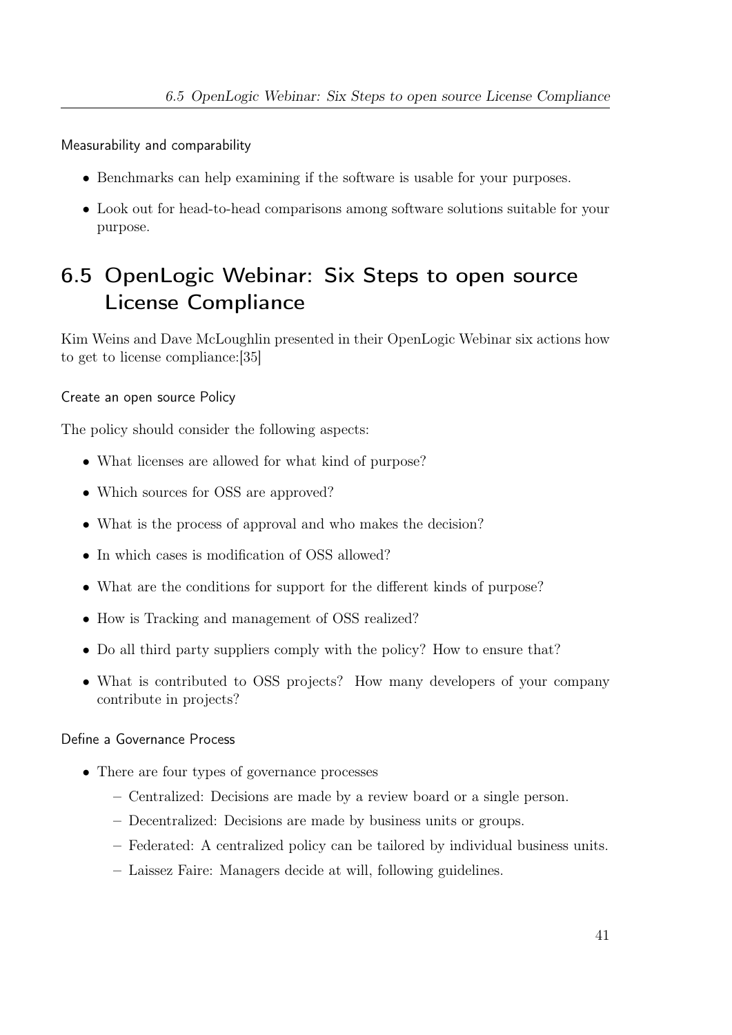#### Measurability and comparability

- Benchmarks can help examining if the software is usable for your purposes.
- Look out for head-to-head comparisons among software solutions suitable for your purpose.

## 6.5 OpenLogic Webinar: Six Steps to open source License Compliance

Kim Weins and Dave McLoughlin presented in their OpenLogic Webinar six actions how to get to license compliance:[35]

#### Create an open source Policy

The policy should consider the following aspects:

- What licenses are allowed for what kind of purpose?
- Which sources for OSS are approved?
- What is the process of approval and who makes the decision?
- In which cases is modification of OSS allowed?
- What are the conditions for support for the different kinds of purpose?
- How is Tracking and management of OSS realized?
- Do all third party suppliers comply with the policy? How to ensure that?
- What is contributed to OSS projects? How many developers of your company contribute in projects?

#### Define a Governance Process

- There are four types of governance processes
  - Centralized: Decisions are made by a review board or a single person.
  - Decentralized: Decisions are made by business units or groups.
  - Federated: A centralized policy can be tailored by individual business units.
  - Laissez Faire: Managers decide at will, following guidelines.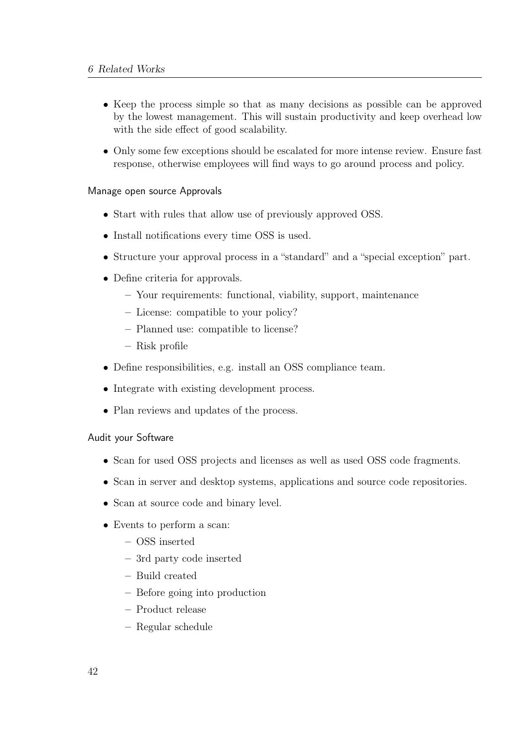- Keep the process simple so that as many decisions as possible can be approved by the lowest management. This will sustain productivity and keep overhead low with the side effect of good scalability.
- Only some few exceptions should be escalated for more intense review. Ensure fast response, otherwise employees will find ways to go around process and policy.

#### Manage open source Approvals

- Start with rules that allow use of previously approved OSS.
- Install notifications every time OSS is used.
- Structure your approval process in a "standard" and a "special exception" part.
- Define criteria for approvals.
  - Your requirements: functional, viability, support, maintenance
  - License: compatible to your policy?
  - Planned use: compatible to license?
  - Risk profile
- Define responsibilities, e.g. install an OSS compliance team.
- Integrate with existing development process.
- Plan reviews and updates of the process.

#### Audit your Software

- Scan for used OSS projects and licenses as well as used OSS code fragments.
- Scan in server and desktop systems, applications and source code repositories.
- Scan at source code and binary level.
- Events to perform a scan:
  - OSS inserted
  - 3rd party code inserted
  - Build created
  - Before going into production
  - Product release
  - Regular schedule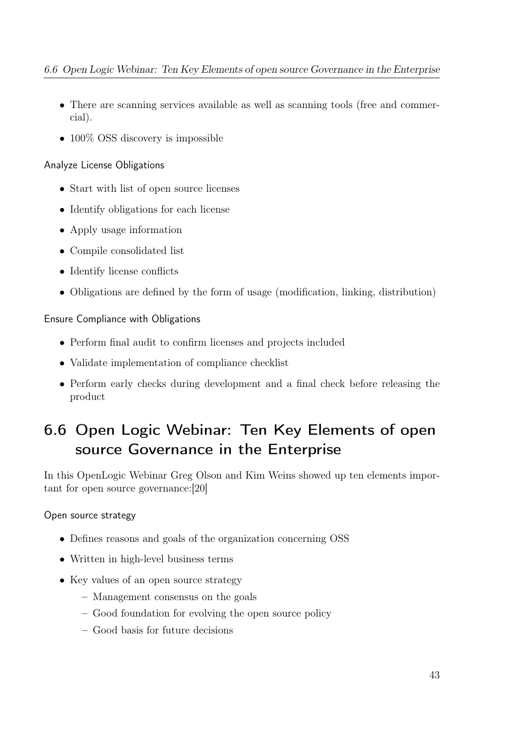- There are scanning services available as well as scanning tools (free and commercial).
- 100% OSS discovery is impossible

#### Analyze License Obligations

- Start with list of open source licenses
- Identify obligations for each license
- Apply usage information
- Compile consolidated list
- Identify license conflicts
- Obligations are defined by the form of usage (modification, linking, distribution)

#### Ensure Compliance with Obligations

- Perform final audit to confirm licenses and projects included
- Validate implementation of compliance checklist
- Perform early checks during development and a final check before releasing the product

## 6.6 Open Logic Webinar: Ten Key Elements of open source Governance in the Enterprise

In this OpenLogic Webinar Greg Olson and Kim Weins showed up ten elements important for open source governance:[20]

#### Open source strategy

- Defines reasons and goals of the organization concerning OSS
- Written in high-level business terms
- Key values of an open source strategy
  - Management consensus on the goals
  - Good foundation for evolving the open source policy
  - Good basis for future decisions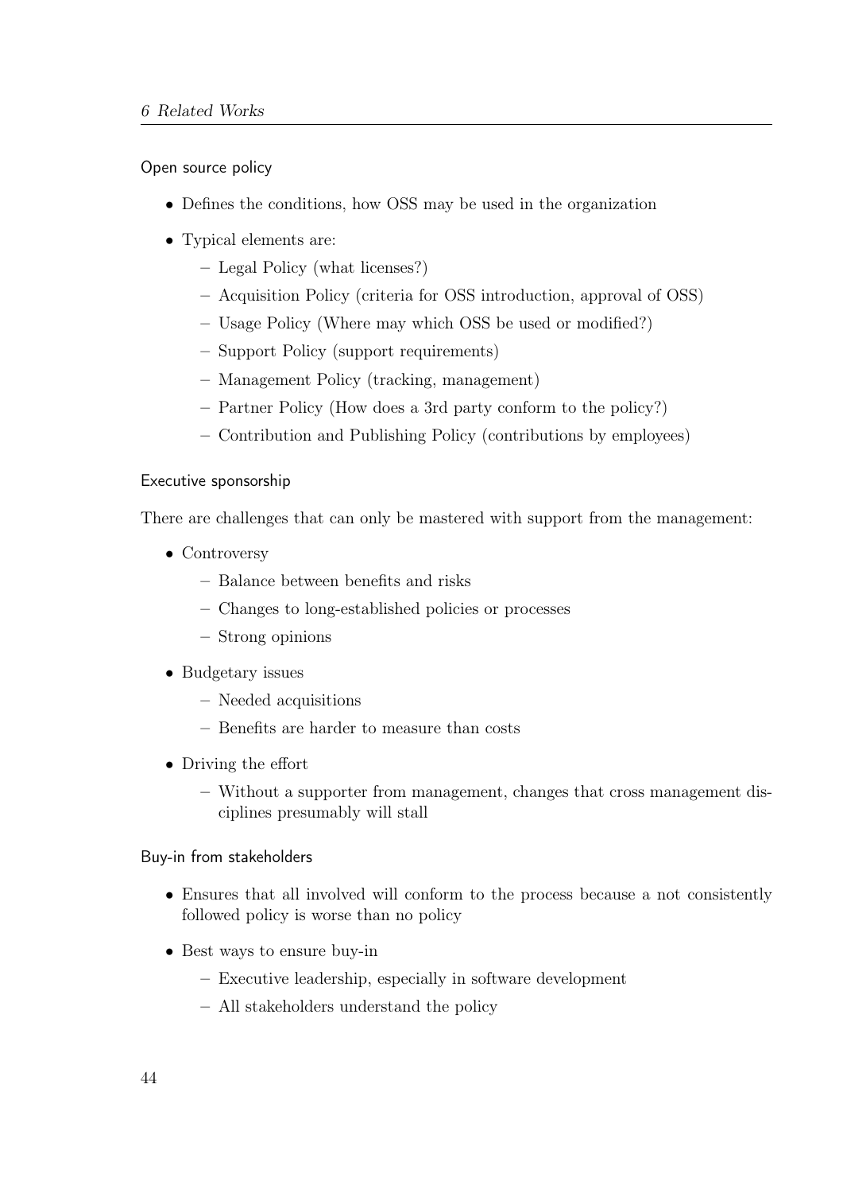#### Open source policy

- Defines the conditions, how OSS may be used in the organization
- Typical elements are:
  - Legal Policy (what licenses?)
  - Acquisition Policy (criteria for OSS introduction, approval of OSS)
  - Usage Policy (Where may which OSS be used or modified?)
  - Support Policy (support requirements)
  - Management Policy (tracking, management)
  - Partner Policy (How does a 3rd party conform to the policy?)
  - Contribution and Publishing Policy (contributions by employees)

#### Executive sponsorship

There are challenges that can only be mastered with support from the management:

- Controversy
  - Balance between benefits and risks
  - Changes to long-established policies or processes
  - Strong opinions
- Budgetary issues
  - Needed acquisitions
  - Benefits are harder to measure than costs
- Driving the effort
  - Without a supporter from management, changes that cross management disciplines presumably will stall

#### Buy-in from stakeholders

- Ensures that all involved will conform to the process because a not consistently followed policy is worse than no policy
- Best ways to ensure buy-in
  - Executive leadership, especially in software development
  - All stakeholders understand the policy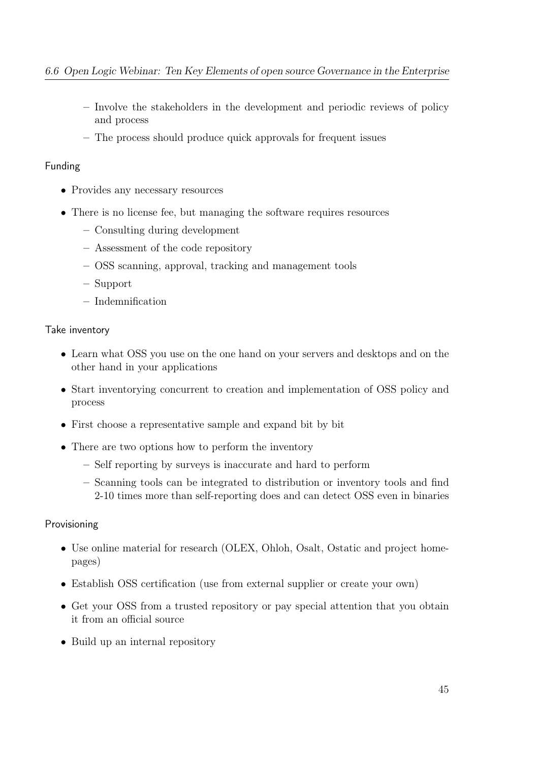- Involve the stakeholders in the development and periodic reviews of policy and process
- The process should produce quick approvals for frequent issues

#### Funding

- Provides any necessary resources
- There is no license fee, but managing the software requires resources
  - Consulting during development
  - Assessment of the code repository
  - OSS scanning, approval, tracking and management tools
  - Support
  - Indemnification

#### Take inventory

- Learn what OSS you use on the one hand on your servers and desktops and on the other hand in your applications
- Start inventorying concurrent to creation and implementation of OSS policy and process
- First choose a representative sample and expand bit by bit
- There are two options how to perform the inventory
  - Self reporting by surveys is inaccurate and hard to perform
  - Scanning tools can be integrated to distribution or inventory tools and find 2-10 times more than self-reporting does and can detect OSS even in binaries

#### Provisioning

- Use online material for research (OLEX, Ohloh, Osalt, Ostatic and project homepages)
- Establish OSS certification (use from external supplier or create your own)
- Get your OSS from a trusted repository or pay special attention that you obtain it from an official source
- Build up an internal repository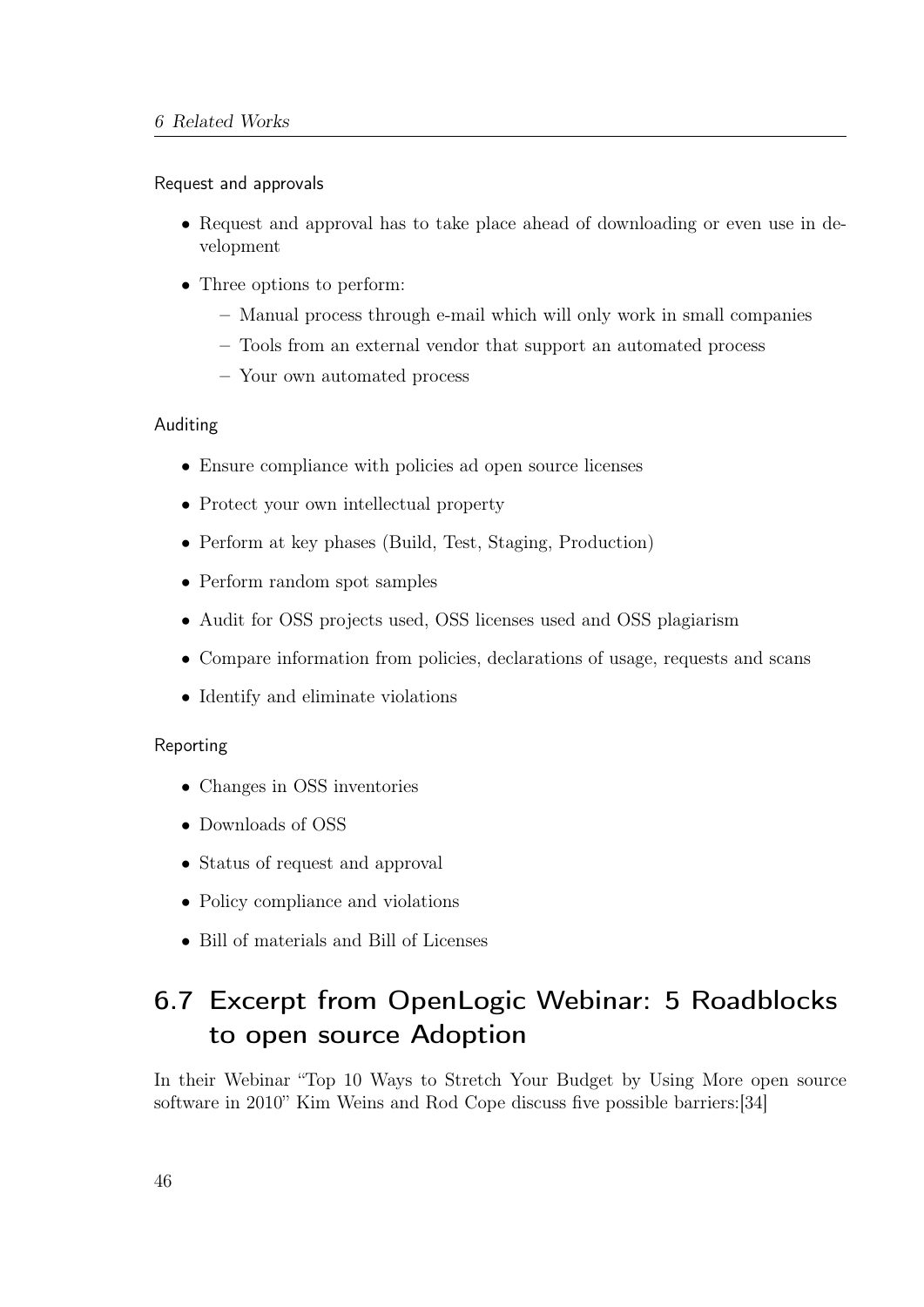#### Request and approvals

- Request and approval has to take place ahead of downloading or even use in development
- Three options to perform:
  - Manual process through e-mail which will only work in small companies
  - Tools from an external vendor that support an automated process
  - Your own automated process

#### Auditing

- Ensure compliance with policies ad open source licenses
- Protect your own intellectual property
- Perform at key phases (Build, Test, Staging, Production)
- Perform random spot samples
- Audit for OSS projects used, OSS licenses used and OSS plagiarism
- Compare information from policies, declarations of usage, requests and scans
- Identify and eliminate violations

#### Reporting

- Changes in OSS inventories
- Downloads of OSS
- Status of request and approval
- Policy compliance and violations
- Bill of materials and Bill of Licenses

## 6.7 Excerpt from OpenLogic Webinar: 5 Roadblocks to open source Adoption

In their Webinar "Top 10 Ways to Stretch Your Budget by Using More open source software in 2010" Kim Weins and Rod Cope discuss five possible barriers:[34]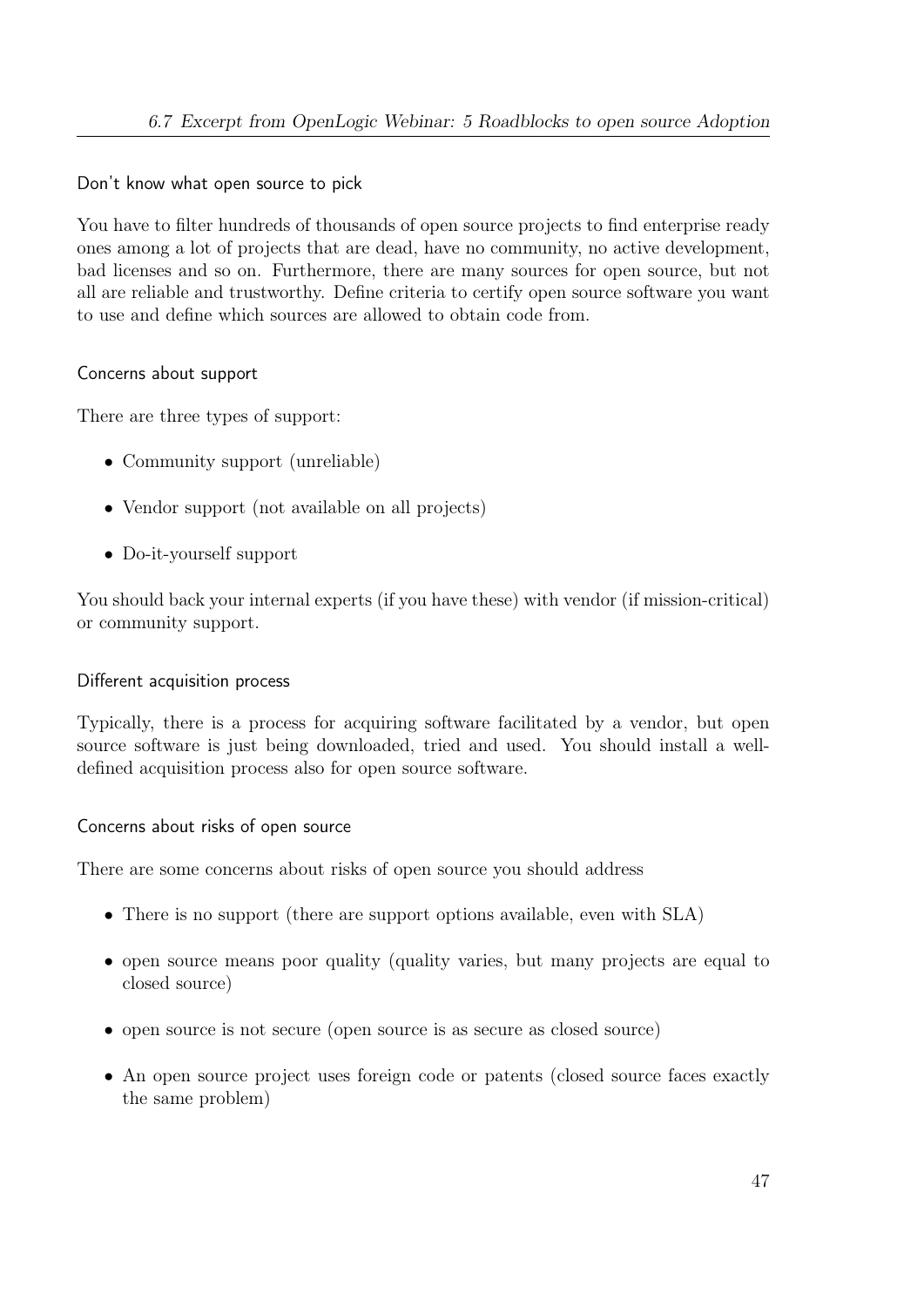#### Don't know what open source to pick

You have to filter hundreds of thousands of open source projects to find enterprise ready ones among a lot of projects that are dead, have no community, no active development, bad licenses and so on. Furthermore, there are many sources for open source, but not all are reliable and trustworthy. Define criteria to certify open source software you want to use and define which sources are allowed to obtain code from.

#### Concerns about support

There are three types of support:

- Community support (unreliable)
- Vendor support (not available on all projects)
- Do-it-yourself support

You should back your internal experts (if you have these) with vendor (if mission-critical) or community support.

#### Different acquisition process

Typically, there is a process for acquiring software facilitated by a vendor, but open source software is just being downloaded, tried and used. You should install a well-defined acquisition process also for open source software.

#### Concerns about risks of open source

There are some concerns about risks of open source you should address

- There is no support (there are support options available, even with SLA)
- open source means poor quality (quality varies, but many projects are equal to closed source)
- open source is not secure (open source is as secure as closed source)
- An open source project uses foreign code or patents (closed source faces exactly the same problem)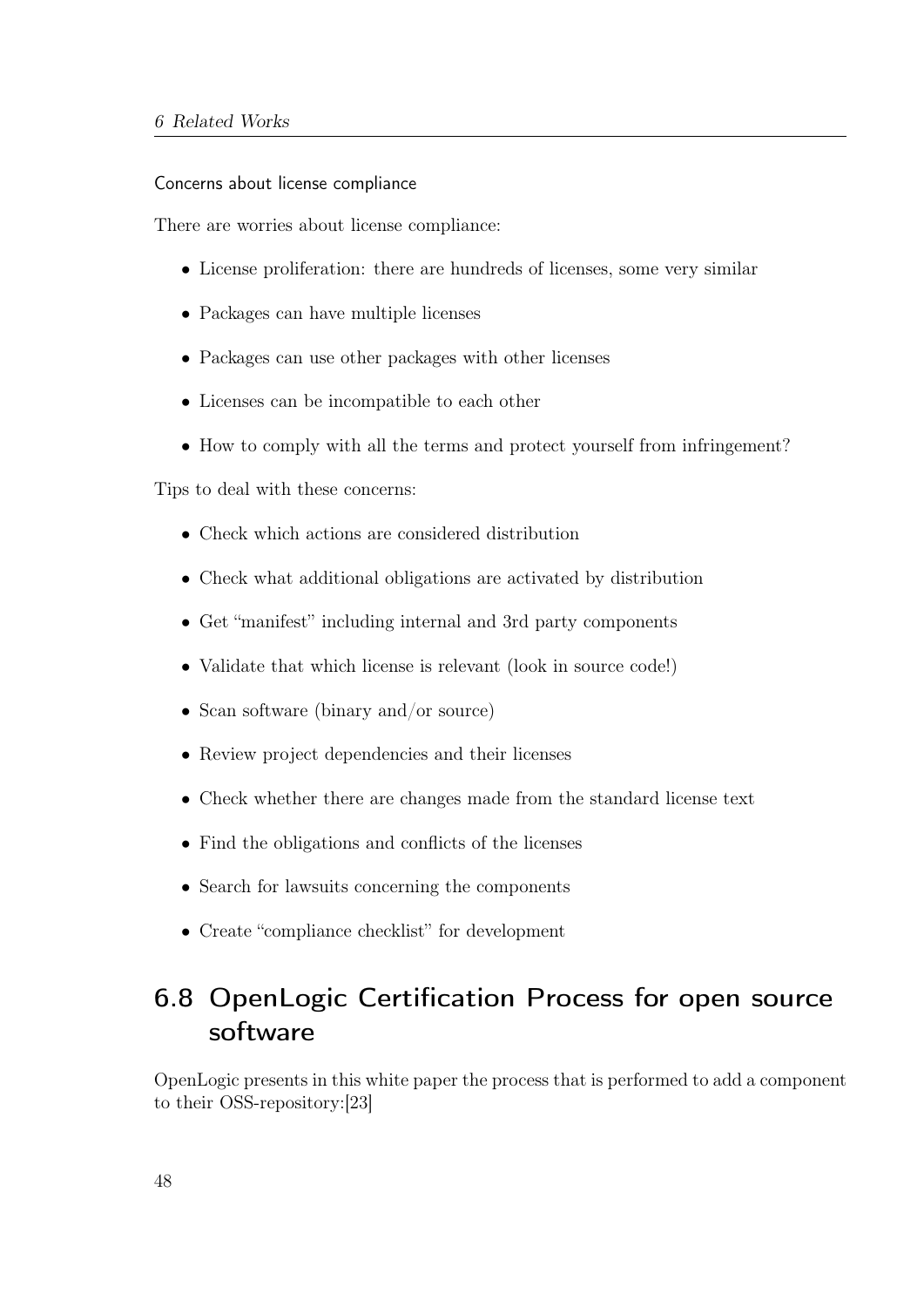#### Concerns about license compliance

There are worries about license compliance:

- License proliferation: there are hundreds of licenses, some very similar
- Packages can have multiple licenses
- Packages can use other packages with other licenses
- Licenses can be incompatible to each other
- How to comply with all the terms and protect yourself from infringement?

Tips to deal with these concerns:

- Check which actions are considered distribution
- Check what additional obligations are activated by distribution
- Get "manifest" including internal and 3rd party components
- Validate that which license is relevant (look in source code!)
- Scan software (binary and/or source)
- Review project dependencies and their licenses
- Check whether there are changes made from the standard license text
- Find the obligations and conflicts of the licenses
- Search for lawsuits concerning the components
- Create "compliance checklist" for development

## 6.8 OpenLogic Certification Process for open source software

OpenLogic presents in this white paper the process that is performed to add a component to their OSS-repository:[23]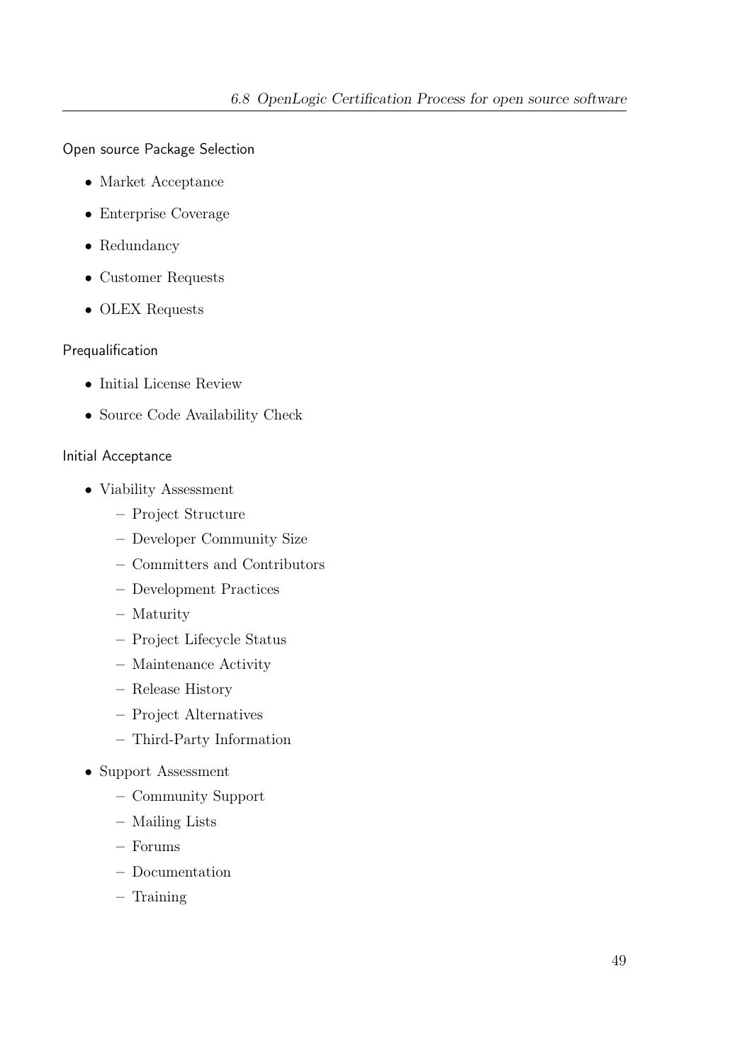#### Open source Package Selection

- Market Acceptance
- Enterprise Coverage
- Redundancy
- Customer Requests
- OLEX Requests

#### Prequalification

- Initial License Review
- Source Code Availability Check

#### Initial Acceptance

- Viability Assessment
  - Project Structure
  - Developer Community Size
  - Committers and Contributors
  - Development Practices
  - Maturity
  - Project Lifecycle Status
  - Maintenance Activity
  - Release History
  - Project Alternatives
  - Third-Party Information
- Support Assessment
  - Community Support
  - Mailing Lists
  - Forums
  - Documentation
  - Training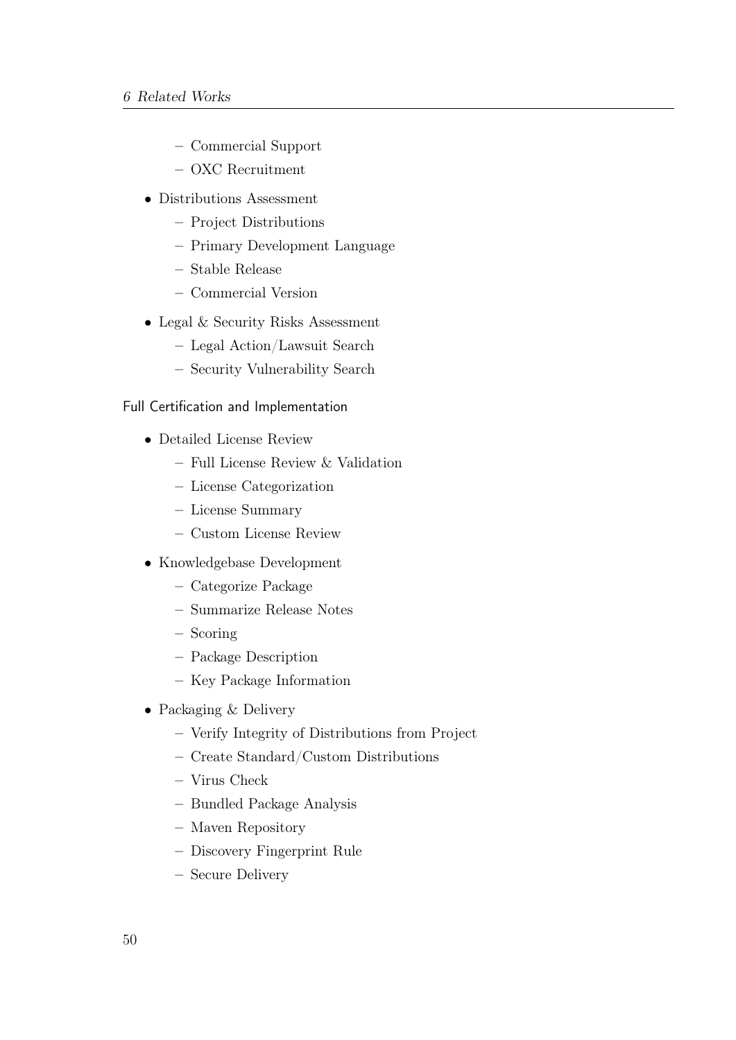- Commercial Support
  - OXC Recruitment
- Distributions Assessment
  - Project Distributions
  - Primary Development Language
  - Stable Release
  - Commercial Version
- Legal & Security Risks Assessment
  - Legal Action/Lawsuit Search
  - Security Vulnerability Search

#### Full Certification and Implementation

- Detailed License Review
  - Full License Review & Validation
  - License Categorization
  - License Summary
  - Custom License Review
- Knowledgebase Development
  - Categorize Package
  - Summarize Release Notes
  - Scoring
  - Package Description
  - Key Package Information
- Packaging & Delivery
  - Verify Integrity of Distributions from Project
  - Create Standard/Custom Distributions
  - Virus Check
  - Bundled Package Analysis
  - Maven Repository
  - Discovery Fingerprint Rule
  - Secure Delivery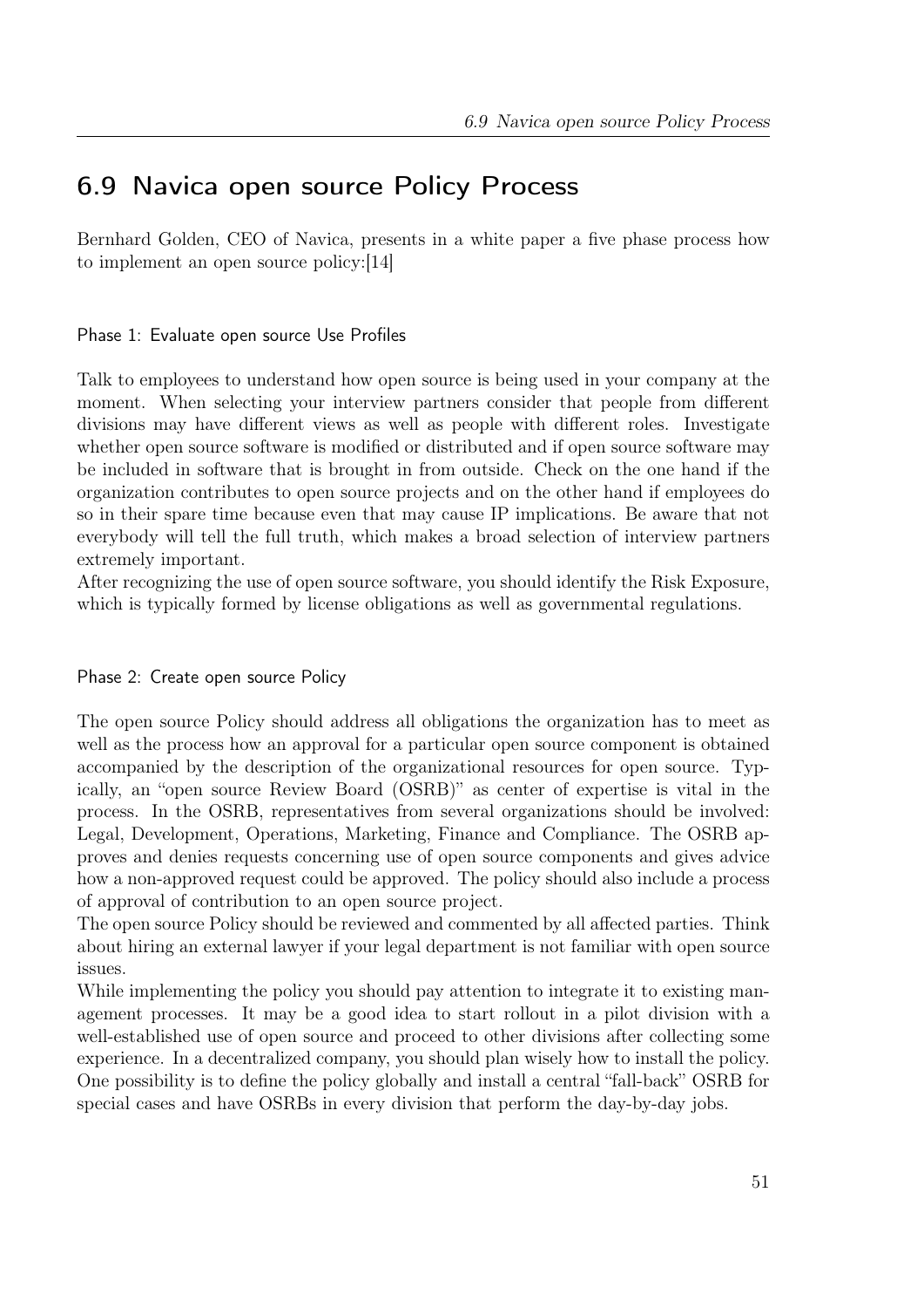## 6.9 Navica open source Policy Process

Bernhard Golden, CEO of Navica, presents in a white paper a five phase process how to implement an open source policy:[14]

#### Phase 1: Evaluate open source Use Profiles

Talk to employees to understand how open source is being used in your company at the moment. When selecting your interview partners consider that people from different divisions may have different views as well as people with different roles. Investigate whether open source software is modified or distributed and if open source software may be included in software that is brought in from outside. Check on the one hand if the organization contributes to open source projects and on the other hand if employees do so in their spare time because even that may cause IP implications. Be aware that not everybody will tell the full truth, which makes a broad selection of interview partners extremely important.

After recognizing the use of open source software, you should identify the Risk Exposure, which is typically formed by license obligations as well as governmental regulations.

#### Phase 2: Create open source Policy

The open source Policy should address all obligations the organization has to meet as well as the process how an approval for a particular open source component is obtained accompanied by the description of the organizational resources for open source. Typically, an "open source Review Board (OSRB)" as center of expertise is vital in the process. In the OSRB, representatives from several organizations should be involved: Legal, Development, Operations, Marketing, Finance and Compliance. The OSRB approves and denies requests concerning use of open source components and gives advice how a non-approved request could be approved. The policy should also include a process of approval of contribution to an open source project.

The open source Policy should be reviewed and commented by all affected parties. Think about hiring an external lawyer if your legal department is not familiar with open source issues.

While implementing the policy you should pay attention to integrate it to existing management processes. It may be a good idea to start rollout in a pilot division with a well-established use of open source and proceed to other divisions after collecting some experience. In a decentralized company, you should plan wisely how to install the policy. One possibility is to define the policy globally and install a central "fall-back" OSRB for special cases and have OSRBs in every division that perform the day-by-day jobs.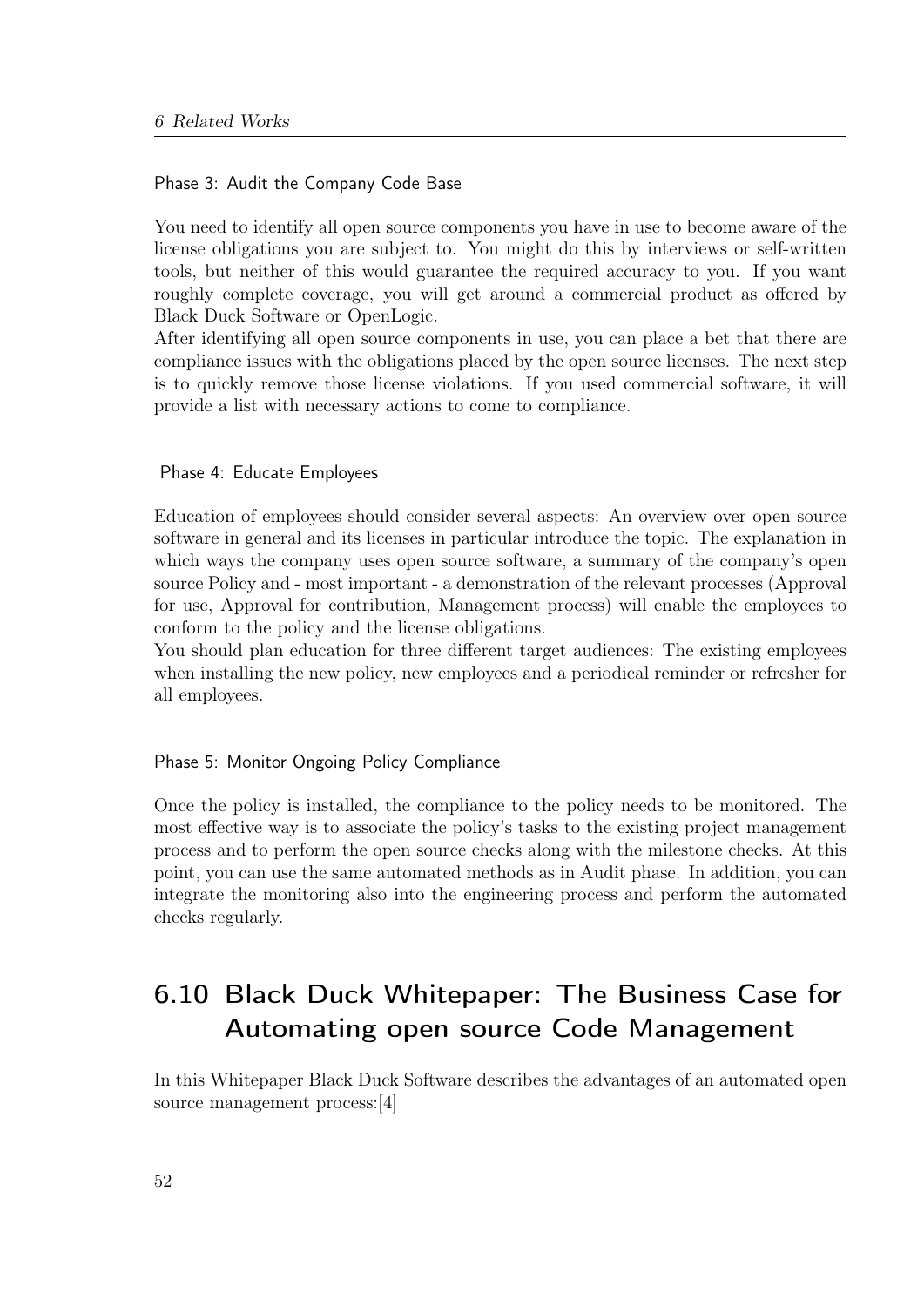#### Phase 3: Audit the Company Code Base

You need to identify all open source components you have in use to become aware of the license obligations you are subject to. You might do this by interviews or self-written tools, but neither of this would guarantee the required accuracy to you. If you want roughly complete coverage, you will get around a commercial product as offered by Black Duck Software or OpenLogic.
After identifying all open source components in use, you can place a bet that there are compliance issues with the obligations placed by the open source licenses. The next step is to quickly remove those license violations. If you used commercial software, it will provide a list with necessary actions to come to compliance.

#### Phase 4: Educate Employees

Education of employees should consider several aspects: An overview over open source software in general and its licenses in particular introduce the topic. The explanation in which ways the company uses open source software, a summary of the company's open source Policy and - most important - a demonstration of the relevant processes (Approval for use, Approval for contribution, Management process) will enable the employees to conform to the policy and the license obligations.
You should plan education for three different target audiences: The existing employees when installing the new policy, new employees and a periodical reminder or refresher for all employees.

#### Phase 5: Monitor Ongoing Policy Compliance

Once the policy is installed, the compliance to the policy needs to be monitored. The most effective way is to associate the policy's tasks to the existing project management process and to perform the open source checks along with the milestone checks. At this point, you can use the same automated methods as in Audit phase. In addition, you can integrate the monitoring also into the engineering process and perform the automated checks regularly.

## 6.10 Black Duck Whitepaper: The Business Case for Automating open source Code Management

In this Whitepaper Black Duck Software describes the advantages of an automated open source management process:[4]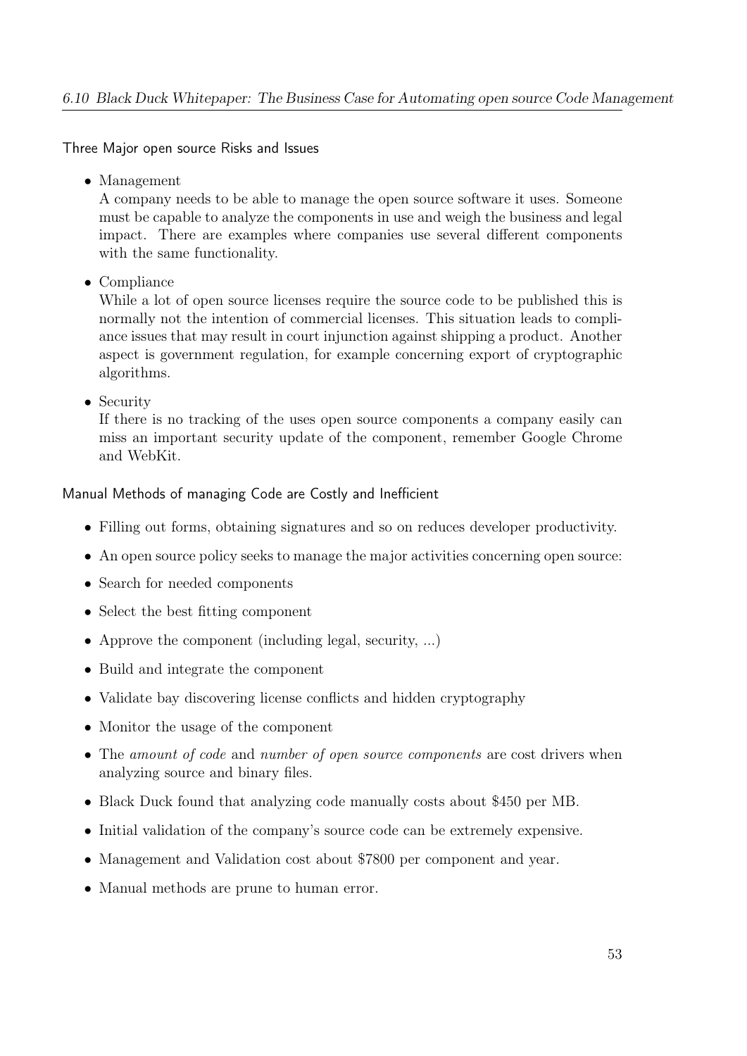### Three Major open source Risks and Issues

- Management
  A company needs to be able to manage the open source software it uses. Someone must be capable to analyze the components in use and weigh the business and legal impact. There are examples where companies use several different components with the same functionality.

- Compliance
  While a lot of open source licenses require the source code to be published this is normally not the intention of commercial licenses. This situation leads to compliance issues that may result in court injunction against shipping a product. Another aspect is government regulation, for example concerning export of cryptographic algorithms.

- Security
  If there is no tracking of the uses open source components a company easily can miss an important security update of the component, remember Google Chrome and WebKit.

### Manual Methods of managing Code are Costly and Inefficient

- Filling out forms, obtaining signatures and so on reduces developer productivity.
- An open source policy seeks to manage the major activities concerning open source:
- Search for needed components
- Select the best fitting component
- Approve the component (including legal, security, ...)
- Build and integrate the component
- Validate bay discovering license conflicts and hidden cryptography
- Monitor the usage of the component
- The *amount of code* and *number of open source components* are cost drivers when analyzing source and binary files.
- Black Duck found that analyzing code manually costs about $450 per MB.
- Initial validation of the company's source code can be extremely expensive.
- Management and Validation cost about $7800 per component and year.
- Manual methods are prune to human error.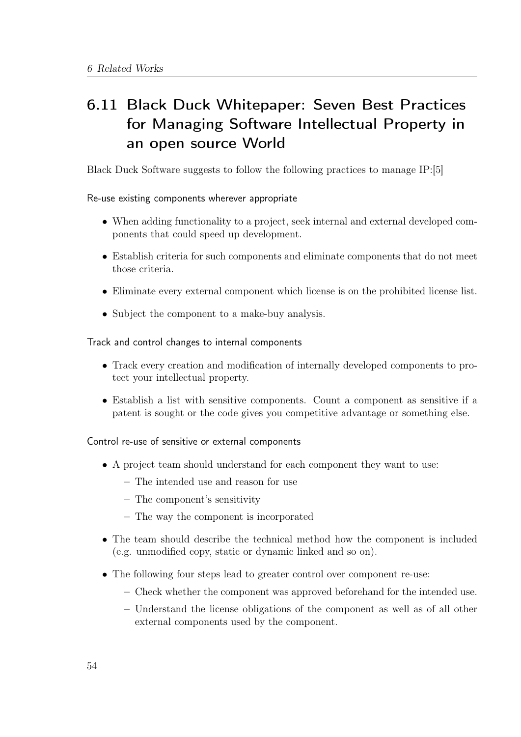## 6.11 Black Duck Whitepaper: Seven Best Practices for Managing Software Intellectual Property in an open source World

Black Duck Software suggests to follow the following practices to manage IP:[5]

#### Re-use existing components wherever appropriate

- When adding functionality to a project, seek internal and external developed components that could speed up development.
- Establish criteria for such components and eliminate components that do not meet those criteria.
- Eliminate every external component which license is on the prohibited license list.
- Subject the component to a make-buy analysis.

#### Track and control changes to internal components

- Track every creation and modification of internally developed components to protect your intellectual property.
- Establish a list with sensitive components. Count a component as sensitive if a patent is sought or the code gives you competitive advantage or something else.

#### Control re-use of sensitive or external components

- A project team should understand for each component they want to use:
  - The intended use and reason for use
  - The component's sensitivity
  - The way the component is incorporated
- The team should describe the technical method how the component is included (e.g. unmodified copy, static or dynamic linked and so on).
- The following four steps lead to greater control over component re-use:
  - Check whether the component was approved beforehand for the intended use.
  - Understand the license obligations of the component as well as of all other external components used by the component.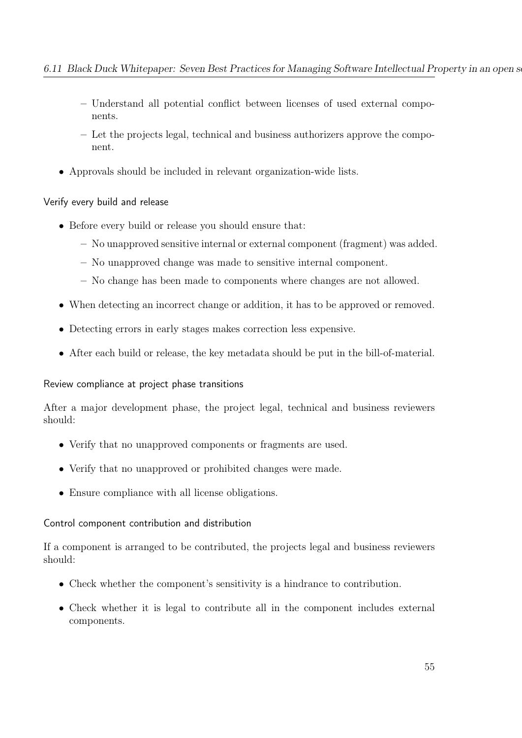- Understand all potential conflict between licenses of used external components.
  - Let the projects legal, technical and business authorizers approve the component.
- Approvals should be included in relevant organization-wide lists.

#### Verify every build and release

- Before every build or release you should ensure that:
  - No unapproved sensitive internal or external component (fragment) was added.
  - No unapproved change was made to sensitive internal component.
  - No change has been made to components where changes are not allowed.
- When detecting an incorrect change or addition, it has to be approved or removed.
- Detecting errors in early stages makes correction less expensive.
- After each build or release, the key metadata should be put in the bill-of-material.

#### Review compliance at project phase transitions

After a major development phase, the project legal, technical and business reviewers should:

- Verify that no unapproved components or fragments are used.
- Verify that no unapproved or prohibited changes were made.
- Ensure compliance with all license obligations.

#### Control component contribution and distribution

If a component is arranged to be contributed, the projects legal and business reviewers should:

- Check whether the component's sensitivity is a hindrance to contribution.
- Check whether it is legal to contribute all in the component includes external components.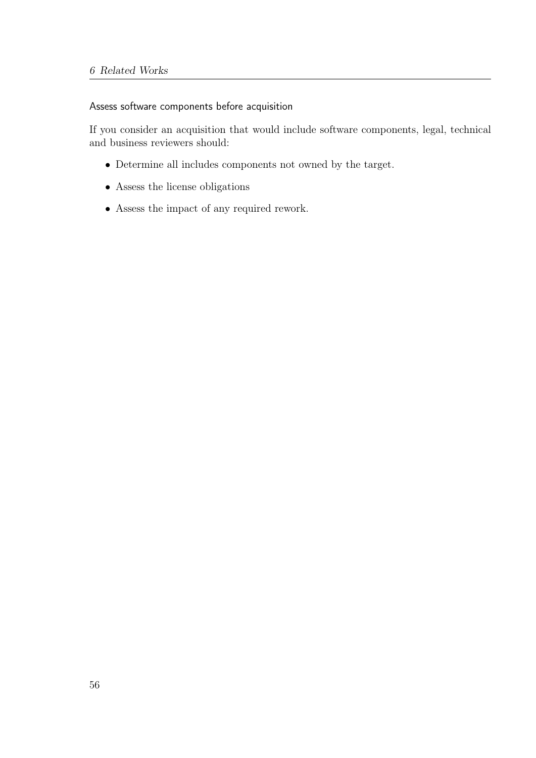#### Assess software components before acquisition

If you consider an acquisition that would include software components, legal, technical and business reviewers should:

- Determine all includes components not owned by the target.
- Assess the license obligations
- Assess the impact of any required rework.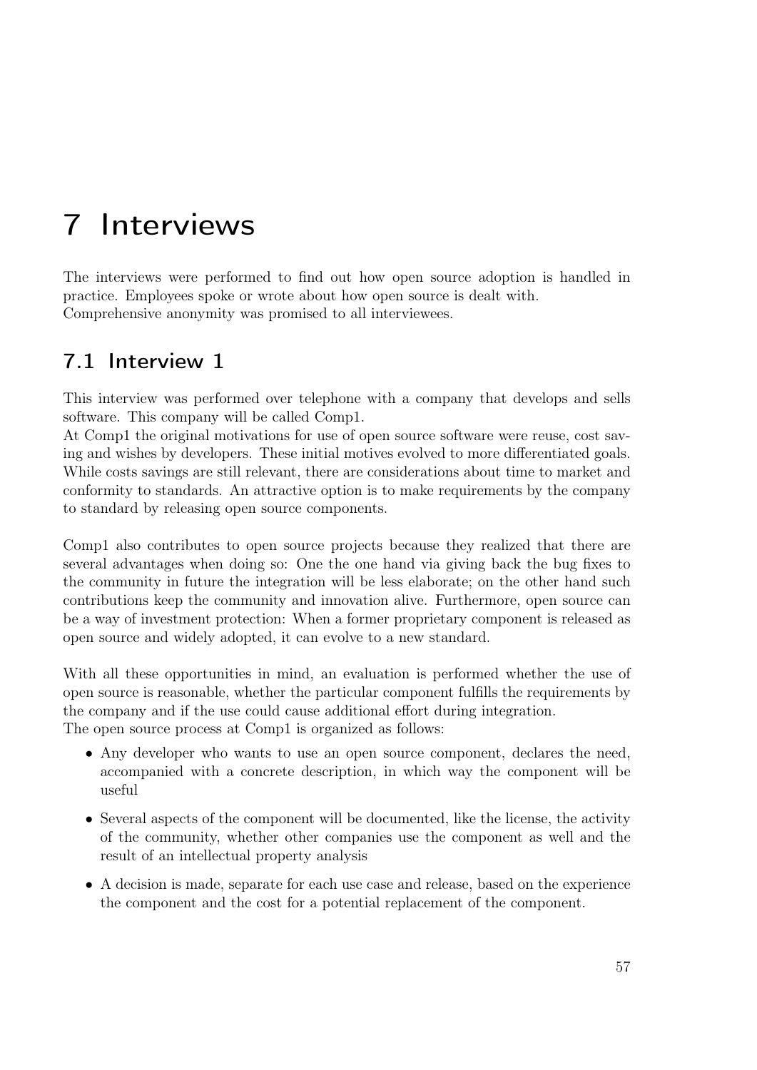# 7 Interviews

The interviews were performed to find out how open source adoption is handled in practice. Employees spoke or wrote about how open source is dealt with.
Comprehensive anonymity was promised to all interviewees.

## 7.1 Interview 1

This interview was performed over telephone with a company that develops and sells software. This company will be called Comp1.
At Comp1 the original motivations for use of open source software were reuse, cost saving and wishes by developers. These initial motives evolved to more differentiated goals. While costs savings are still relevant, there are considerations about time to market and conformity to standards. An attractive option is to make requirements by the company to standard by releasing open source components.

Comp1 also contributes to open source projects because they realized that there are several advantages when doing so: One the one hand via giving back the bug fixes to the community in future the integration will be less elaborate; on the other hand such contributions keep the community and innovation alive. Furthermore, open source can be a way of investment protection: When a former proprietary component is released as open source and widely adopted, it can evolve to a new standard.

With all these opportunities in mind, an evaluation is performed whether the use of open source is reasonable, whether the particular component fulfills the requirements by the company and if the use could cause additional effort during integration.
The open source process at Comp1 is organized as follows:

- Any developer who wants to use an open source component, declares the need, accompanied with a concrete description, in which way the component will be useful
- Several aspects of the component will be documented, like the license, the activity of the community, whether other companies use the component as well and the result of an intellectual property analysis
- A decision is made, separate for each use case and release, based on the experience the component and the cost for a potential replacement of the component.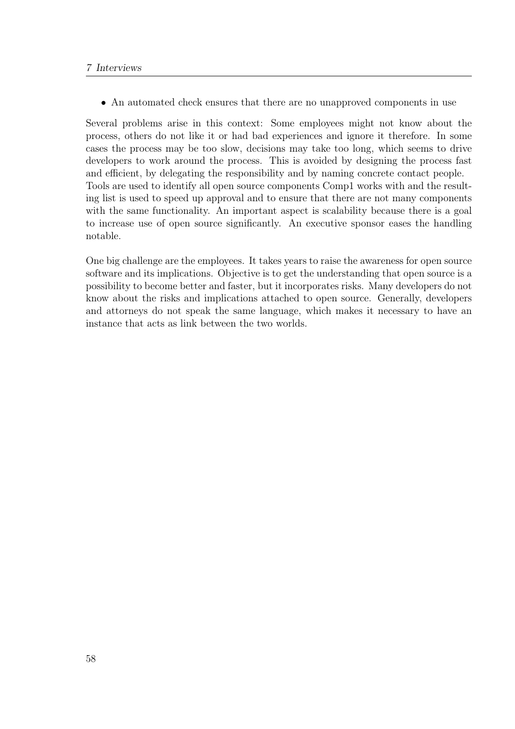- An automated check ensures that there are no unapproved components in use

Several problems arise in this context: Some employees might not know about the process, others do not like it or had bad experiences and ignore it therefore. In some cases the process may be too slow, decisions may take too long, which seems to drive developers to work around the process. This is avoided by designing the process fast and efficient, by delegating the responsibility and by naming concrete contact people.
Tools are used to identify all open source components Comp1 works with and the resulting list is used to speed up approval and to ensure that there are not many components with the same functionality. An important aspect is scalability because there is a goal to increase use of open source significantly. An executive sponsor eases the handling notable.

One big challenge are the employees. It takes years to raise the awareness for open source software and its implications. Objective is to get the understanding that open source is a possibility to become better and faster, but it incorporates risks. Many developers do not know about the risks and implications attached to open source. Generally, developers and attorneys do not speak the same language, which makes it necessary to have an instance that acts as link between the two worlds.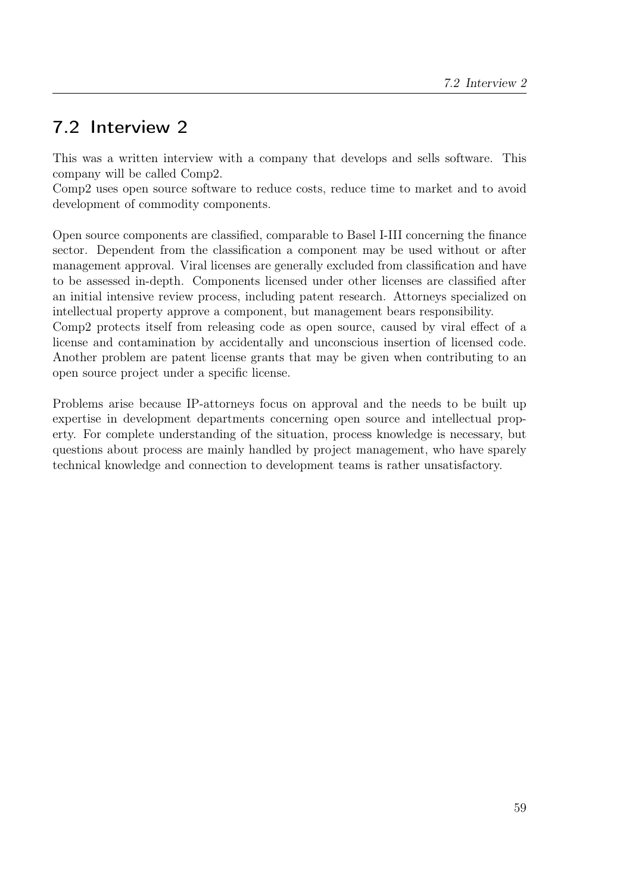## 7.2 Interview 2

This was a written interview with a company that develops and sells software. This company will be called Comp2.
Comp2 uses open source software to reduce costs, reduce time to market and to avoid development of commodity components.

Open source components are classified, comparable to Basel I-III concerning the finance sector. Dependent from the classification a component may be used without or after management approval. Viral licenses are generally excluded from classification and have to be assessed in-depth. Components licensed under other licenses are classified after an initial intensive review process, including patent research. Attorneys specialized on intellectual property approve a component, but management bears responsibility.
Comp2 protects itself from releasing code as open source, caused by viral effect of a license and contamination by accidentally and unconscious insertion of licensed code. Another problem are patent license grants that may be given when contributing to an open source project under a specific license.

Problems arise because IP-attorneys focus on approval and the needs to be built up expertise in development departments concerning open source and intellectual property. For complete understanding of the situation, process knowledge is necessary, but questions about process are mainly handled by project management, who have sparely technical knowledge and connection to development teams is rather unsatisfactory.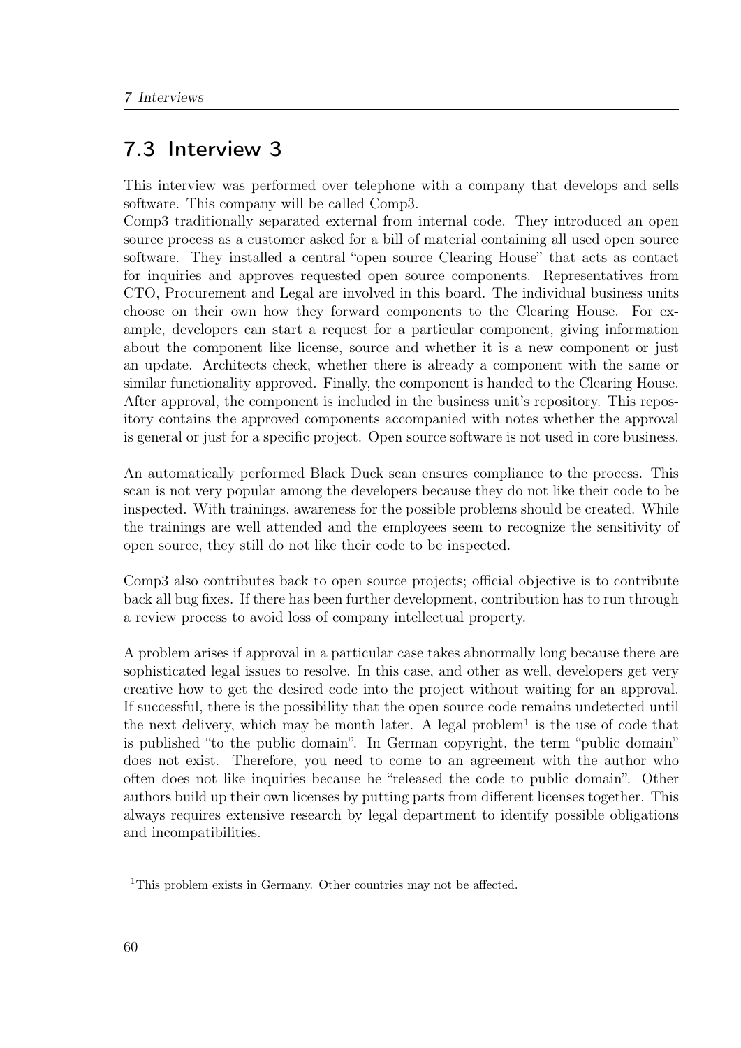## 7.3 Interview 3

This interview was performed over telephone with a company that develops and sells software. This company will be called Comp3.

Comp3 traditionally separated external from internal code. They introduced an open source process as a customer asked for a bill of material containing all used open source software. They installed a central "open source Clearing House" that acts as contact for inquiries and approves requested open source components. Representatives from CTO, Procurement and Legal are involved in this board. The individual business units choose on their own how they forward components to the Clearing House. For example, developers can start a request for a particular component, giving information about the component like license, source and whether it is a new component or just an update. Architects check, whether there is already a component with the same or similar functionality approved. Finally, the component is handed to the Clearing House. After approval, the component is included in the business unit's repository. This repository contains the approved components accompanied with notes whether the approval is general or just for a specific project. Open source software is not used in core business.

An automatically performed Black Duck scan ensures compliance to the process. This scan is not very popular among the developers because they do not like their code to be inspected. With trainings, awareness for the possible problems should be created. While the trainings are well attended and the employees seem to recognize the sensitivity of open source, they still do not like their code to be inspected.

Comp3 also contributes back to open source projects; official objective is to contribute back all bug fixes. If there has been further development, contribution has to run through a review process to avoid loss of company intellectual property.

A problem arises if approval in a particular case takes abnormally long because there are sophisticated legal issues to resolve. In this case, and other as well, developers get very creative how to get the desired code into the project without waiting for an approval. If successful, there is the possibility that the open source code remains undetected until the next delivery, which may be month later. A legal problem[1] is the use of code that is published "to the public domain". In German copyright, the term "public domain" does not exist. Therefore, you need to come to an agreement with the author who often does not like inquiries because he "released the code to public domain". Other authors build up their own licenses by putting parts from different licenses together. This always requires extensive research by legal department to identify possible obligations and incompatibilities.

[1] This problem exists in Germany. Other countries may not be affected.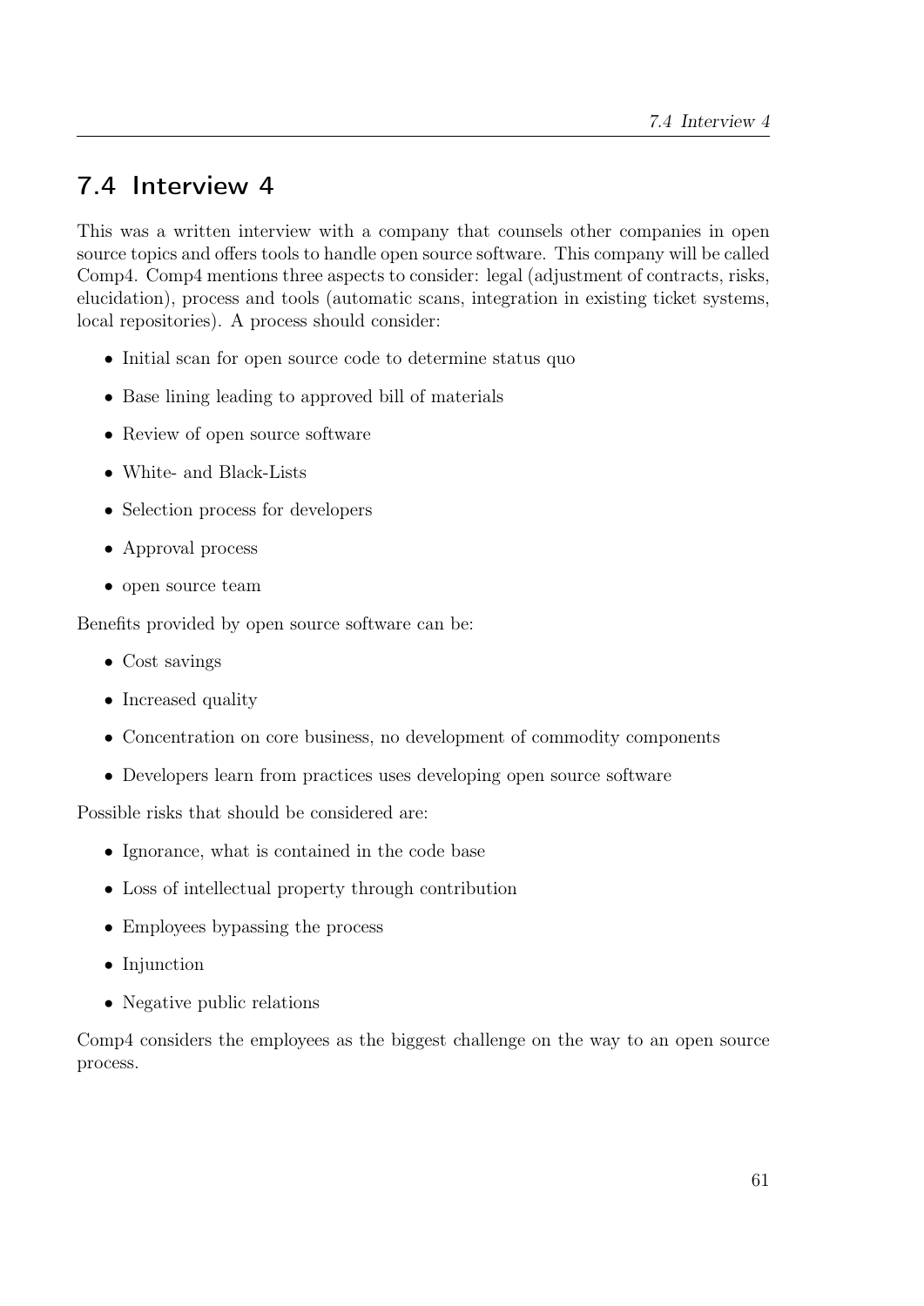## 7.4 Interview 4

This was a written interview with a company that counsels other companies in open source topics and offers tools to handle open source software. This company will be called Comp4. Comp4 mentions three aspects to consider: legal (adjustment of contracts, risks, elucidation), process and tools (automatic scans, integration in existing ticket systems, local repositories). A process should consider:

- Initial scan for open source code to determine status quo
- Base lining leading to approved bill of materials
- Review of open source software
- White- and Black-Lists
- Selection process for developers
- Approval process
- open source team

Benefits provided by open source software can be:

- Cost savings
- Increased quality
- Concentration on core business, no development of commodity components
- Developers learn from practices uses developing open source software

Possible risks that should be considered are:

- Ignorance, what is contained in the code base
- Loss of intellectual property through contribution
- Employees bypassing the process
- Injunction
- Negative public relations

Comp4 considers the employees as the biggest challenge on the way to an open source process.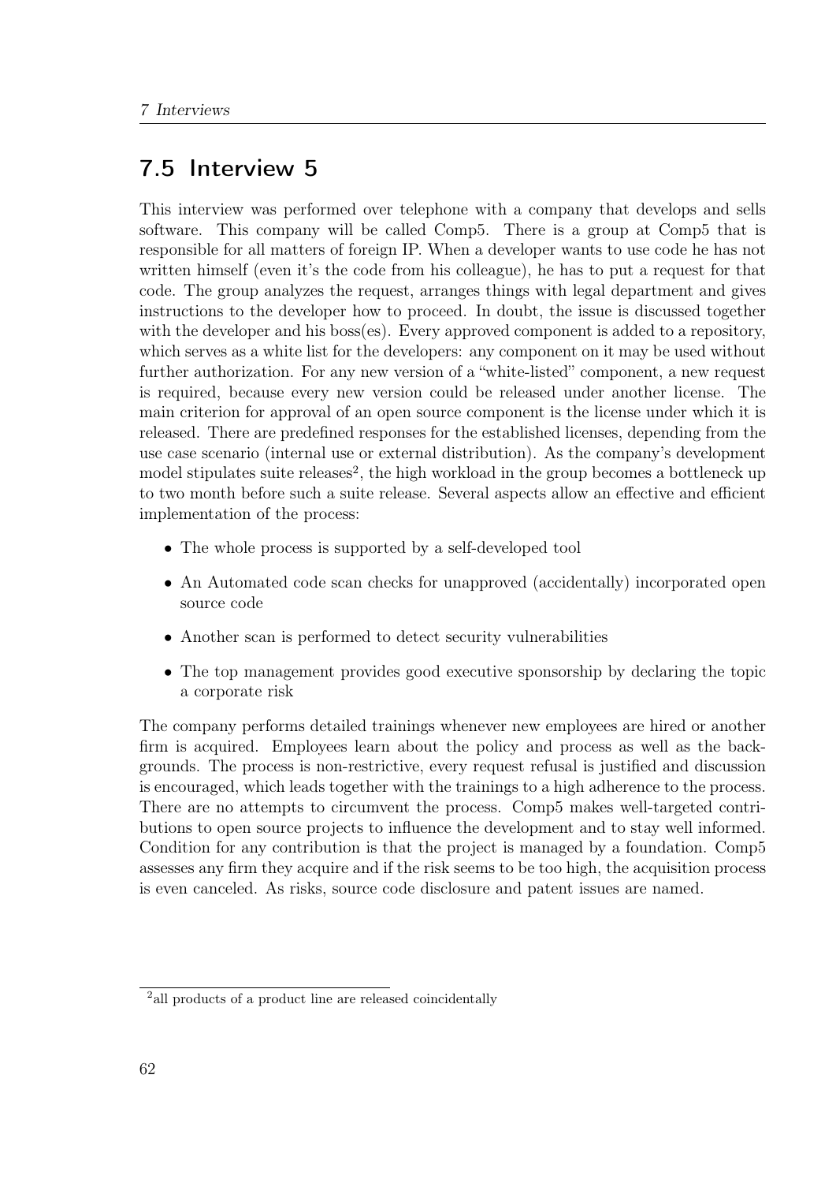## 7.5 Interview 5

This interview was performed over telephone with a company that develops and sells software. This company will be called Comp5. There is a group at Comp5 that is responsible for all matters of foreign IP. When a developer wants to use code he has not written himself (even it's the code from his colleague), he has to put a request for that code. The group analyzes the request, arranges things with legal department and gives instructions to the developer how to proceed. In doubt, the issue is discussed together with the developer and his boss(es). Every approved component is added to a repository, which serves as a white list for the developers: any component on it may be used without further authorization. For any new version of a "white-listed" component, a new request is required, because every new version could be released under another license. The main criterion for approval of an open source component is the license under which it is released. There are predefined responses for the established licenses, depending from the use case scenario (internal use or external distribution). As the company's development model stipulates suite releases[2], the high workload in the group becomes a bottleneck up to two month before such a suite release. Several aspects allow an effective and efficient implementation of the process:

- The whole process is supported by a self-developed tool
- An Automated code scan checks for unapproved (accidentally) incorporated open source code
- Another scan is performed to detect security vulnerabilities
- The top management provides good executive sponsorship by declaring the topic a corporate risk

The company performs detailed trainings whenever new employees are hired or another firm is acquired. Employees learn about the policy and process as well as the backgrounds. The process is non-restrictive, every request refusal is justified and discussion is encouraged, which leads together with the trainings to a high adherence to the process. There are no attempts to circumvent the process. Comp5 makes well-targeted contributions to open source projects to influence the development and to stay well informed. Condition for any contribution is that the project is managed by a foundation. Comp5 assesses any firm they acquire and if the risk seems to be too high, the acquisition process is even canceled. As risks, source code disclosure and patent issues are named.

[2] all products of a product line are released coincidentally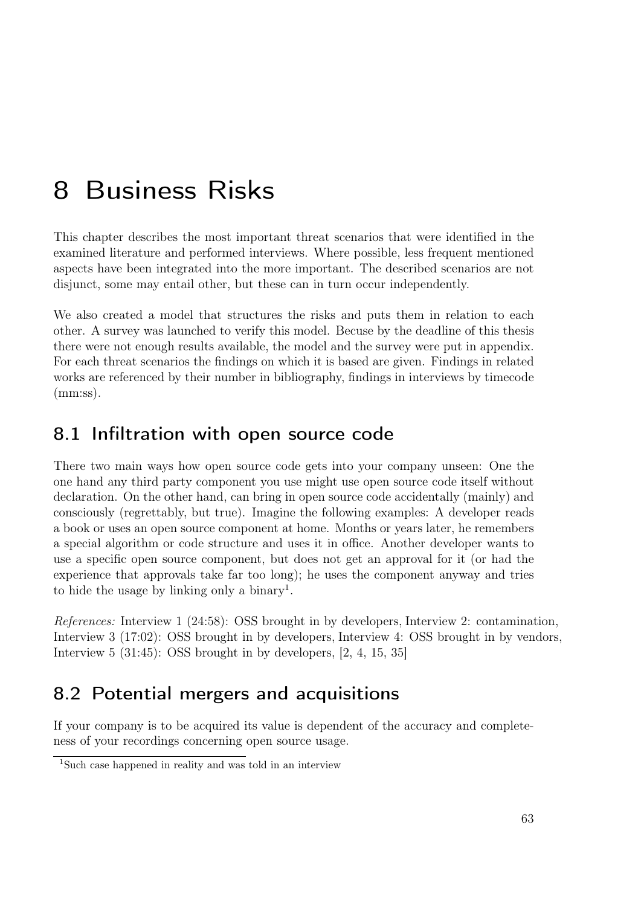# 8 Business Risks

This chapter describes the most important threat scenarios that were identified in the examined literature and performed interviews. Where possible, less frequent mentioned aspects have been integrated into the more important. The described scenarios are not disjunct, some may entail other, but these can in turn occur independently.

We also created a model that structures the risks and puts them in relation to each other. A survey was launched to verify this model. Becuse by the deadline of this thesis there were not enough results available, the model and the survey were put in appendix. For each threat scenarios the findings on which it is based are given. Findings in related works are referenced by their number in bibliography, findings in interviews by timecode (mm:ss).

## 8.1 Infiltration with open source code

There two main ways how open source code gets into your company unseen: One the one hand any third party component you use might use open source code itself without declaration. On the other hand, can bring in open source code accidentally (mainly) and consciously (regrettably, but true). Imagine the following examples: A developer reads a book or uses an open source component at home. Months or years later, he remembers a special algorithm or code structure and uses it in office. Another developer wants to use a specific open source component, but does not get an approval for it (or had the experience that approvals take far too long); he uses the component anyway and tries to hide the usage by linking only a binary[1].

*References:* Interview 1 (24:58): OSS brought in by developers, Interview 2: contamination, Interview 3 (17:02): OSS brought in by developers, Interview 4: OSS brought in by vendors, Interview 5 (31:45): OSS brought in by developers, [2, 4, 15, 35]

## 8.2 Potential mergers and acquisitions

If your company is to be acquired its value is dependent of the accuracy and completeness of your recordings concerning open source usage.

[1] Such case happened in reality and was told in an interview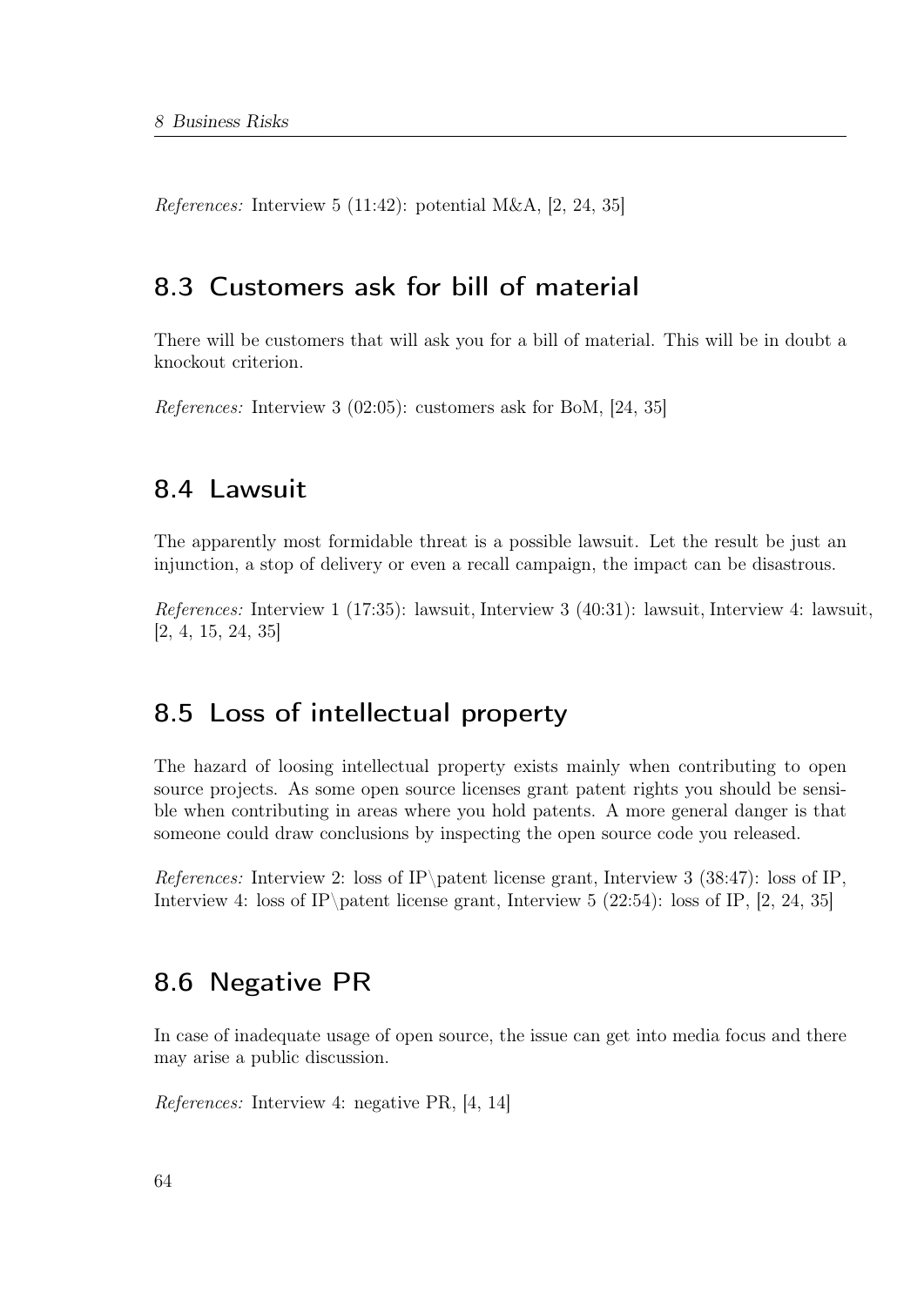*References:* Interview 5 (11:42): potential M&A, [2, 24, 35]

## 8.3 Customers ask for bill of material

There will be customers that will ask you for a bill of material. This will be in doubt a knockout criterion.

*References:* Interview 3 (02:05): customers ask for BoM, [24, 35]

## 8.4 Lawsuit

The apparently most formidable threat is a possible lawsuit. Let the result be just an injunction, a stop of delivery or even a recall campaign, the impact can be disastrous.

*References:* Interview 1 (17:35): lawsuit, Interview 3 (40:31): lawsuit, Interview 4: lawsuit, [2, 4, 15, 24, 35]

## 8.5 Loss of intellectual property

The hazard of loosing intellectual property exists mainly when contributing to open source projects. As some open source licenses grant patent rights you should be sensible when contributing in areas where you hold patents. A more general danger is that someone could draw conclusions by inspecting the open source code you released.

*References:* Interview 2: loss of IP\patent license grant, Interview 3 (38:47): loss of IP, Interview 4: loss of IP\patent license grant, Interview 5 (22:54): loss of IP, [2, 24, 35]

## 8.6 Negative PR

In case of inadequate usage of open source, the issue can get into media focus and there may arise a public discussion.

*References:* Interview 4: negative PR, [4, 14]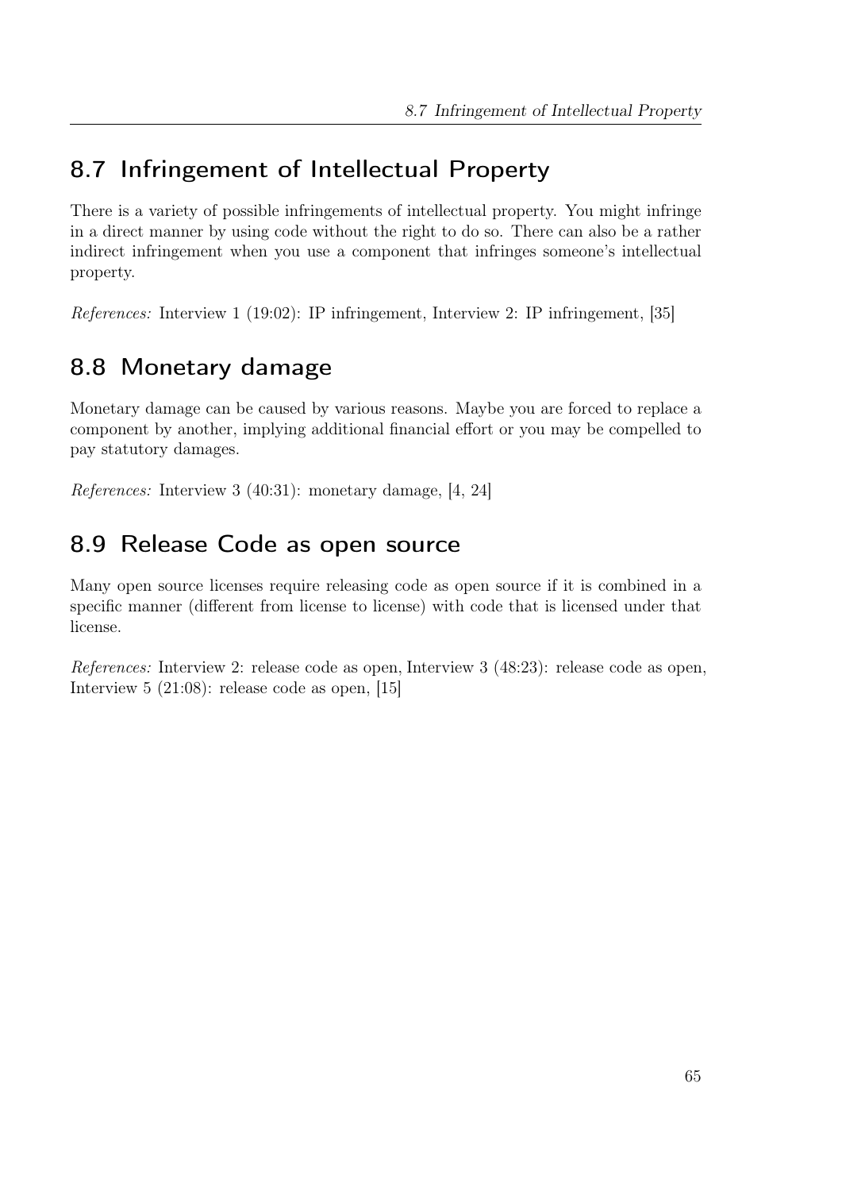## 8.7 Infringement of Intellectual Property

There is a variety of possible infringements of intellectual property. You might infringe in a direct manner by using code without the right to do so. There can also be a rather indirect infringement when you use a component that infringes someone's intellectual property.

*References:* Interview 1 (19:02): IP infringement, Interview 2: IP infringement, [35]

## 8.8 Monetary damage

Monetary damage can be caused by various reasons. Maybe you are forced to replace a component by another, implying additional financial effort or you may be compelled to pay statutory damages.

*References:* Interview 3 (40:31): monetary damage, [4, 24]

## 8.9 Release Code as open source

Many open source licenses require releasing code as open source if it is combined in a specific manner (different from license to license) with code that is licensed under that license.

*References:* Interview 2: release code as open, Interview 3 (48:23): release code as open, Interview 5 (21:08): release code as open, [15]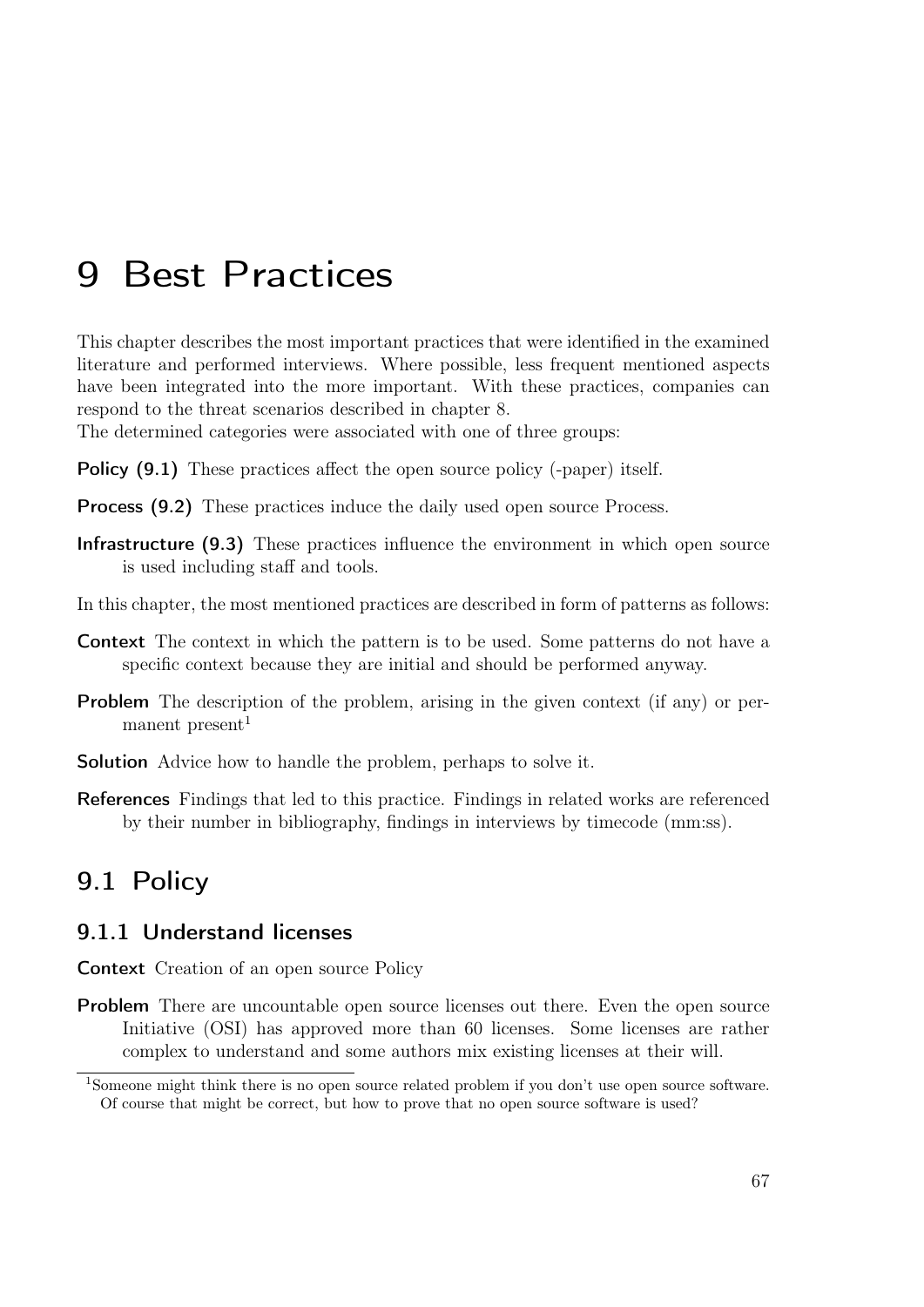# 9 Best Practices

This chapter describes the most important practices that were identified in the examined literature and performed interviews. Where possible, less frequent mentioned aspects have been integrated into the more important. With these practices, companies can respond to the threat scenarios described in chapter 8.
The determined categories were associated with one of three groups:

**Policy (9.1)** These practices affect the open source policy (-paper) itself.

**Process (9.2)** These practices induce the daily used open source Process.

**Infrastructure (9.3)** These practices influence the environment in which open source is used including staff and tools.

In this chapter, the most mentioned practices are described in form of patterns as follows:

**Context** The context in which the pattern is to be used. Some patterns do not have a specific context because they are initial and should be performed anyway.

**Problem** The description of the problem, arising in the given context (if any) or permanent present[1]

**Solution** Advice how to handle the problem, perhaps to solve it.

**References** Findings that led to this practice. Findings in related works are referenced by their number in bibliography, findings in interviews by timecode (mm:ss).

## 9.1 Policy

### 9.1.1 Understand licenses

**Context** Creation of an open source Policy

**Problem** There are uncountable open source licenses out there. Even the open source Initiative (OSI) has approved more than 60 licenses. Some licenses are rather complex to understand and some authors mix existing licenses at their will.

[1] Someone might think there is no open source related problem if you don't use open source software. Of course that might be correct, but how to prove that no open source software is used?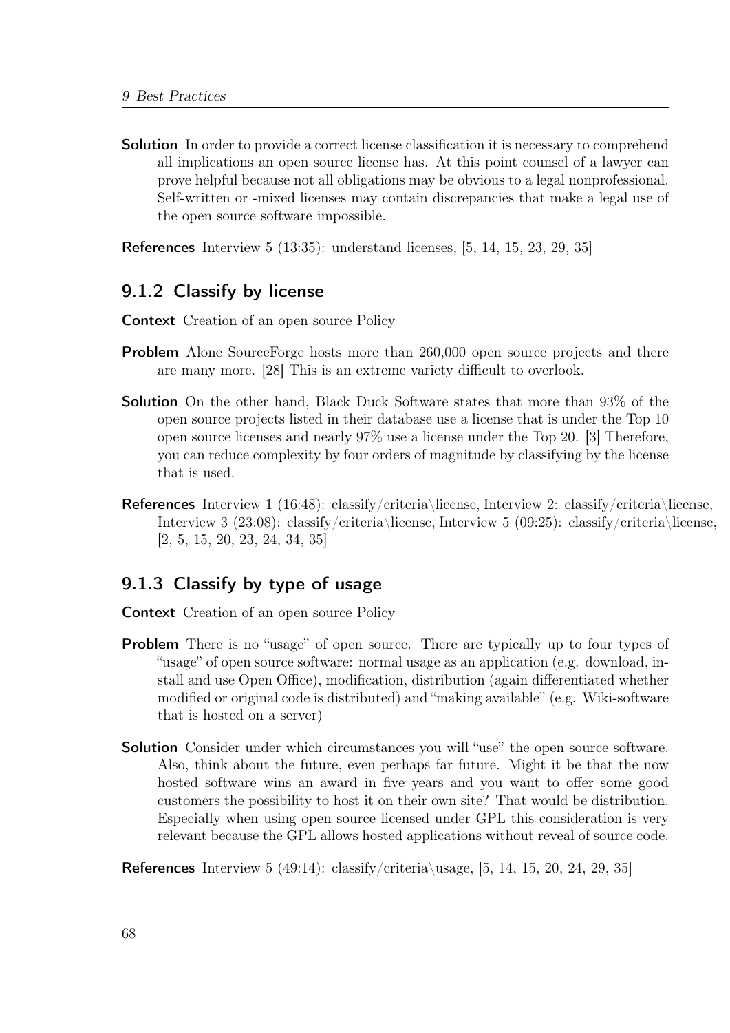**Solution** In order to provide a correct license classification it is necessary to comprehend all implications an open source license has. At this point counsel of a lawyer can prove helpful because not all obligations may be obvious to a legal nonprofessional. Self-written or -mixed licenses may contain discrepancies that make a legal use of the open source software impossible.

**References** Interview 5 (13:35): understand licenses, [5, 14, 15, 23, 29, 35]

### 9.1.2 Classify by license

**Context** Creation of an open source Policy

**Problem** Alone SourceForge hosts more than 260,000 open source projects and there are many more. [28] This is an extreme variety difficult to overlook.

**Solution** On the other hand, Black Duck Software states that more than 93% of the open source projects listed in their database use a license that is under the Top 10 open source licenses and nearly 97% use a license under the Top 20. [3] Therefore, you can reduce complexity by four orders of magnitude by classifying by the license that is used.

**References** Interview 1 (16:48): classify/criteria\license, Interview 2: classify/criteria\license, Interview 3 (23:08): classify/criteria\license, Interview 5 (09:25): classify/criteria\license, [2, 5, 15, 20, 23, 24, 34, 35]

### 9.1.3 Classify by type of usage

**Context** Creation of an open source Policy

**Problem** There is no "usage" of open source. There are typically up to four types of "usage" of open source software: normal usage as an application (e.g. download, install and use Open Office), modification, distribution (again differentiated whether modified or original code is distributed) and "making available" (e.g. Wiki-software that is hosted on a server)

**Solution** Consider under which circumstances you will "use" the open source software. Also, think about the future, even perhaps far future. Might it be that the now hosted software wins an award in five years and you want to offer some good customers the possibility to host it on their own site? That would be distribution. Especially when using open source licensed under GPL this consideration is very relevant because the GPL allows hosted applications without reveal of source code.

**References** Interview 5 (49:14): classify/criteria\usage, [5, 14, 15, 20, 24, 29, 35]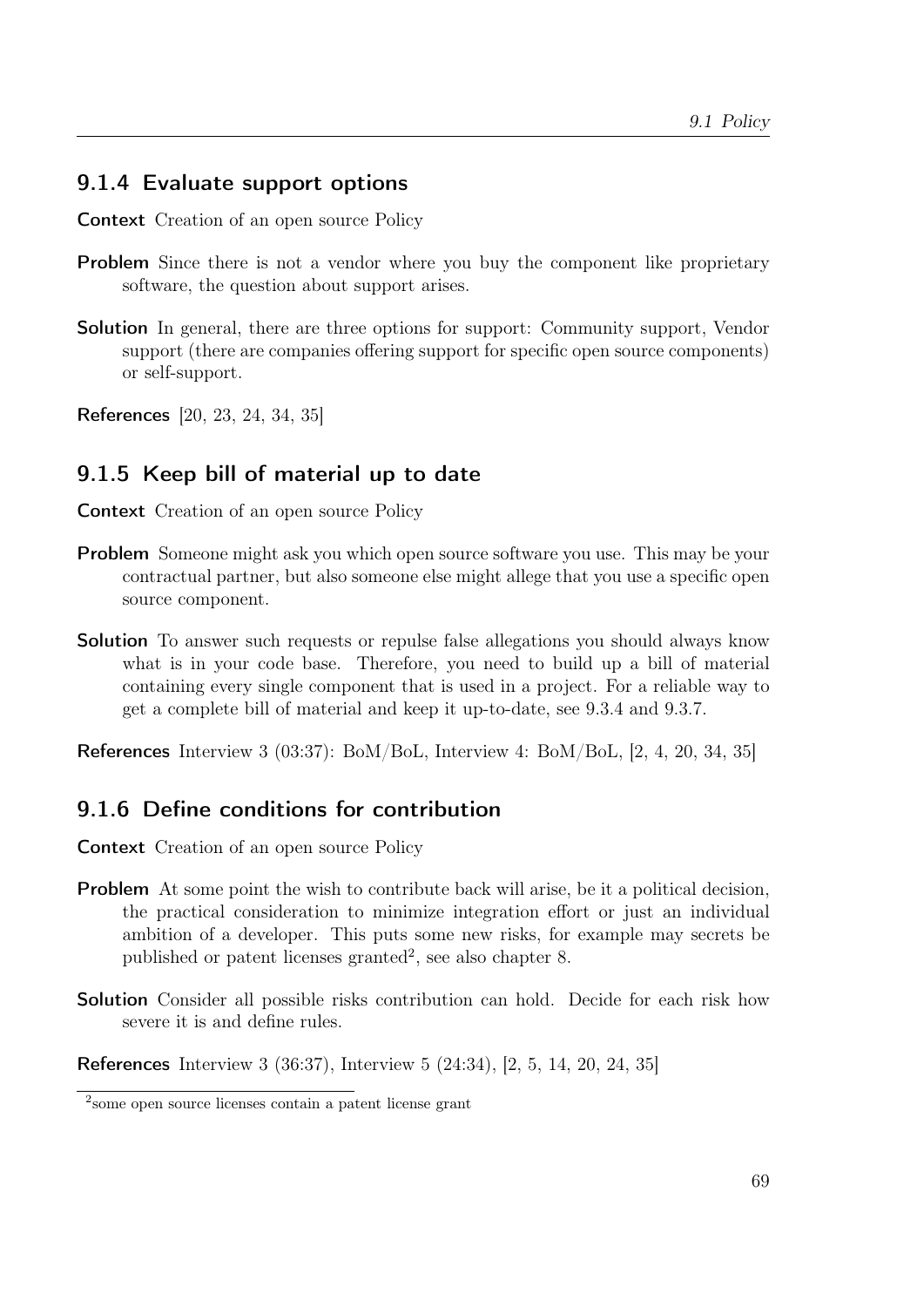### 9.1.4 Evaluate support options

**Context** Creation of an open source Policy

**Problem** Since there is not a vendor where you buy the component like proprietary software, the question about support arises.

**Solution** In general, there are three options for support: Community support, Vendor support (there are companies offering support for specific open source components) or self-support.

**References** [20, 23, 24, 34, 35]

### 9.1.5 Keep bill of material up to date

**Context** Creation of an open source Policy

**Problem** Someone might ask you which open source software you use. This may be your contractual partner, but also someone else might allege that you use a specific open source component.

**Solution** To answer such requests or repulse false allegations you should always know what is in your code base. Therefore, you need to build up a bill of material containing every single component that is used in a project. For a reliable way to get a complete bill of material and keep it up-to-date, see 9.3.4 and 9.3.7.

**References** Interview 3 (03:37): BoM/BoL, Interview 4: BoM/BoL, [2, 4, 20, 34, 35]

### 9.1.6 Define conditions for contribution

**Context** Creation of an open source Policy

**Problem** At some point the wish to contribute back will arise, be it a political decision, the practical consideration to minimize integration effort or just an individual ambition of a developer. This puts some new risks, for example may secrets be published or patent licenses granted[2], see also chapter 8.

**Solution** Consider all possible risks contribution can hold. Decide for each risk how severe it is and define rules.

**References** Interview 3 (36:37), Interview 5 (24:34), [2, 5, 14, 20, 24, 35]

[2] some open source licenses contain a patent license grant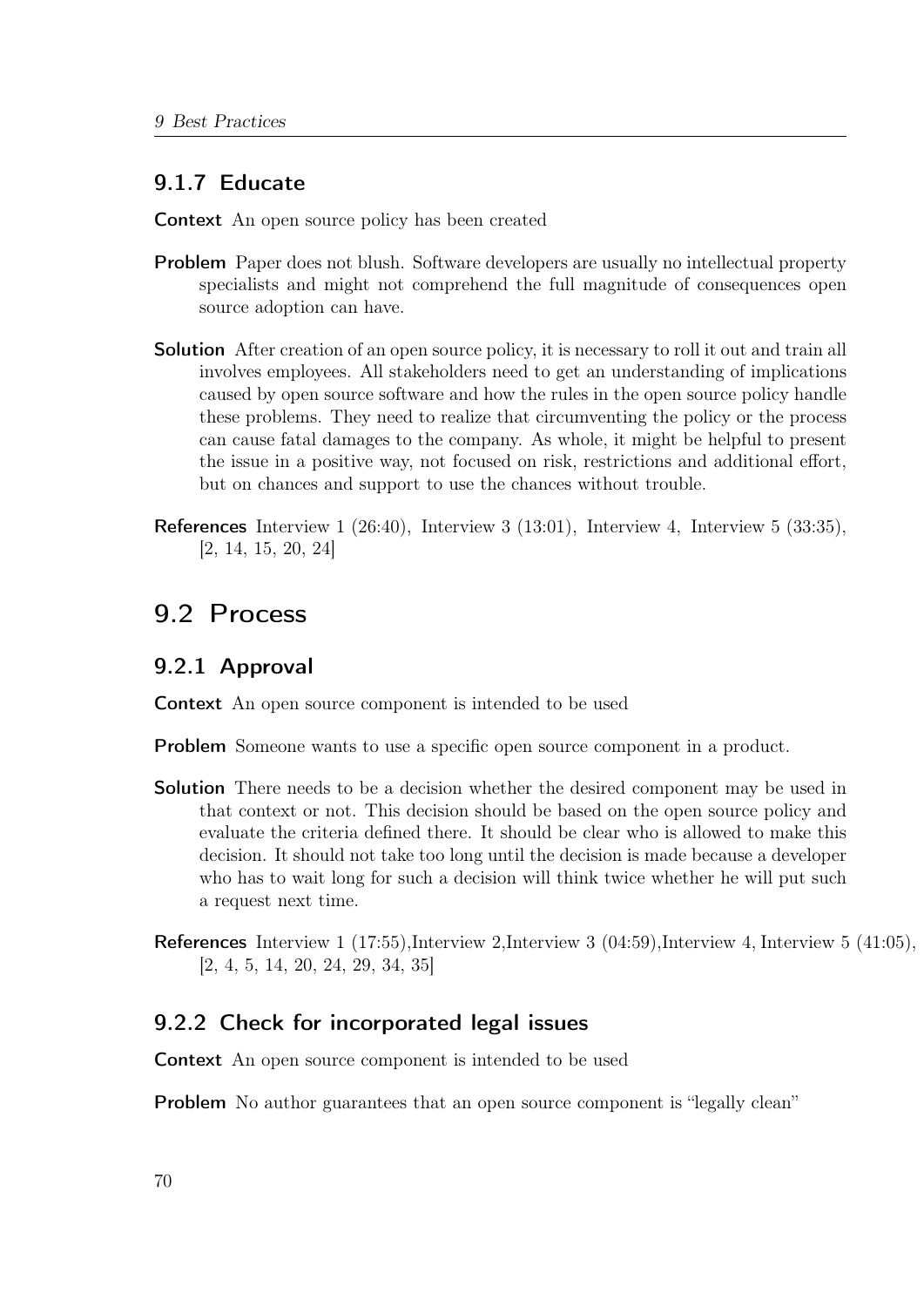### 9.1.7 Educate

**Context** An open source policy has been created

**Problem** Paper does not blush. Software developers are usually no intellectual property specialists and might not comprehend the full magnitude of consequences open source adoption can have.

**Solution** After creation of an open source policy, it is necessary to roll it out and train all involves employees. All stakeholders need to get an understanding of implications caused by open source software and how the rules in the open source policy handle these problems. They need to realize that circumventing the policy or the process can cause fatal damages to the company. As whole, it might be helpful to present the issue in a positive way, not focused on risk, restrictions and additional effort, but on chances and support to use the chances without trouble.

**References** Interview 1 (26:40), Interview 3 (13:01), Interview 4, Interview 5 (33:35), [2, 14, 15, 20, 24]

## 9.2 Process

### 9.2.1 Approval

**Context** An open source component is intended to be used

**Problem** Someone wants to use a specific open source component in a product.

**Solution** There needs to be a decision whether the desired component may be used in that context or not. This decision should be based on the open source policy and evaluate the criteria defined there. It should be clear who is allowed to make this decision. It should not take too long until the decision is made because a developer who has to wait long for such a decision will think twice whether he will put such a request next time.

**References** Interview 1 (17:55),Interview 2,Interview 3 (04:59),Interview 4, Interview 5 (41:05), [2, 4, 5, 14, 20, 24, 29, 34, 35]

### 9.2.2 Check for incorporated legal issues

**Context** An open source component is intended to be used

**Problem** No author guarantees that an open source component is "legally clean"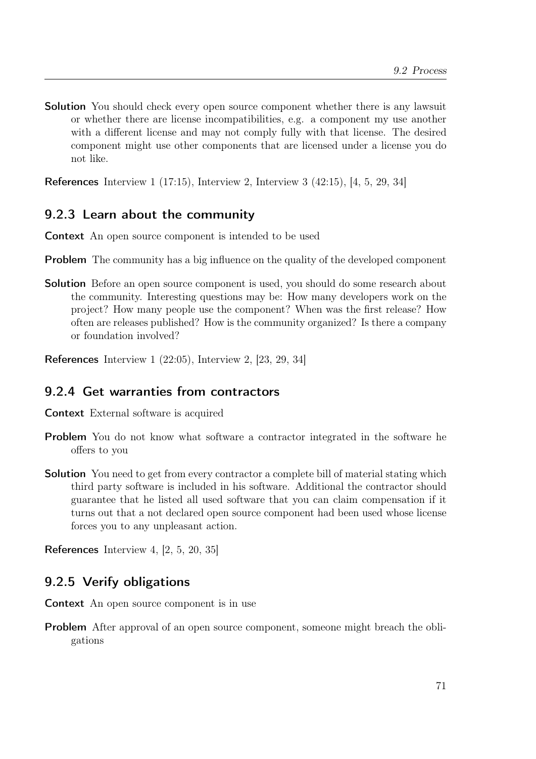**Solution** You should check every open source component whether there is any lawsuit or whether there are license incompatibilities, e.g. a component my use another with a different license and may not comply fully with that license. The desired component might use other components that are licensed under a license you do not like.

**References** Interview 1 (17:15), Interview 2, Interview 3 (42:15), [4, 5, 29, 34]

### 9.2.3 Learn about the community

**Context** An open source component is intended to be used

**Problem** The community has a big influence on the quality of the developed component

**Solution** Before an open source component is used, you should do some research about the community. Interesting questions may be: How many developers work on the project? How many people use the component? When was the first release? How often are releases published? How is the community organized? Is there a company or foundation involved?

**References** Interview 1 (22:05), Interview 2, [23, 29, 34]

### 9.2.4 Get warranties from contractors

**Context** External software is acquired

**Problem** You do not know what software a contractor integrated in the software he offers to you

**Solution** You need to get from every contractor a complete bill of material stating which third party software is included in his software. Additional the contractor should guarantee that he listed all used software that you can claim compensation if it turns out that a not declared open source component had been used whose license forces you to any unpleasant action.

**References** Interview 4, [2, 5, 20, 35]

### 9.2.5 Verify obligations

**Context** An open source component is in use

**Problem** After approval of an open source component, someone might breach the obligations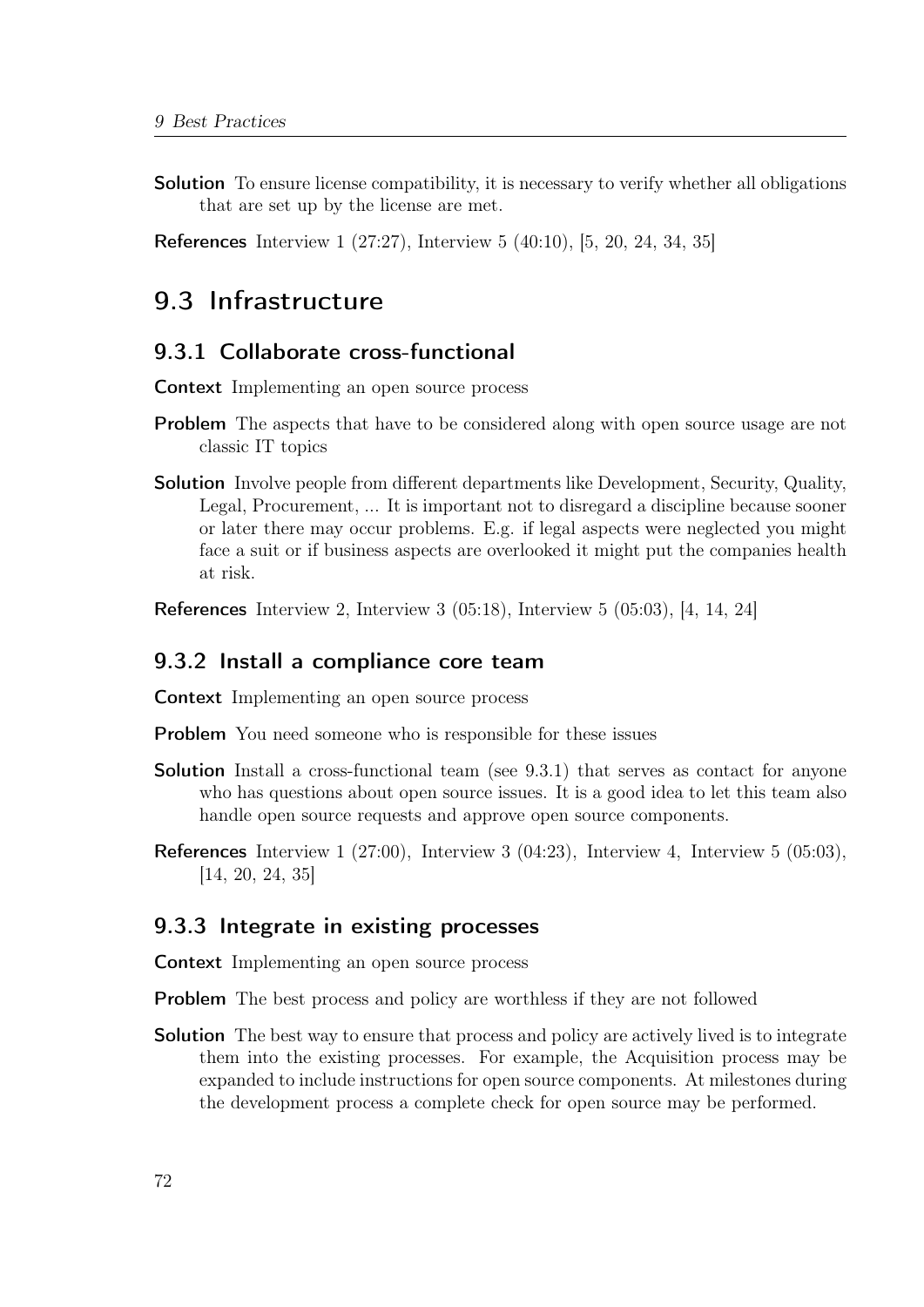**Solution** To ensure license compatibility, it is necessary to verify whether all obligations that are set up by the license are met.

**References** Interview 1 (27:27), Interview 5 (40:10), [5, 20, 24, 34, 35]

## 9.3 Infrastructure

### 9.3.1 Collaborate cross-functional

**Context** Implementing an open source process

**Problem** The aspects that have to be considered along with open source usage are not classic IT topics

**Solution** Involve people from different departments like Development, Security, Quality, Legal, Procurement, ... It is important not to disregard a discipline because sooner or later there may occur problems. E.g. if legal aspects were neglected you might face a suit or if business aspects are overlooked it might put the companies health at risk.

**References** Interview 2, Interview 3 (05:18), Interview 5 (05:03), [4, 14, 24]

### 9.3.2 Install a compliance core team

**Context** Implementing an open source process

**Problem** You need someone who is responsible for these issues

**Solution** Install a cross-functional team (see 9.3.1) that serves as contact for anyone who has questions about open source issues. It is a good idea to let this team also handle open source requests and approve open source components.

**References** Interview 1 (27:00), Interview 3 (04:23), Interview 4, Interview 5 (05:03), [14, 20, 24, 35]

### 9.3.3 Integrate in existing processes

**Context** Implementing an open source process

**Problem** The best process and policy are worthless if they are not followed

**Solution** The best way to ensure that process and policy are actively lived is to integrate them into the existing processes. For example, the Acquisition process may be expanded to include instructions for open source components. At milestones during the development process a complete check for open source may be performed.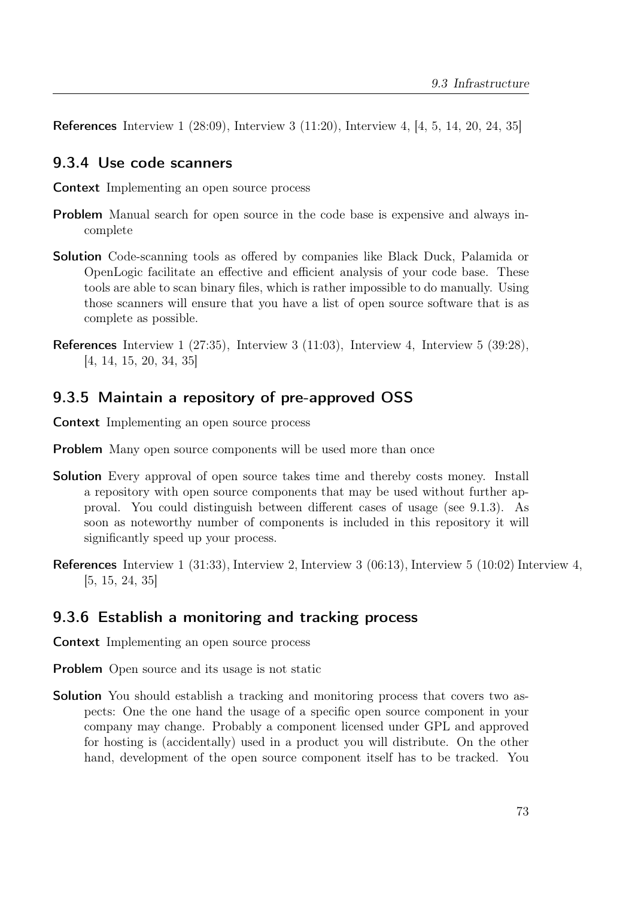**References** Interview 1 (28:09), Interview 3 (11:20), Interview 4, [4, 5, 14, 20, 24, 35]

### 9.3.4 Use code scanners

**Context** Implementing an open source process

**Problem** Manual search for open source in the code base is expensive and always incomplete

**Solution** Code-scanning tools as offered by companies like Black Duck, Palamida or OpenLogic facilitate an effective and efficient analysis of your code base. These tools are able to scan binary files, which is rather impossible to do manually. Using those scanners will ensure that you have a list of open source software that is as complete as possible.

**References** Interview 1 (27:35), Interview 3 (11:03), Interview 4, Interview 5 (39:28), [4, 14, 15, 20, 34, 35]

### 9.3.5 Maintain a repository of pre-approved OSS

**Context** Implementing an open source process

**Problem** Many open source components will be used more than once

**Solution** Every approval of open source takes time and thereby costs money. Install a repository with open source components that may be used without further approval. You could distinguish between different cases of usage (see 9.1.3). As soon as noteworthy number of components is included in this repository it will significantly speed up your process.

**References** Interview 1 (31:33), Interview 2, Interview 3 (06:13), Interview 5 (10:02) Interview 4, [5, 15, 24, 35]

### 9.3.6 Establish a monitoring and tracking process

**Context** Implementing an open source process

**Problem** Open source and its usage is not static

**Solution** You should establish a tracking and monitoring process that covers two aspects: One the one hand the usage of a specific open source component in your company may change. Probably a component licensed under GPL and approved for hosting is (accidentally) used in a product you will distribute. On the other hand, development of the open source component itself has to be tracked. You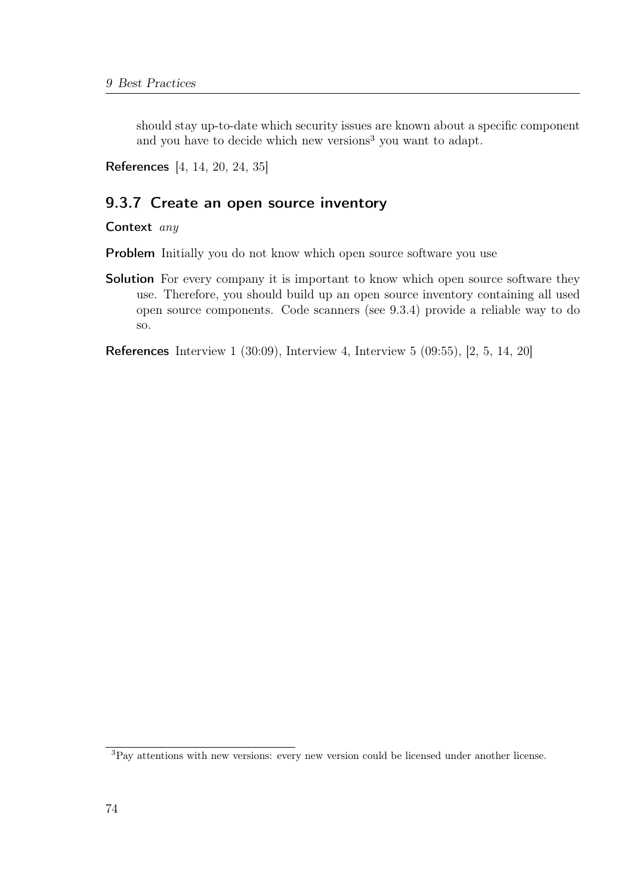should stay up-to-date which security issues are known about a specific component and you have to decide which new versions[3] you want to adapt.

**References** [4, 14, 20, 24, 35]

### 9.3.7 Create an open source inventory

**Context** *any*

**Problem** Initially you do not know which open source software you use

**Solution** For every company it is important to know which open source software they use. Therefore, you should build up an open source inventory containing all used open source components. Code scanners (see 9.3.4) provide a reliable way to do so.

**References** Interview 1 (30:09), Interview 4, Interview 5 (09:55), [2, 5, 14, 20]

[3] Pay attentions with new versions: every new version could be licensed under another license.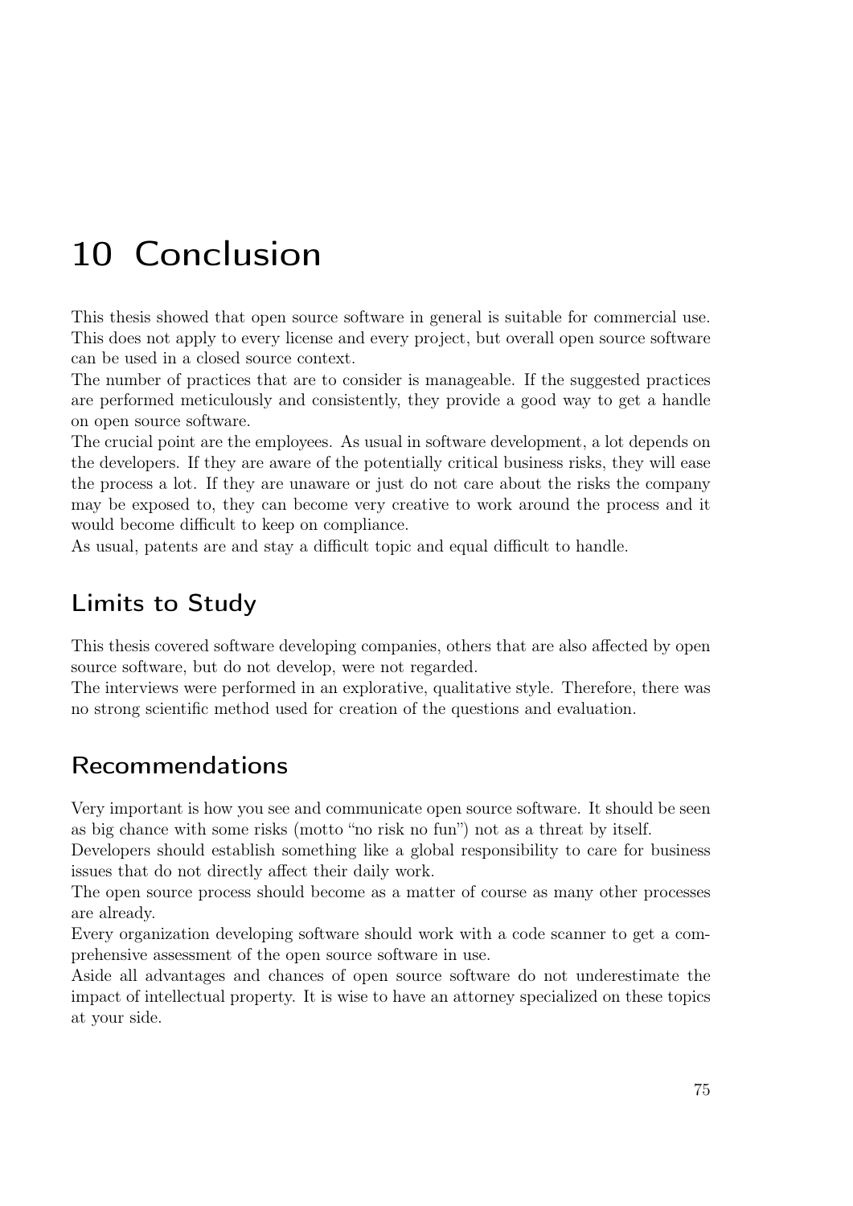# 10 Conclusion

This thesis showed that open source software in general is suitable for commercial use. This does not apply to every license and every project, but overall open source software can be used in a closed source context.

The number of practices that are to consider is manageable. If the suggested practices are performed meticulously and consistently, they provide a good way to get a handle on open source software.

The crucial point are the employees. As usual in software development, a lot depends on the developers. If they are aware of the potentially critical business risks, they will ease the process a lot. If they are unaware or just do not care about the risks the company may be exposed to, they can become very creative to work around the process and it would become difficult to keep on compliance.

As usual, patents are and stay a difficult topic and equal difficult to handle.

## Limits to Study

This thesis covered software developing companies, others that are also affected by open source software, but do not develop, were not regarded.

The interviews were performed in an explorative, qualitative style. Therefore, there was no strong scientific method used for creation of the questions and evaluation.

## Recommendations

Very important is how you see and communicate open source software. It should be seen as big chance with some risks (motto "no risk no fun") not as a threat by itself.

Developers should establish something like a global responsibility to care for business issues that do not directly affect their daily work.

The open source process should become as a matter of course as many other processes are already.

Every organization developing software should work with a code scanner to get a comprehensive assessment of the open source software in use.

Aside all advantages and chances of open source software do not underestimate the impact of intellectual property. It is wise to have an attorney specialized on these topics at your side.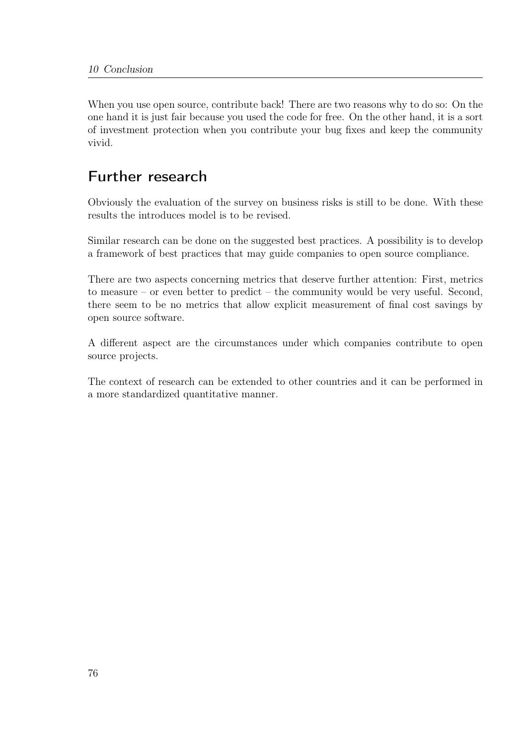When you use open source, contribute back! There are two reasons why to do so: On the one hand it is just fair because you used the code for free. On the other hand, it is a sort of investment protection when you contribute your bug fixes and keep the community vivid.

## Further research

Obviously the evaluation of the survey on business risks is still to be done. With these results the introduces model is to be revised.

Similar research can be done on the suggested best practices. A possibility is to develop a framework of best practices that may guide companies to open source compliance.

There are two aspects concerning metrics that deserve further attention: First, metrics to measure – or even better to predict – the community would be very useful. Second, there seem to be no metrics that allow explicit measurement of final cost savings by open source software.

A different aspect are the circumstances under which companies contribute to open source projects.

The context of research can be extended to other countries and it can be performed in a more standardized quantitative manner.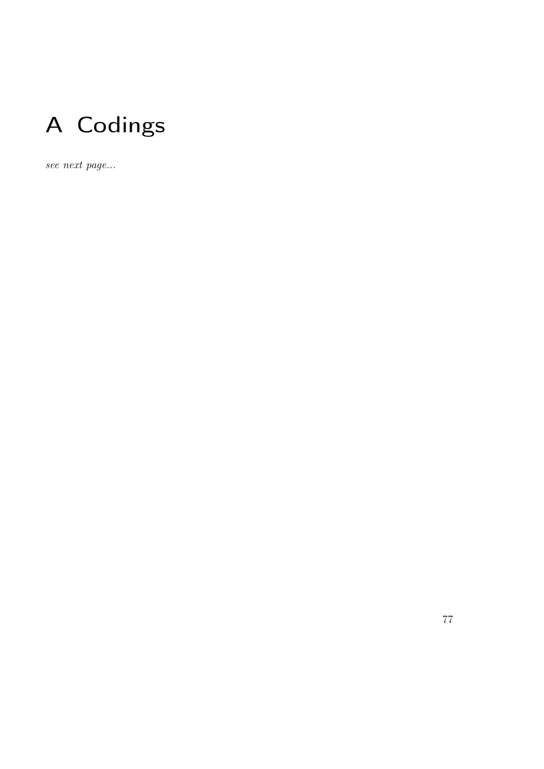# A Codings

*see next page...*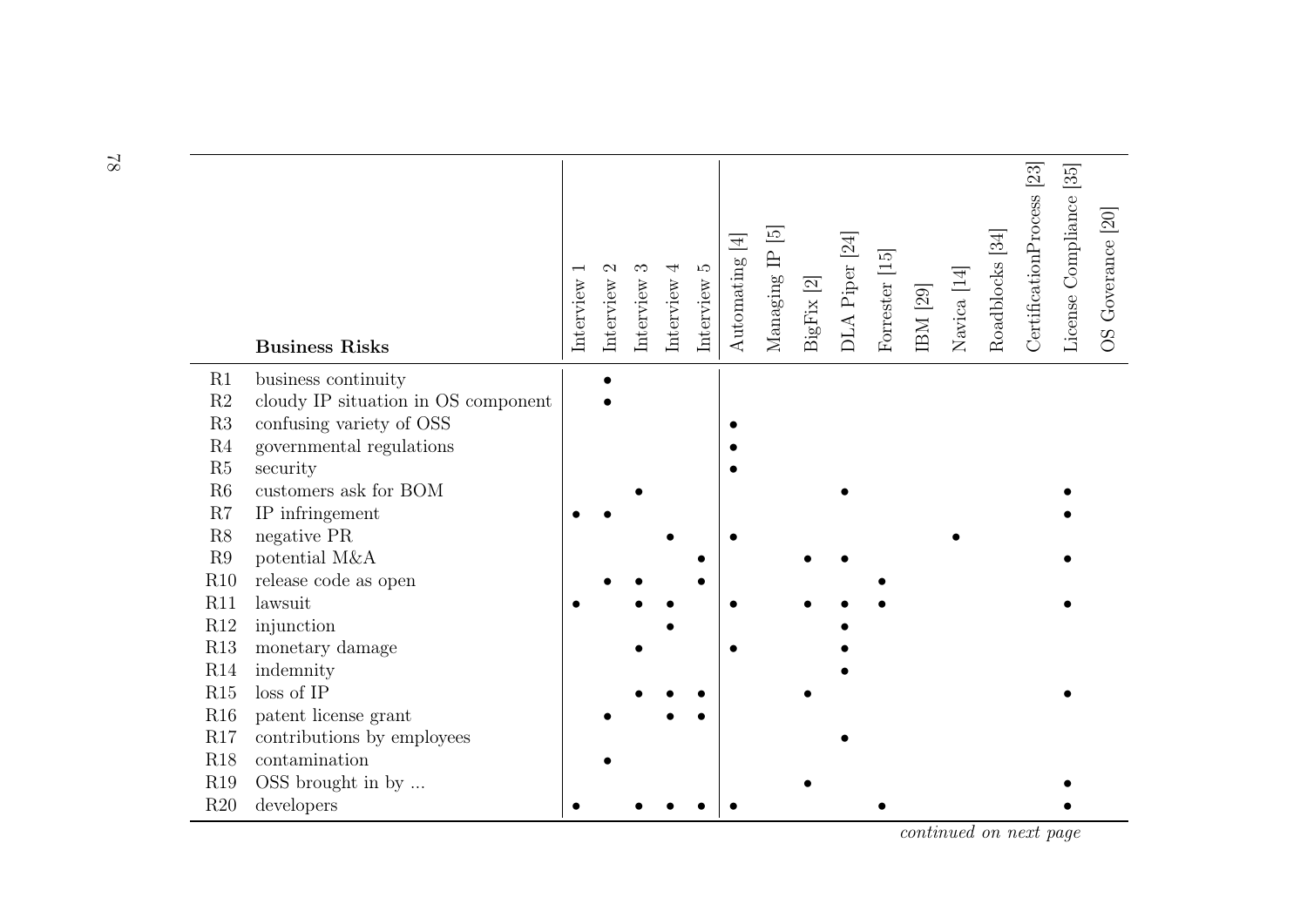| | Business Risks | Interview 1 | Interview 2 | Interview 3 | Interview 4 | Interview 5 | Automating [4] | Managing IP [5] | BigFix [2] | DLA Piper [24] | Forrester [15] | IBM [29] | Navica [14] | Roadblocks [34] | CertificationProcess [23] | License Compliance [35] | OS Goverance [20] |
|---|---|---|---|---|---|---|---|---|---|---|---|---|---|---|---|---|---|
| R1 | business continuity | | • | | | | | | | | | | | | | | |
| R2 | cloudy IP situation in OS component | | • | | | | | | | | | | | | | | |
| R3 | confusing variety of OSS | | | | | | • | | | | | | | | | | |
| R4 | governmental regulations | | | | | | • | | | | | | | | | | |
| R5 | security | | | | | | • | | | | | | | | | | |
| R6 | customers ask for BOM | | | • | | | | | | • | | | | | | • | |
| R7 | IP infringement | • | • | | | | | | | | | | | | | • | |
| R8 | negative PR | | | | • | | • | | | | | | • | | | | |
| R9 | potential M&A | | | | | • | | | • | • | | | | | | • | |
| R10 | release code as open | | • | • | | • | | | | | • | | | | | | |
| R11 | lawsuit | • | | • | • | | • | | • | • | • | | | | | • | |
| R12 | injunction | | | | • | | | | | • | | | | | | | |
| R13 | monetary damage | | | • | | | • | | | • | | | | | | | |
| R14 | indemnity | | | | | | | | | • | | | | | | | |
| R15 | loss of IP | | | • | • | • | | | • | | | | | | | • | |
| R16 | patent license grant | | • | | • | • | | | | | | | | | | | |
| R17 | contributions by employees | | | | | | | | | • | | | | | | | |
| R18 | contamination | | • | | | | | | | | | | | | | | |
| R19 | OSS brought in by ... | | | | | | | | • | | | | | | | • | |
| R20 | developers | • | | • | • | • | • | | | | • | | | | | • | |

*continued on next page*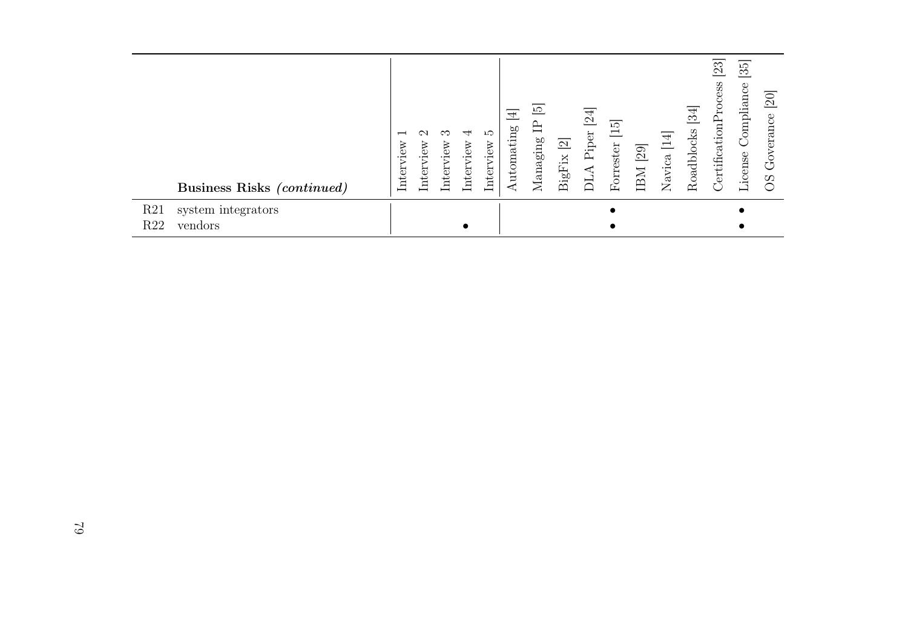| | Business Risks *(continued)* | Interview 1 | Interview 2 | Interview 3 | Interview 4 | Interview 5 | Automating [4] | Managing IP [5] | BigFix [2] | DLA Piper [24] | Forrester [15] | IBM [29] | Navica [14] | Roadblocks [34] | CertificationProcess [23] | License Compliance [35] | OS Goverance [20] |
|---|---|---|---|---|---|---|---|---|---|---|---|---|---|---|---|---|---|
| R21 | system integrators | | | | | | | | | | • | | | | | • | |
| R22 | vendors | | | | • | | | | | | • | | | | | • | |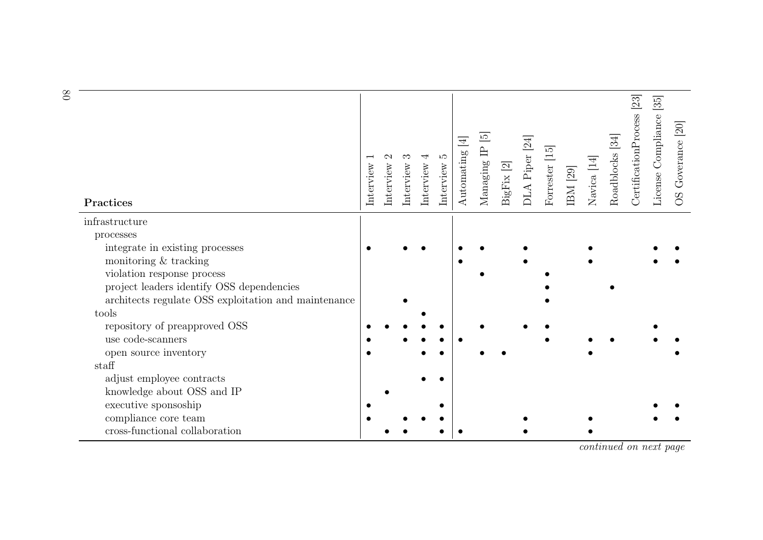| Practices | Interview 1 | Interview 2 | Interview 3 | Interview 4 | Interview 5 | Automating [4] | Managing IP [5] | BigFix [2] | DLA Piper [24] | Forrester [15] | IBM [29] | Navica [14] | Roadblocks [34] | CertificationProcess [23] | License Compliance [35] | OS Goverance [20] |
|---|---|---|---|---|---|---|---|---|---|---|---|---|---|---|---|---|
| infrastructure | | | | | | | | | | | | | | | | |
| processes | | | | | | | | | | | | | | | | |
| integrate in existing processes | • | | • | • | | • | • | | • | | | • | | | • | • |
| monitoring & tracking | | | | | | • | | | • | | | • | | | • | • |
| violation response process | | | | | | | • | | | • | | | | | | |
| project leaders identify OSS dependencies | | | | | | | | | | • | | | • | | | |
| architects regulate OSS exploitation and maintenance | | | • | | | | | | | • | | | | | | |
| tools | | | | • | | | | | | | | | | | | |
| repository of preapproved OSS | • | • | • | • | • | | • | | • | • | | | | | • | |
| use code-scanners | • | | • | • | • | • | | | | • | | • | • | | • | • |
| open source inventory | • | | | • | • | | • | • | | | | • | | | | • |
| staff | | | | | | | | | | | | | | | | |
| adjust employee contracts | | | | • | • | | | | | | | | | | | |
| knowledge about OSS and IP | | • | | | | | | | | | | | | | | |
| executive sponsoship | • | | | | • | | | | | | | | | | • | • |
| compliance core team | • | | • | • | • | | | | • | | | • | | | • | • |
| cross-functional collaboration | | • | • | | • | • | | | • | | | • | | | | |

*continued on next page*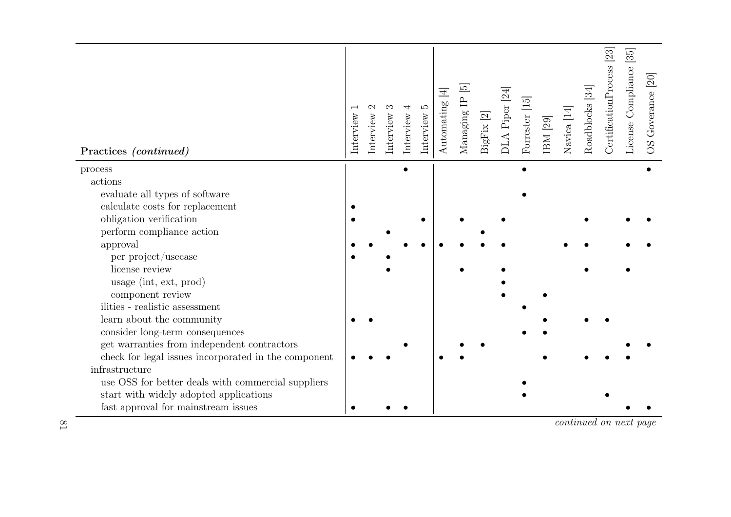| **Practices** *(continued)* | Interview 1 | Interview 2 | Interview 3 | Interview 4 | Interview 5 | Automating [4] | Managing IP [5] | BigFix [2] | DLA Piper [24] | Forrester [15] | IBM [29] | Navica [14] | Roadblocks [34] | CertificationProcess [23] | License Compliance [35] | OS Goverance [20] |
|---|---|---|---|---|---|---|---|---|---|---|---|---|---|---|---|---|
| process | | | | • | | | | | | • | | | | | | • |
| actions | | | | | | | | | | | | | | | | |
| evaluate all types of software | | | | | | | | | | • | | | | | | |
| calculate costs for replacement | • | | | | | | | | | | | | | | | |
| obligation verification | • | | | | • | | • | | • | | | | • | | • | • |
| perform compliance action | | | • | | | | | • | | | | | | | | |
| approval | • | • | | • | • | • | • | • | • | | | • | • | | • | • |
| per project/usecase | • | | • | | | | | | | | | | | | | |
| license review | | | • | | | | • | | • | | | | • | | • | |
| usage (int, ext, prod) | | | | | | | | | • | | | | | | | |
| component review | | | | | | | | | • | | • | | | | | |
| ilities - realistic assessment | | | | | | | | | | • | | | | | | |
| learn about the community | • | • | | | | | | | | | • | | • | • | | |
| consider long-term consequences | | | | | | | | | | • | • | | | | | |
| get warranties from independent contractors | | | | • | | | • | • | | | | | | | • | • |
| check for legal issues incorporated in the component | • | • | • | | | • | • | | | | • | | • | • | • | |
| infrastructure | | | | | | | | | | | | | | | | |
| use OSS for better deals with commercial suppliers | | | | | | | | | | • | | | | | | |
| start with widely adopted applications | | | | | | | | | | • | | | | • | | |
| fast approval for mainstream issues | • | | • | • | | | | | | | | | | | • | • |

*continued on next page*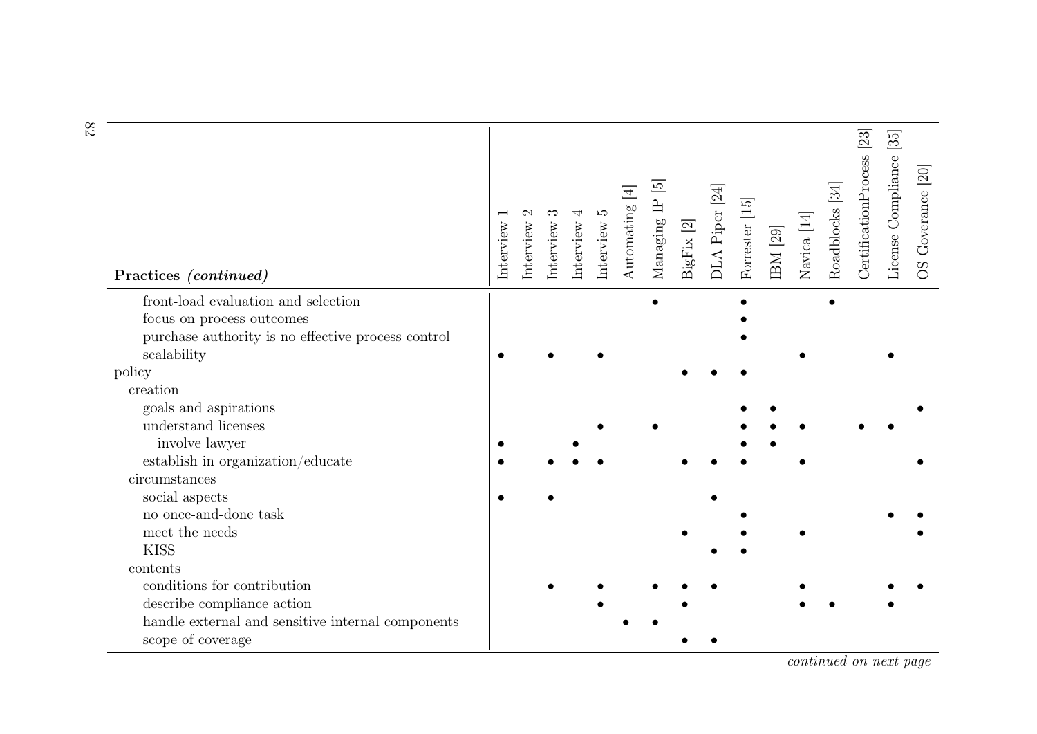| Practices *(continued)* | Interview 1 | Interview 2 | Interview 3 | Interview 4 | Interview 5 | Automating [4] | Managing IP [5] | BigFix [2] | DLA Piper [24] | Forrester [15] | IBM [29] | Navica [14] | Roadblocks [34] | CertificationProcess [23] | License Compliance [35] | OS Goverance [20] |
|---|---|---|---|---|---|---|---|---|---|---|---|---|---|---|---|---|
| front-load evaluation and selection | | | | | | | • | | | • | | | • | | | |
| focus on process outcomes | | | | | | | | | | • | | | | | | |
| purchase authority is no effective process control | | | | | | | | | | • | | | | | | |
| scalability | • | | • | | • | | | | | | | • | | | • | |
| policy | | | | | | | | • | • | • | | | | | | |
| creation | | | | | | | | | | | | | | | | |
| goals and aspirations | | | | | | | | | | • | • | | | | | • |
| understand licenses | | | | | • | | • | | | • | • | • | | • | • | |
| involve lawyer | • | | | • | | | | | | • | • | | | | | |
| establish in organization/educate | • | | • | • | • | | | • | • | • | | • | | | | • |
| circumstances | | | | | | | | | | | | | | | | |
| social aspects | • | | • | | | | | | • | | | | | | | |
| no once-and-done task | | | | | | | | | | • | | | | | • | • |
| meet the needs | | | | | | | | • | | • | | • | | | | • |
| KISS | | | | | | | | | • | • | | | | | | |
| contents | | | | | | | | | | | | | | | | |
| conditions for contribution | | | • | | • | | • | • | • | | | • | | | • | • |
| describe compliance action | | | | | • | | | • | | | | • | • | | • | |
| handle external and sensitive internal components | | | | | | • | • | | | | | | | | | |
| scope of coverage | | | | | | | | • | • | | | | | | | |

*continued on next page*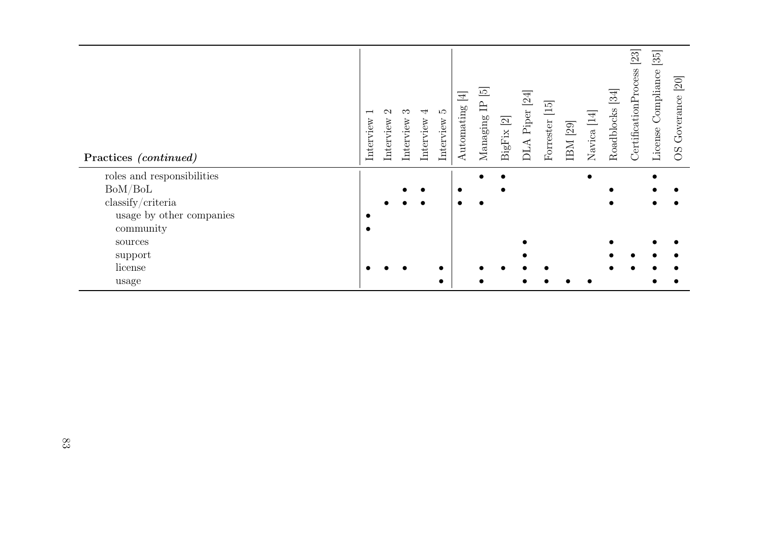| **Practices** ***(continued)*** | Interview 1 | Interview 2 | Interview 3 | Interview 4 | Interview 5 | Automating [4] | Managing IP [5] | BigFix [2] | DLA Piper [24] | Forrester [15] | IBM [29] | Navica [14] | Roadblocks [34] | CertificationProcess [23] | License Compliance [35] | OS Goverance [20] |
|---|---|---|---|---|---|---|---|---|---|---|---|---|---|---|---|---|
| roles and responsibilities | | | | | | | • | • | | | | • | | | • | |
| BoM/BoL | | | • | • | | • | | • | | | | | • | | • | • |
| classify/criteria | | • | • | • | | • | • | | | | | | • | | • | • |
| usage by other companies | • | | | | | | | | | | | | | | | |
| community | • | | | | | | | | | | | | | | | |
| sources | | | | | | | | | • | | | | • | | • | • |
| support | | | | | | | | | • | | | | • | • | • | • |
| license | • | • | • | | • | | • | • | • | • | | | • | • | • | • |
| usage | | | | | • | | • | | • | • | • | • | | | • | • |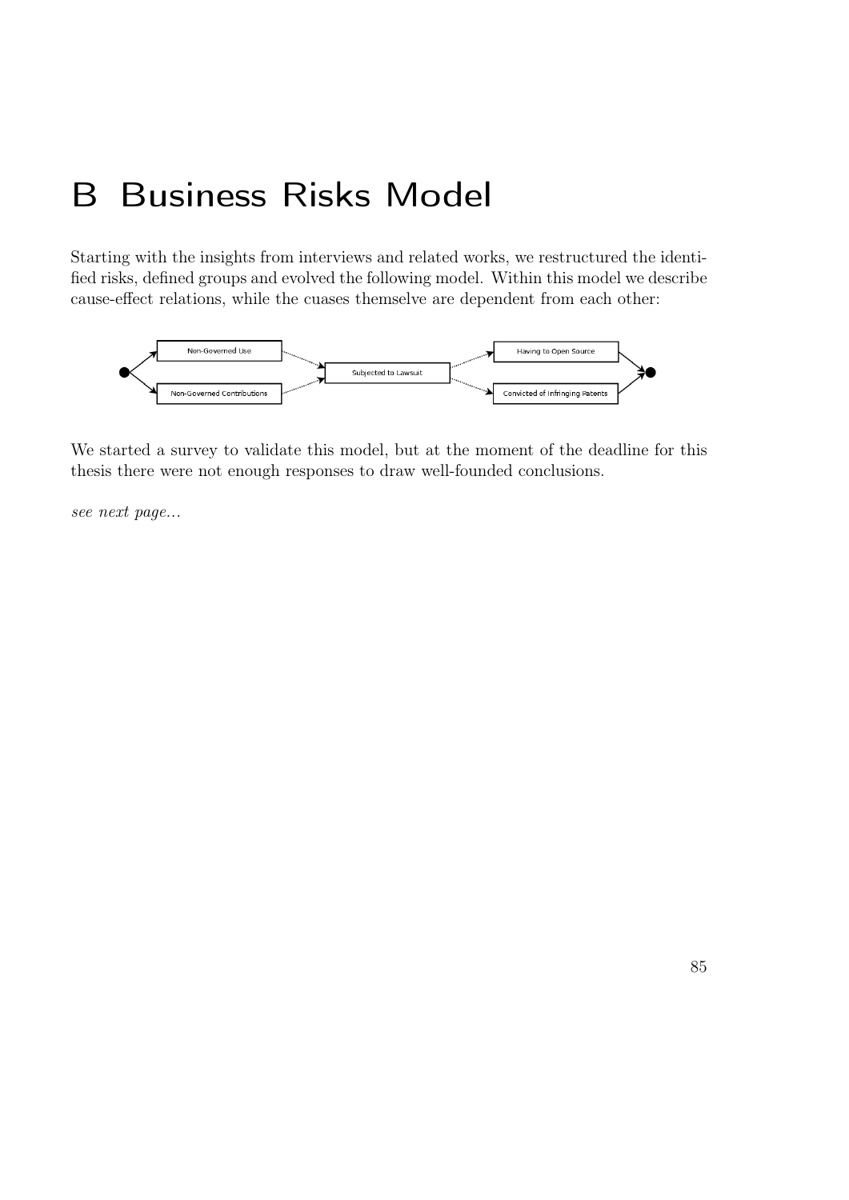# B Business Risks Model

Starting with the insights from interviews and related works, we restructured the identified risks, defined groups and evolved the following model. Within this model we describe cause-effect relations, while the cuases themselve are dependent from each other:

Non-Governed Use

Non-Governed Contributions

Subjected to Lawsuit

Having to Open Source

Convicted of Infringing Patents

We started a survey to validate this model, but at the moment of the deadline for this thesis there were not enough responses to draw well-founded conclusions.

*see next page...*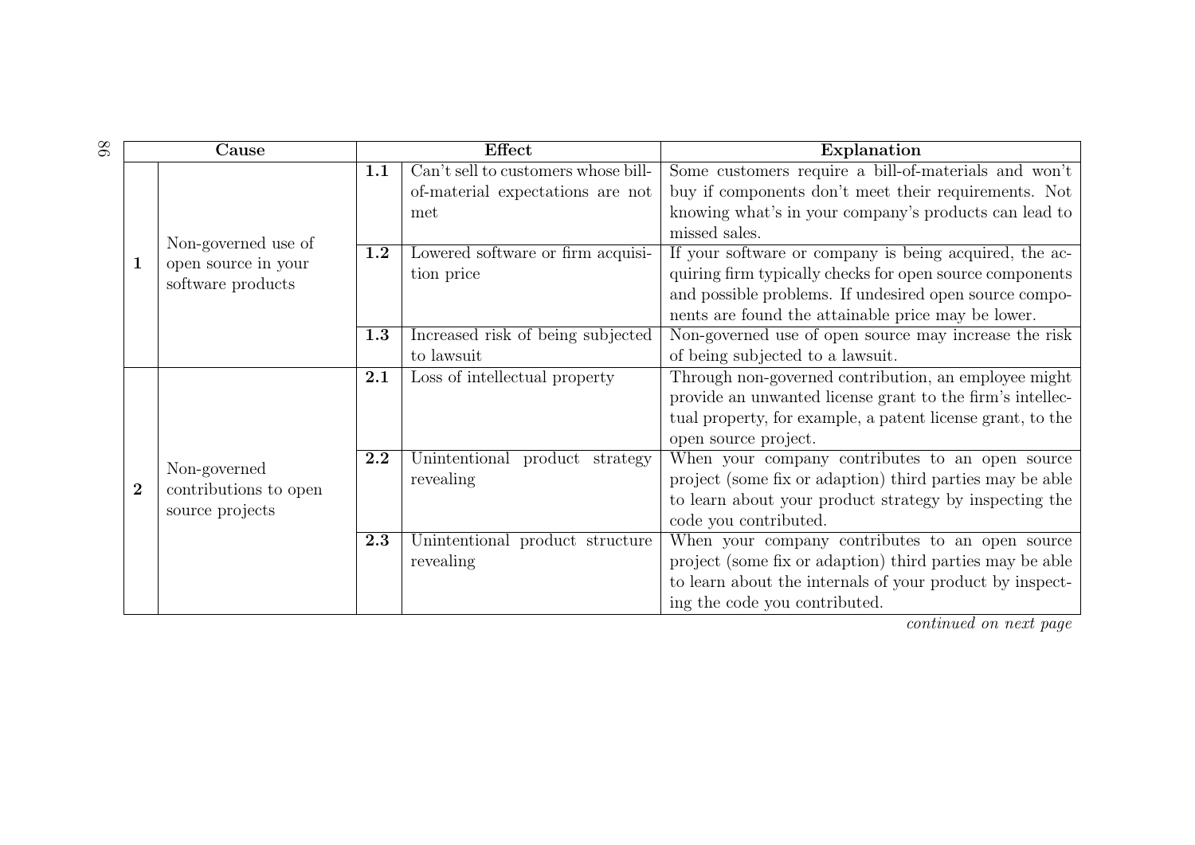| Cause | | Effect | | Explanation |
|---|---|---|---|---|
| **1** | Non-governed use of open source in your software products | **1.1** | Can't sell to customers whose bill-of-material expectations are not met | Some customers require a bill-of-materials and won't buy if components don't meet their requirements. Not knowing what's in your company's products can lead to missed sales. |
| | | **1.2** | Lowered software or firm acquisition price | If your software or company is being acquired, the acquiring firm typically checks for open source components and possible problems. If undesired open source components are found the attainable price may be lower. |
| | | **1.3** | Increased risk of being subjected to lawsuit | Non-governed use of open source may increase the risk of being subjected to a lawsuit. |
| **2** | Non-governed contributions to open source projects | **2.1** | Loss of intellectual property | Through non-governed contribution, an employee might provide an unwanted license grant to the firm's intellectual property, for example, a patent license grant, to the open source project. |
| | | **2.2** | Unintentional product strategy revealing | When your company contributes to an open source project (some fix or adaption) third parties may be able to learn about your product strategy by inspecting the code you contributed. |
| | | **2.3** | Unintentional product structure revealing | When your company contributes to an open source project (some fix or adaption) third parties may be able to learn about the internals of your product by inspecting the code you contributed. |

*continued on next page*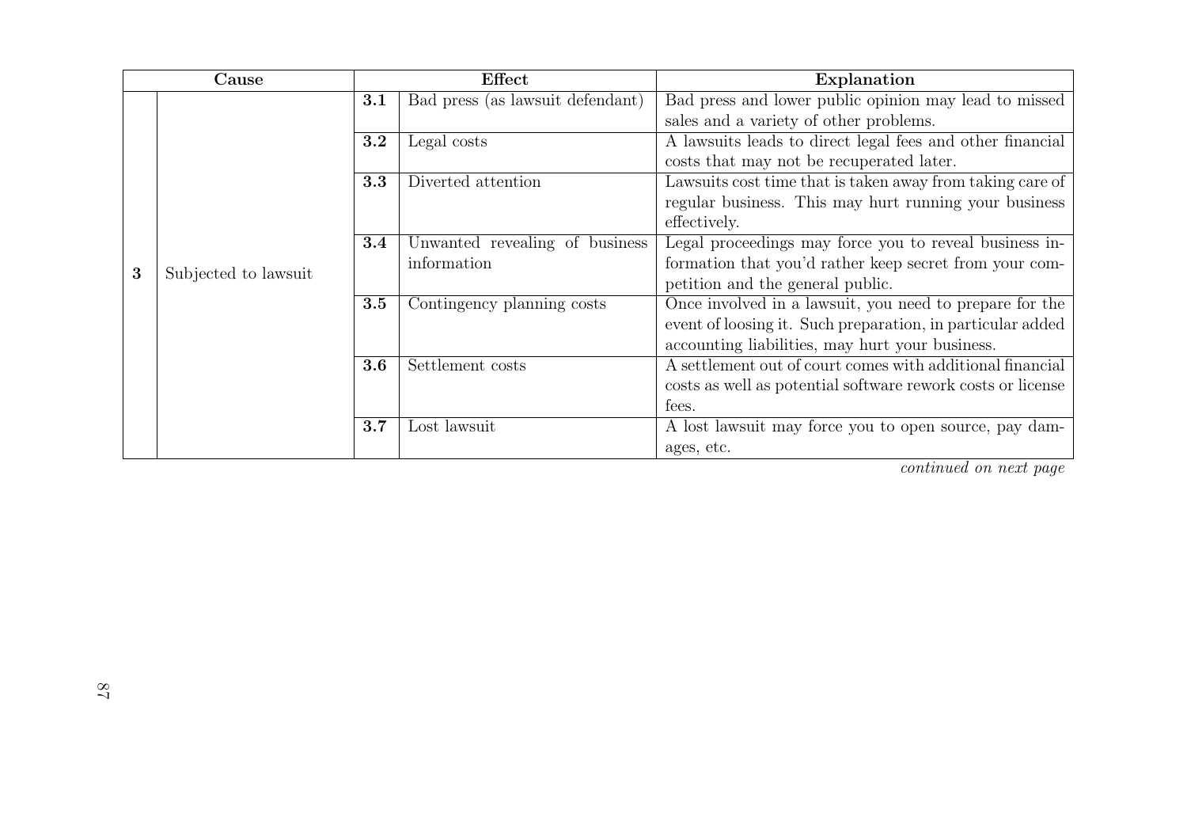| Cause | | Effect | | Explanation |
|---|---|---|---|---|
| **3** | Subjected to lawsuit | **3.1** | Bad press (as lawsuit defendant) | Bad press and lower public opinion may lead to missed sales and a variety of other problems. |
| | | **3.2** | Legal costs | A lawsuits leads to direct legal fees and other financial costs that may not be recuperated later. |
| | | **3.3** | Diverted attention | Lawsuits cost time that is taken away from taking care of regular business. This may hurt running your business effectively. |
| | | **3.4** | Unwanted revealing of business information | Legal proceedings may force you to reveal business information that you'd rather keep secret from your competition and the general public. |
| | | **3.5** | Contingency planning costs | Once involved in a lawsuit, you need to prepare for the event of loosing it. Such preparation, in particular added accounting liabilities, may hurt your business. |
| | | **3.6** | Settlement costs | A settlement out of court comes with additional financial costs as well as potential software rework costs or license fees. |
| | | **3.7** | Lost lawsuit | A lost lawsuit may force you to open source, pay damages, etc. |

*continued on next page*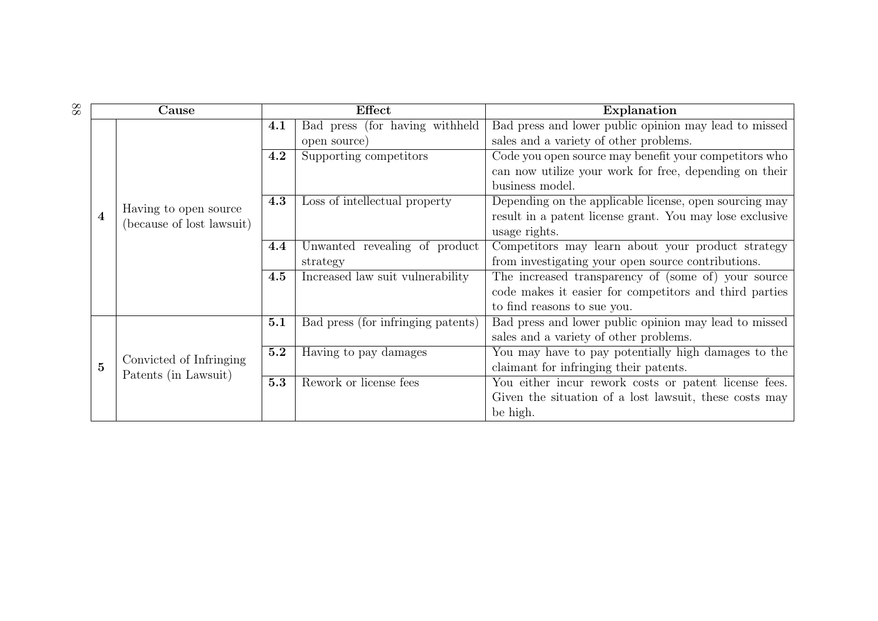| Cause | | Effect | | Explanation |
|---|---|---|---|---|
| **4** | Having to open source (because of lost lawsuit) | **4.1** | Bad press (for having withheld open source) | Bad press and lower public opinion may lead to missed sales and a variety of other problems. |
| | | **4.2** | Supporting competitors | Code you open source may benefit your competitors who can now utilize your work for free, depending on their business model. |
| | | **4.3** | Loss of intellectual property | Depending on the applicable license, open sourcing may result in a patent license grant. You may lose exclusive usage rights. |
| | | **4.4** | Unwanted revealing of product strategy | Competitors may learn about your product strategy from investigating your open source contributions. |
| | | **4.5** | Increased law suit vulnerability | The increased transparency of (some of) your source code makes it easier for competitors and third parties to find reasons to sue you. |
| **5** | Convicted of Infringing Patents (in Lawsuit) | **5.1** | Bad press (for infringing patents) | Bad press and lower public opinion may lead to missed sales and a variety of other problems. |
| | | **5.2** | Having to pay damages | You may have to pay potentially high damages to the claimant for infringing their patents. |
| | | **5.3** | Rework or license fees | You either incur rework costs or patent license fees. Given the situation of a lost lawsuit, these costs may be high. |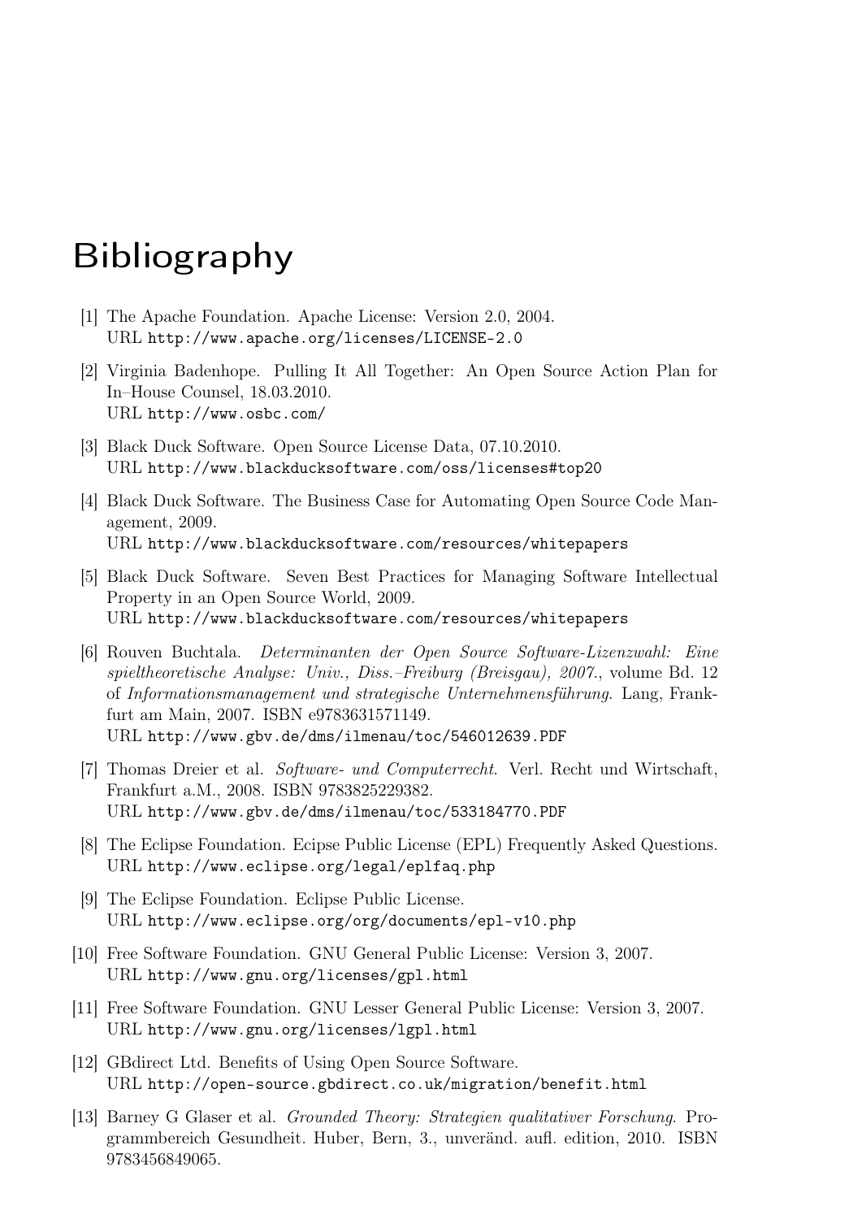# Bibliography

[1] The Apache Foundation. Apache License: Version 2.0, 2004.
URL http://www.apache.org/licenses/LICENSE-2.0

[2] Virginia Badenhope. Pulling It All Together: An Open Source Action Plan for In–House Counsel, 18.03.2010.
URL http://www.osbc.com/

[3] Black Duck Software. Open Source License Data, 07.10.2010.
URL http://www.blackducksoftware.com/oss/licenses#top20

[4] Black Duck Software. The Business Case for Automating Open Source Code Management, 2009.
URL http://www.blackducksoftware.com/resources/whitepapers

[5] Black Duck Software. Seven Best Practices for Managing Software Intellectual Property in an Open Source World, 2009.
URL http://www.blackducksoftware.com/resources/whitepapers

[6] Rouven Buchtala. *Determinanten der Open Source Software-Lizenzwahl: Eine spieltheoretische Analyse: Univ., Diss.–Freiburg (Breisgau), 2007.*, volume Bd. 12 of *Informationsmanagement und strategische Unternehmensführung*. Lang, Frankfurt am Main, 2007. ISBN e9783631571149.
URL http://www.gbv.de/dms/ilmenau/toc/546012639.PDF

[7] Thomas Dreier et al. *Software- und Computerrecht*. Verl. Recht und Wirtschaft, Frankfurt a.M., 2008. ISBN 9783825229382.
URL http://www.gbv.de/dms/ilmenau/toc/533184770.PDF

[8] The Eclipse Foundation. Ecipse Public License (EPL) Frequently Asked Questions.
URL http://www.eclipse.org/legal/eplfaq.php

[9] The Eclipse Foundation. Eclipse Public License.
URL http://www.eclipse.org/org/documents/epl-v10.php

[10] Free Software Foundation. GNU General Public License: Version 3, 2007.
URL http://www.gnu.org/licenses/gpl.html

[11] Free Software Foundation. GNU Lesser General Public License: Version 3, 2007.
URL http://www.gnu.org/licenses/lgpl.html

[12] GBdirect Ltd. Benefits of Using Open Source Software.
URL http://open-source.gbdirect.co.uk/migration/benefit.html

[13] Barney G Glaser et al. *Grounded Theory: Strategien qualitativer Forschung*. Programmbereich Gesundheit. Huber, Bern, 3., unveränd. aufl. edition, 2010. ISBN 9783456849065.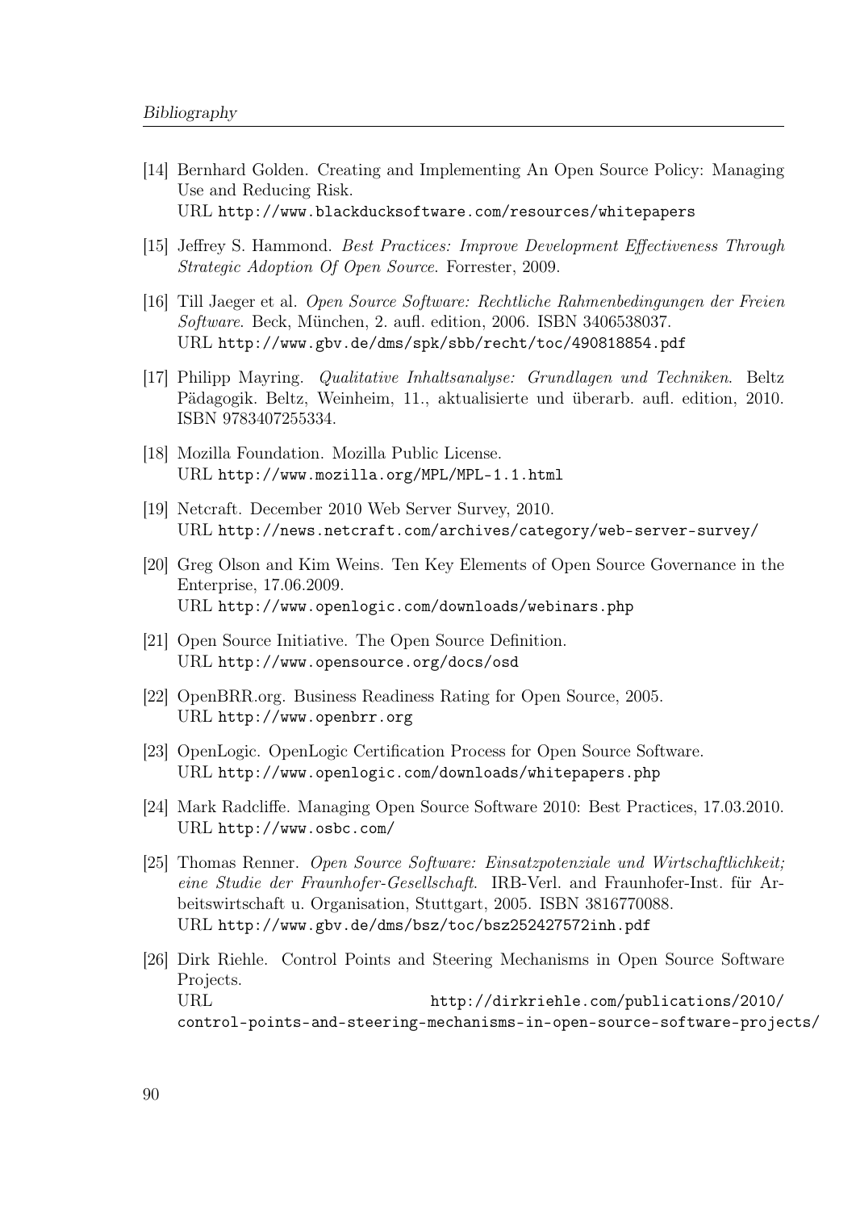[14] Bernhard Golden. Creating and Implementing An Open Source Policy: Managing Use and Reducing Risk.
URL http://www.blackducksoftware.com/resources/whitepapers

[15] Jeffrey S. Hammond. *Best Practices: Improve Development Effectiveness Through Strategic Adoption Of Open Source*. Forrester, 2009.

[16] Till Jaeger et al. *Open Source Software: Rechtliche Rahmenbedingungen der Freien Software*. Beck, München, 2. aufl. edition, 2006. ISBN 3406538037.
URL http://www.gbv.de/dms/spk/sbb/recht/toc/490818854.pdf

[17] Philipp Mayring. *Qualitative Inhaltsanalyse: Grundlagen und Techniken*. Beltz Pädagogik. Beltz, Weinheim, 11., aktualisierte und überarb. aufl. edition, 2010. ISBN 9783407255334.

[18] Mozilla Foundation. Mozilla Public License.
URL http://www.mozilla.org/MPL/MPL-1.1.html

[19] Netcraft. December 2010 Web Server Survey, 2010.
URL http://news.netcraft.com/archives/category/web-server-survey/

[20] Greg Olson and Kim Weins. Ten Key Elements of Open Source Governance in the Enterprise, 17.06.2009.
URL http://www.openlogic.com/downloads/webinars.php

[21] Open Source Initiative. The Open Source Definition.
URL http://www.opensource.org/docs/osd

[22] OpenBRR.org. Business Readiness Rating for Open Source, 2005.
URL http://www.openbrr.org

[23] OpenLogic. OpenLogic Certification Process for Open Source Software.
URL http://www.openlogic.com/downloads/whitepapers.php

[24] Mark Radcliffe. Managing Open Source Software 2010: Best Practices, 17.03.2010.
URL http://www.osbc.com/

[25] Thomas Renner. *Open Source Software: Einsatzpotenziale und Wirtschaftlichkeit; eine Studie der Fraunhofer-Gesellschaft*. IRB-Verl. and Fraunhofer-Inst. für Arbeitswirtschaft u. Organisation, Stuttgart, 2005. ISBN 3816770088.
URL http://www.gbv.de/dms/bsz/toc/bsz252427572inh.pdf

[26] Dirk Riehle. Control Points and Steering Mechanisms in Open Source Software Projects.
URL http://dirkriehle.com/publications/2010/control-points-and-steering-mechanisms-in-open-source-software-projects/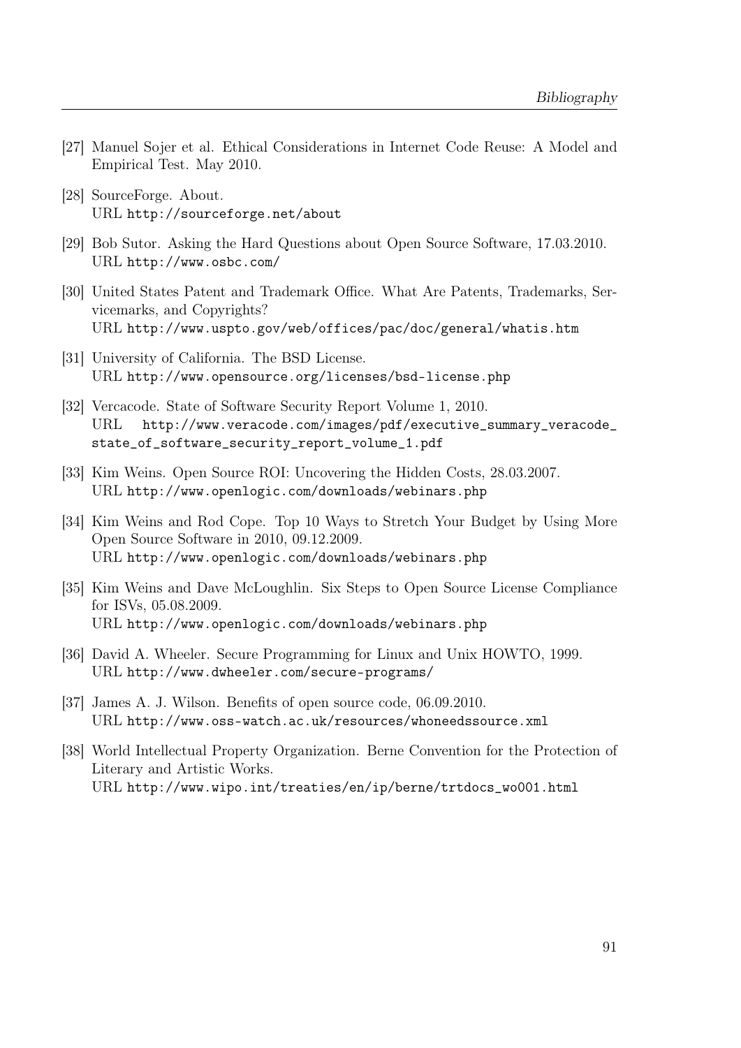[27] Manuel Sojer et al. Ethical Considerations in Internet Code Reuse: A Model and Empirical Test. May 2010.

[28] SourceForge. About.
URL http://sourceforge.net/about

[29] Bob Sutor. Asking the Hard Questions about Open Source Software, 17.03.2010.
URL http://www.osbc.com/

[30] United States Patent and Trademark Office. What Are Patents, Trademarks, Servicemarks, and Copyrights?
URL http://www.uspto.gov/web/offices/pac/doc/general/whatis.htm

[31] University of California. The BSD License.
URL http://www.opensource.org/licenses/bsd-license.php

[32] Vercacode. State of Software Security Report Volume 1, 2010.
URL http://www.veracode.com/images/pdf/executive_summary_veracode_state_of_software_security_report_volume_1.pdf

[33] Kim Weins. Open Source ROI: Uncovering the Hidden Costs, 28.03.2007.
URL http://www.openlogic.com/downloads/webinars.php

[34] Kim Weins and Rod Cope. Top 10 Ways to Stretch Your Budget by Using More Open Source Software in 2010, 09.12.2009.
URL http://www.openlogic.com/downloads/webinars.php

[35] Kim Weins and Dave McLoughlin. Six Steps to Open Source License Compliance for ISVs, 05.08.2009.
URL http://www.openlogic.com/downloads/webinars.php

[36] David A. Wheeler. Secure Programming for Linux and Unix HOWTO, 1999.
URL http://www.dwheeler.com/secure-programs/

[37] James A. J. Wilson. Benefits of open source code, 06.09.2010.
URL http://www.oss-watch.ac.uk/resources/whoneedssource.xml

[38] World Intellectual Property Organization. Berne Convention for the Protection of Literary and Artistic Works.
URL http://www.wipo.int/treaties/en/ip/berne/trtdocs_wo001.html